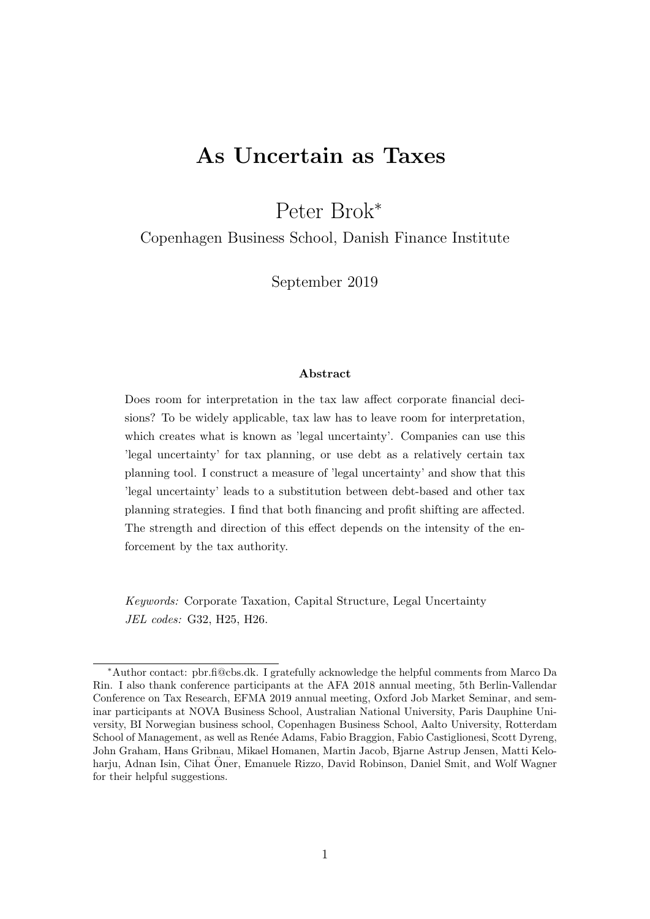# As Uncertain as Taxes

Peter Brok*

Copenhagen Business School, Danish Finance Institute

September 2019

### Abstract

Does room for interpretation in the tax law affect corporate financial decisions? To be widely applicable, tax law has to leave room for interpretation, which creates what is known as 'legal uncertainty'. Companies can use this 'legal uncertainty' for tax planning, or use debt as a relatively certain tax planning tool. I construct a measure of 'legal uncertainty' and show that this 'legal uncertainty' leads to a substitution between debt-based and other tax planning strategies. I find that both financing and profit shifting are affected. The strength and direction of this effect depends on the intensity of the enforcement by the tax authority.

*Keywords:* Corporate Taxation, Capital Structure, Legal Uncertainty
*JEL codes:* G32, H25, H26.

---

*Author contact: pbr.fi@cbs.dk. I gratefully acknowledge the helpful comments from Marco Da Rin. I also thank conference participants at the AFA 2018 annual meeting, 5th Berlin-Vallendar Conference on Tax Research, EFMA 2019 annual meeting, Oxford Job Market Seminar, and seminar participants at NOVA Business School, Australian National University, Paris Dauphine University, BI Norwegian business school, Copenhagen Business School, Aalto University, Rotterdam School of Management, as well as Renée Adams, Fabio Braggion, Fabio Castiglionesi, Scott Dyreng, John Graham, Hans Gribnau, Mikael Homanen, Martin Jacob, Bjarne Astrup Jensen, Matti Keloharju, Adnan Isin, Cihat Öner, Emanuele Rizzo, David Robinson, Daniel Smit, and Wolf Wagner for their helpful suggestions.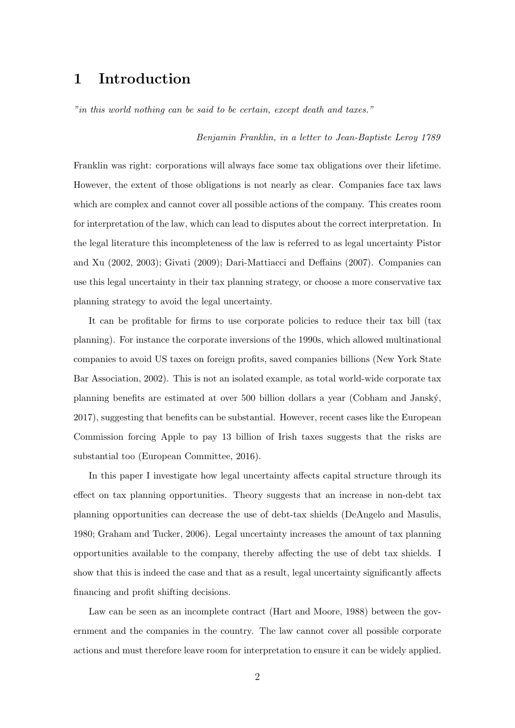# 1 Introduction

*"in this world nothing can be said to be certain, except death and taxes."*

*Benjamin Franklin, in a letter to Jean-Baptiste Leroy 1789*

Franklin was right: corporations will always face some tax obligations over their lifetime. However, the extent of those obligations is not nearly as clear. Companies face tax laws which are complex and cannot cover all possible actions of the company. This creates room for interpretation of the law, which can lead to disputes about the correct interpretation. In the legal literature this incompleteness of the law is referred to as legal uncertainty Pistor and Xu (2002, 2003); Givati (2009); Dari-Mattiacci and Deffains (2007). Companies can use this legal uncertainty in their tax planning strategy, or choose a more conservative tax planning strategy to avoid the legal uncertainty.

It can be profitable for firms to use corporate policies to reduce their tax bill (tax planning). For instance the corporate inversions of the 1990s, which allowed multinational companies to avoid US taxes on foreign profits, saved companies billions (New York State Bar Association, 2002). This is not an isolated example, as total world-wide corporate tax planning benefits are estimated at over 500 billion dollars a year (Cobham and Janský, 2017), suggesting that benefits can be substantial. However, recent cases like the European Commission forcing Apple to pay 13 billion of Irish taxes suggests that the risks are substantial too (European Committee, 2016).

In this paper I investigate how legal uncertainty affects capital structure through its effect on tax planning opportunities. Theory suggests that an increase in non-debt tax planning opportunities can decrease the use of debt-tax shields (DeAngelo and Masulis, 1980; Graham and Tucker, 2006). Legal uncertainty increases the amount of tax planning opportunities available to the company, thereby affecting the use of debt tax shields. I show that this is indeed the case and that as a result, legal uncertainty significantly affects financing and profit shifting decisions.

Law can be seen as an incomplete contract (Hart and Moore, 1988) between the government and the companies in the country. The law cannot cover all possible corporate actions and must therefore leave room for interpretation to ensure it can be widely applied.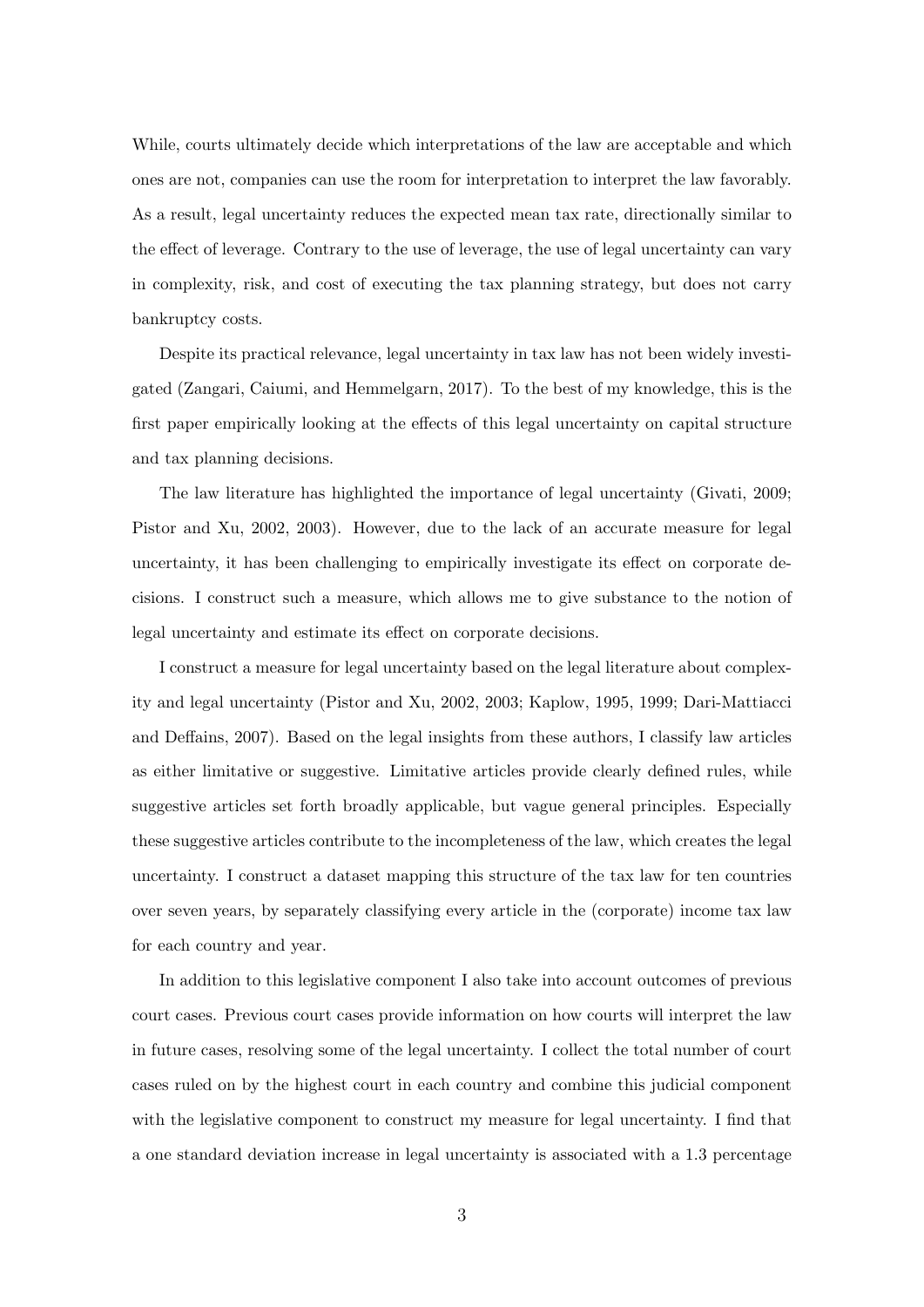While, courts ultimately decide which interpretations of the law are acceptable and which ones are not, companies can use the room for interpretation to interpret the law favorably. As a result, legal uncertainty reduces the expected mean tax rate, directionally similar to the effect of leverage. Contrary to the use of leverage, the use of legal uncertainty can vary in complexity, risk, and cost of executing the tax planning strategy, but does not carry bankruptcy costs.

Despite its practical relevance, legal uncertainty in tax law has not been widely investigated (Zangari, Caiumi, and Hemmelgarn, 2017). To the best of my knowledge, this is the first paper empirically looking at the effects of this legal uncertainty on capital structure and tax planning decisions.

The law literature has highlighted the importance of legal uncertainty (Givati, 2009; Pistor and Xu, 2002, 2003). However, due to the lack of an accurate measure for legal uncertainty, it has been challenging to empirically investigate its effect on corporate decisions. I construct such a measure, which allows me to give substance to the notion of legal uncertainty and estimate its effect on corporate decisions.

I construct a measure for legal uncertainty based on the legal literature about complexity and legal uncertainty (Pistor and Xu, 2002, 2003; Kaplow, 1995, 1999; Dari-Mattiacci and Deffains, 2007). Based on the legal insights from these authors, I classify law articles as either limitative or suggestive. Limitative articles provide clearly defined rules, while suggestive articles set forth broadly applicable, but vague general principles. Especially these suggestive articles contribute to the incompleteness of the law, which creates the legal uncertainty. I construct a dataset mapping this structure of the tax law for ten countries over seven years, by separately classifying every article in the (corporate) income tax law for each country and year.

In addition to this legislative component I also take into account outcomes of previous court cases. Previous court cases provide information on how courts will interpret the law in future cases, resolving some of the legal uncertainty. I collect the total number of court cases ruled on by the highest court in each country and combine this judicial component with the legislative component to construct my measure for legal uncertainty. I find that a one standard deviation increase in legal uncertainty is associated with a 1.3 percentage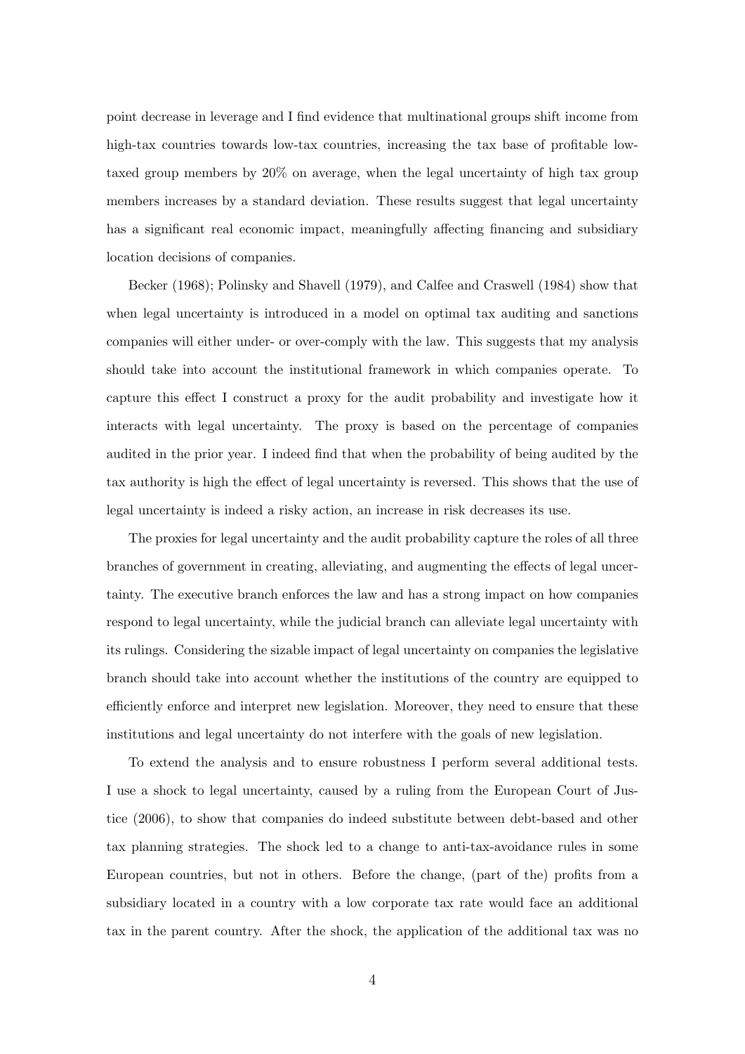point decrease in leverage and I find evidence that multinational groups shift income from high-tax countries towards low-tax countries, increasing the tax base of profitable low-taxed group members by 20% on average, when the legal uncertainty of high tax group members increases by a standard deviation. These results suggest that legal uncertainty has a significant real economic impact, meaningfully affecting financing and subsidiary location decisions of companies.

Becker (1968); Polinsky and Shavell (1979), and Calfee and Craswell (1984) show that when legal uncertainty is introduced in a model on optimal tax auditing and sanctions companies will either under- or over-comply with the law. This suggests that my analysis should take into account the institutional framework in which companies operate. To capture this effect I construct a proxy for the audit probability and investigate how it interacts with legal uncertainty. The proxy is based on the percentage of companies audited in the prior year. I indeed find that when the probability of being audited by the tax authority is high the effect of legal uncertainty is reversed. This shows that the use of legal uncertainty is indeed a risky action, an increase in risk decreases its use.

The proxies for legal uncertainty and the audit probability capture the roles of all three branches of government in creating, alleviating, and augmenting the effects of legal uncertainty. The executive branch enforces the law and has a strong impact on how companies respond to legal uncertainty, while the judicial branch can alleviate legal uncertainty with its rulings. Considering the sizable impact of legal uncertainty on companies the legislative branch should take into account whether the institutions of the country are equipped to efficiently enforce and interpret new legislation. Moreover, they need to ensure that these institutions and legal uncertainty do not interfere with the goals of new legislation.

To extend the analysis and to ensure robustness I perform several additional tests. I use a shock to legal uncertainty, caused by a ruling from the European Court of Justice (2006), to show that companies do indeed substitute between debt-based and other tax planning strategies. The shock led to a change to anti-tax-avoidance rules in some European countries, but not in others. Before the change, (part of the) profits from a subsidiary located in a country with a low corporate tax rate would face an additional tax in the parent country. After the shock, the application of the additional tax was no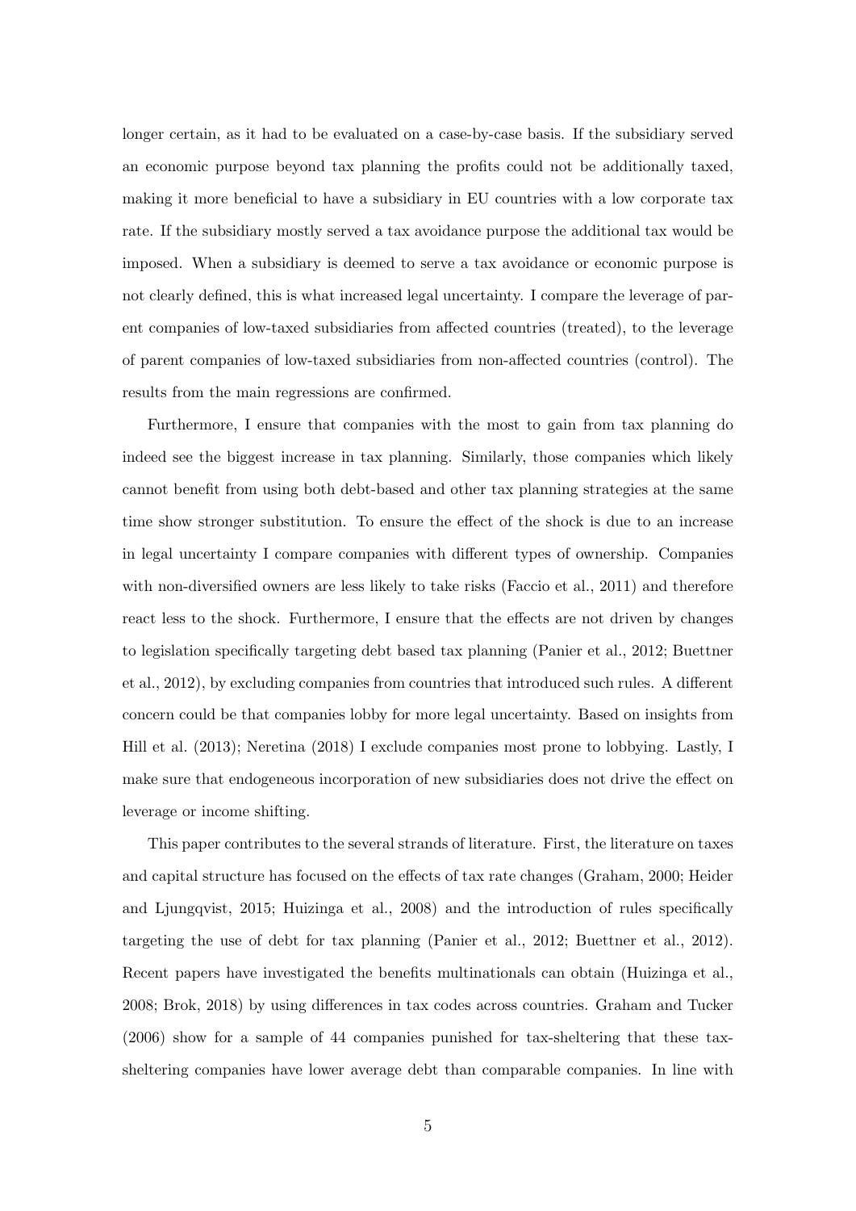longer certain, as it had to be evaluated on a case-by-case basis. If the subsidiary served an economic purpose beyond tax planning the profits could not be additionally taxed, making it more beneficial to have a subsidiary in EU countries with a low corporate tax rate. If the subsidiary mostly served a tax avoidance purpose the additional tax would be imposed. When a subsidiary is deemed to serve a tax avoidance or economic purpose is not clearly defined, this is what increased legal uncertainty. I compare the leverage of parent companies of low-taxed subsidiaries from affected countries (treated), to the leverage of parent companies of low-taxed subsidiaries from non-affected countries (control). The results from the main regressions are confirmed.

Furthermore, I ensure that companies with the most to gain from tax planning do indeed see the biggest increase in tax planning. Similarly, those companies which likely cannot benefit from using both debt-based and other tax planning strategies at the same time show stronger substitution. To ensure the effect of the shock is due to an increase in legal uncertainty I compare companies with different types of ownership. Companies with non-diversified owners are less likely to take risks (Faccio et al., 2011) and therefore react less to the shock. Furthermore, I ensure that the effects are not driven by changes to legislation specifically targeting debt based tax planning (Panier et al., 2012; Buettner et al., 2012), by excluding companies from countries that introduced such rules. A different concern could be that companies lobby for more legal uncertainty. Based on insights from Hill et al. (2013); Neretina (2018) I exclude companies most prone to lobbying. Lastly, I make sure that endogeneous incorporation of new subsidiaries does not drive the effect on leverage or income shifting.

This paper contributes to the several strands of literature. First, the literature on taxes and capital structure has focused on the effects of tax rate changes (Graham, 2000; Heider and Ljungqvist, 2015; Huizinga et al., 2008) and the introduction of rules specifically targeting the use of debt for tax planning (Panier et al., 2012; Buettner et al., 2012). Recent papers have investigated the benefits multinationals can obtain (Huizinga et al., 2008; Brok, 2018) by using differences in tax codes across countries. Graham and Tucker (2006) show for a sample of 44 companies punished for tax-sheltering that these tax-sheltering companies have lower average debt than comparable companies. In line with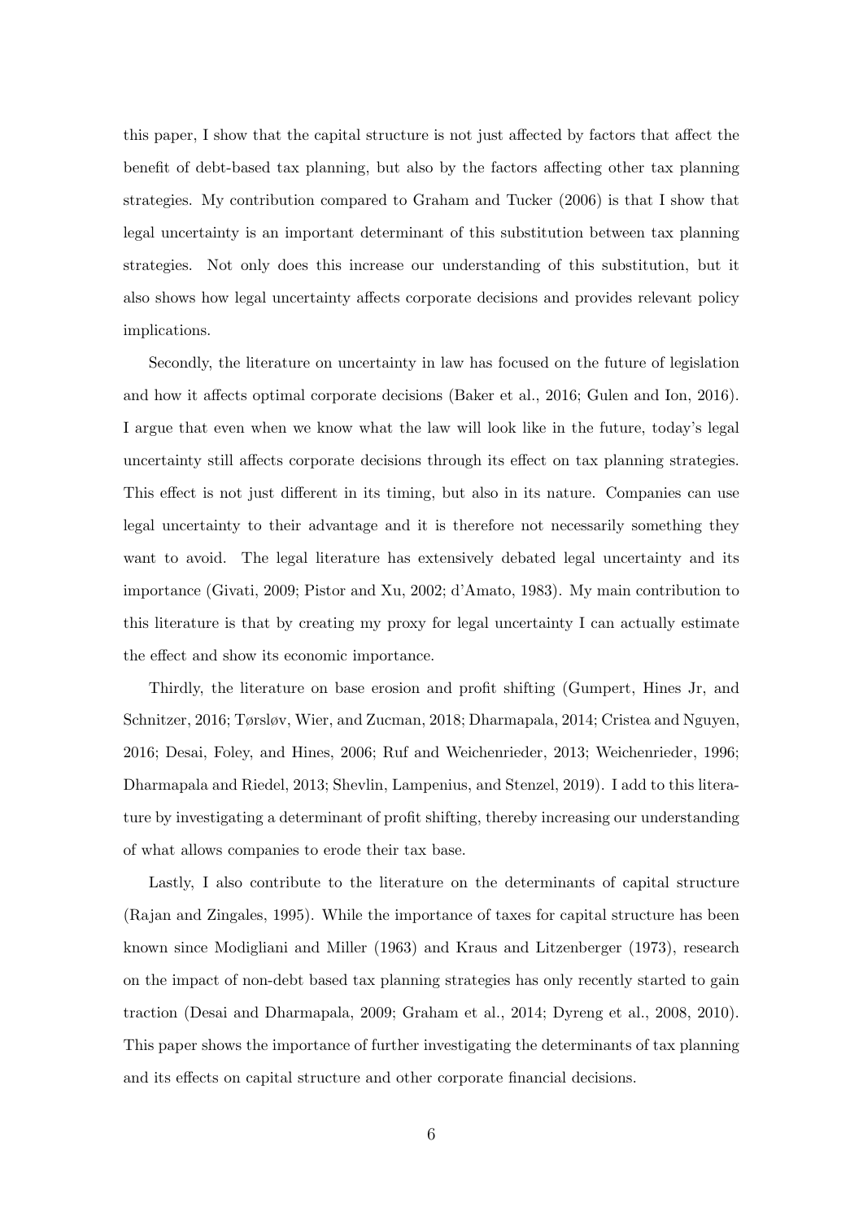this paper, I show that the capital structure is not just affected by factors that affect the benefit of debt-based tax planning, but also by the factors affecting other tax planning strategies. My contribution compared to Graham and Tucker (2006) is that I show that legal uncertainty is an important determinant of this substitution between tax planning strategies. Not only does this increase our understanding of this substitution, but it also shows how legal uncertainty affects corporate decisions and provides relevant policy implications.

Secondly, the literature on uncertainty in law has focused on the future of legislation and how it affects optimal corporate decisions (Baker et al., 2016; Gulen and Ion, 2016). I argue that even when we know what the law will look like in the future, today's legal uncertainty still affects corporate decisions through its effect on tax planning strategies. This effect is not just different in its timing, but also in its nature. Companies can use legal uncertainty to their advantage and it is therefore not necessarily something they want to avoid. The legal literature has extensively debated legal uncertainty and its importance (Givati, 2009; Pistor and Xu, 2002; d'Amato, 1983). My main contribution to this literature is that by creating my proxy for legal uncertainty I can actually estimate the effect and show its economic importance.

Thirdly, the literature on base erosion and profit shifting (Gumpert, Hines Jr, and Schnitzer, 2016; Tørsløv, Wier, and Zucman, 2018; Dharmapala, 2014; Cristea and Nguyen, 2016; Desai, Foley, and Hines, 2006; Ruf and Weichenrieder, 2013; Weichenrieder, 1996; Dharmapala and Riedel, 2013; Shevlin, Lampenius, and Stenzel, 2019). I add to this literature by investigating a determinant of profit shifting, thereby increasing our understanding of what allows companies to erode their tax base.

Lastly, I also contribute to the literature on the determinants of capital structure (Rajan and Zingales, 1995). While the importance of taxes for capital structure has been known since Modigliani and Miller (1963) and Kraus and Litzenberger (1973), research on the impact of non-debt based tax planning strategies has only recently started to gain traction (Desai and Dharmapala, 2009; Graham et al., 2014; Dyreng et al., 2008, 2010). This paper shows the importance of further investigating the determinants of tax planning and its effects on capital structure and other corporate financial decisions.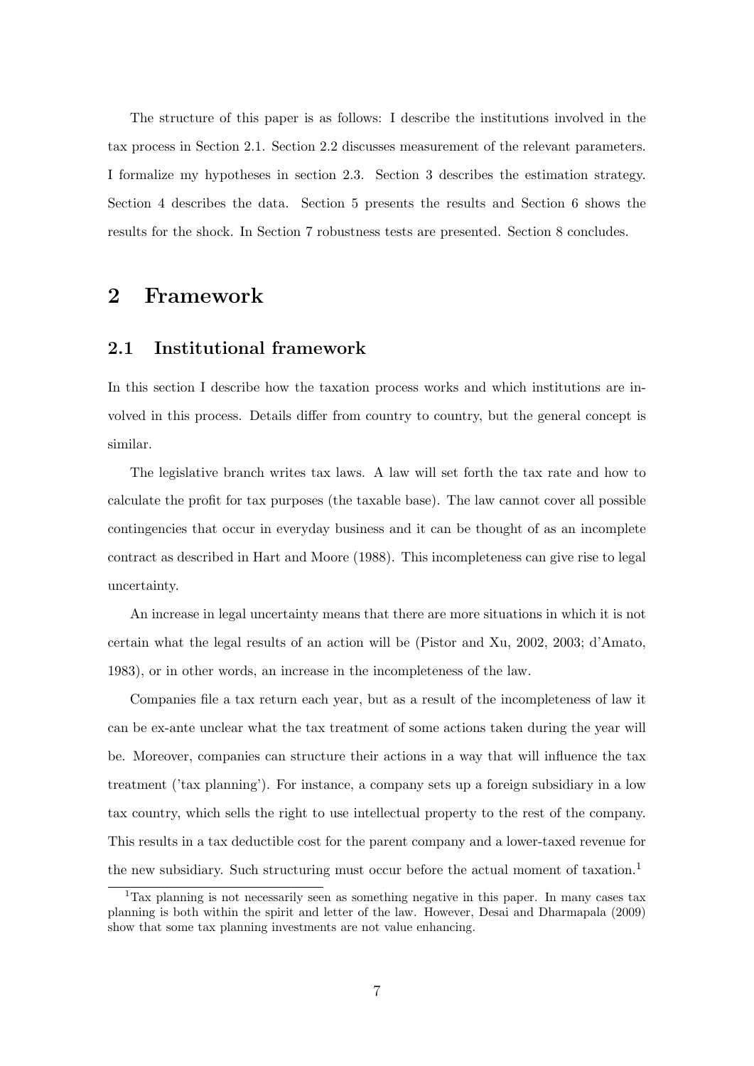The structure of this paper is as follows: I describe the institutions involved in the tax process in Section 2.1. Section 2.2 discusses measurement of the relevant parameters. I formalize my hypotheses in section 2.3. Section 3 describes the estimation strategy. Section 4 describes the data. Section 5 presents the results and Section 6 shows the results for the shock. In Section 7 robustness tests are presented. Section 8 concludes.

# 2 Framework

## 2.1 Institutional framework

In this section I describe how the taxation process works and which institutions are involved in this process. Details differ from country to country, but the general concept is similar.

The legislative branch writes tax laws. A law will set forth the tax rate and how to calculate the profit for tax purposes (the taxable base). The law cannot cover all possible contingencies that occur in everyday business and it can be thought of as an incomplete contract as described in Hart and Moore (1988). This incompleteness can give rise to legal uncertainty.

An increase in legal uncertainty means that there are more situations in which it is not certain what the legal results of an action will be (Pistor and Xu, 2002, 2003; d'Amato, 1983), or in other words, an increase in the incompleteness of the law.

Companies file a tax return each year, but as a result of the incompleteness of law it can be ex-ante unclear what the tax treatment of some actions taken during the year will be. Moreover, companies can structure their actions in a way that will influence the tax treatment ('tax planning'). For instance, a company sets up a foreign subsidiary in a low tax country, which sells the right to use intellectual property to the rest of the company. This results in a tax deductible cost for the parent company and a lower-taxed revenue for the new subsidiary. Such structuring must occur before the actual moment of taxation.[1]

[1] Tax planning is not necessarily seen as something negative in this paper. In many cases tax planning is both within the spirit and letter of the law. However, Desai and Dharmapala (2009) show that some tax planning investments are not value enhancing.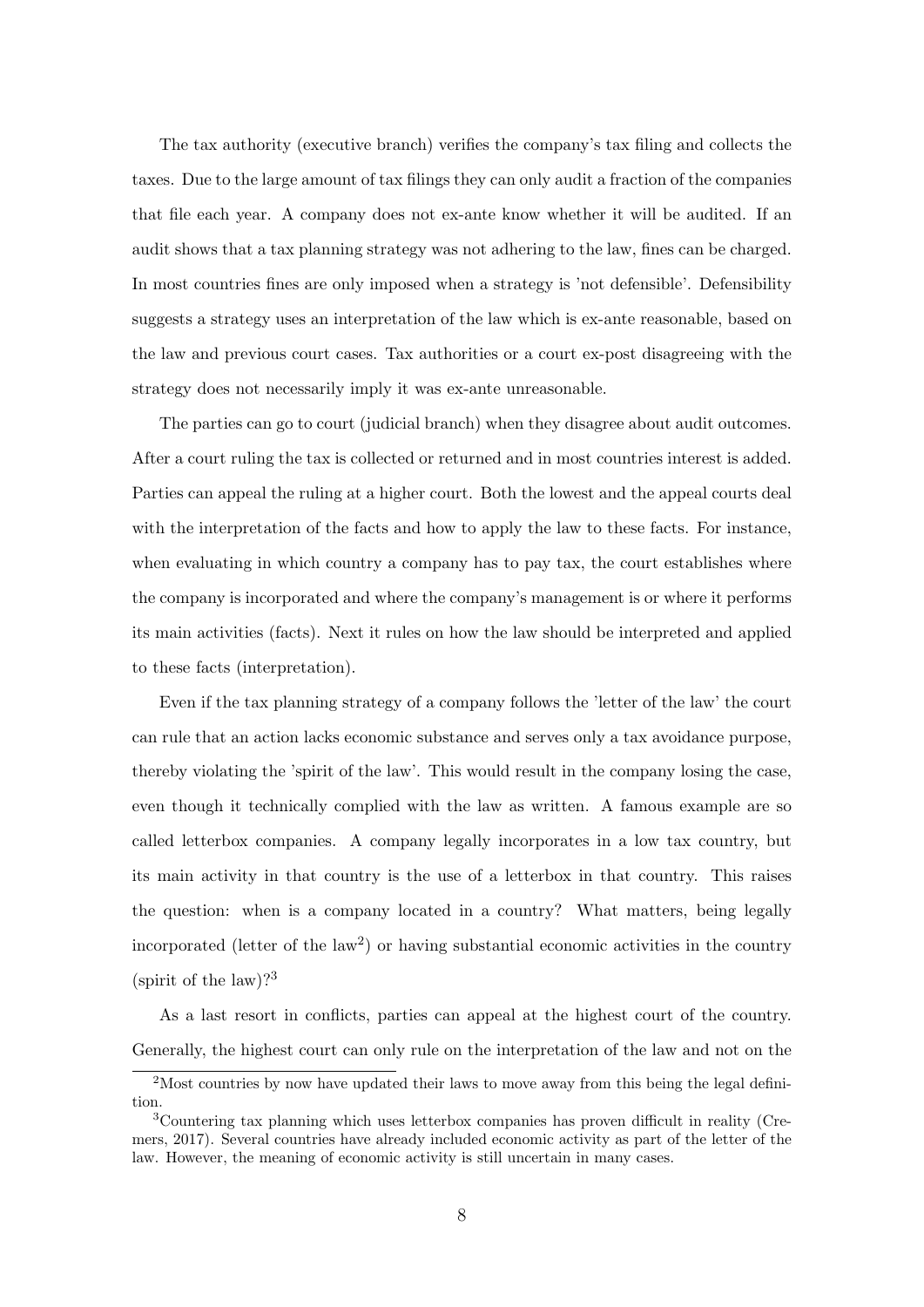The tax authority (executive branch) verifies the company's tax filing and collects the taxes. Due to the large amount of tax filings they can only audit a fraction of the companies that file each year. A company does not ex-ante know whether it will be audited. If an audit shows that a tax planning strategy was not adhering to the law, fines can be charged. In most countries fines are only imposed when a strategy is 'not defensible'. Defensibility suggests a strategy uses an interpretation of the law which is ex-ante reasonable, based on the law and previous court cases. Tax authorities or a court ex-post disagreeing with the strategy does not necessarily imply it was ex-ante unreasonable.

The parties can go to court (judicial branch) when they disagree about audit outcomes. After a court ruling the tax is collected or returned and in most countries interest is added. Parties can appeal the ruling at a higher court. Both the lowest and the appeal courts deal with the interpretation of the facts and how to apply the law to these facts. For instance, when evaluating in which country a company has to pay tax, the court establishes where the company is incorporated and where the company's management is or where it performs its main activities (facts). Next it rules on how the law should be interpreted and applied to these facts (interpretation).

Even if the tax planning strategy of a company follows the 'letter of the law' the court can rule that an action lacks economic substance and serves only a tax avoidance purpose, thereby violating the 'spirit of the law'. This would result in the company losing the case, even though it technically complied with the law as written. A famous example are so called letterbox companies. A company legally incorporates in a low tax country, but its main activity in that country is the use of a letterbox in that country. This raises the question: when is a company located in a country? What matters, being legally incorporated (letter of the law[2]) or having substantial economic activities in the country (spirit of the law)?[3]

As a last resort in conflicts, parties can appeal at the highest court of the country. Generally, the highest court can only rule on the interpretation of the law and not on the

[2]Most countries by now have updated their laws to move away from this being the legal definition.

[3]Countering tax planning which uses letterbox companies has proven difficult in reality (Cremers, 2017). Several countries have already included economic activity as part of the letter of the law. However, the meaning of economic activity is still uncertain in many cases.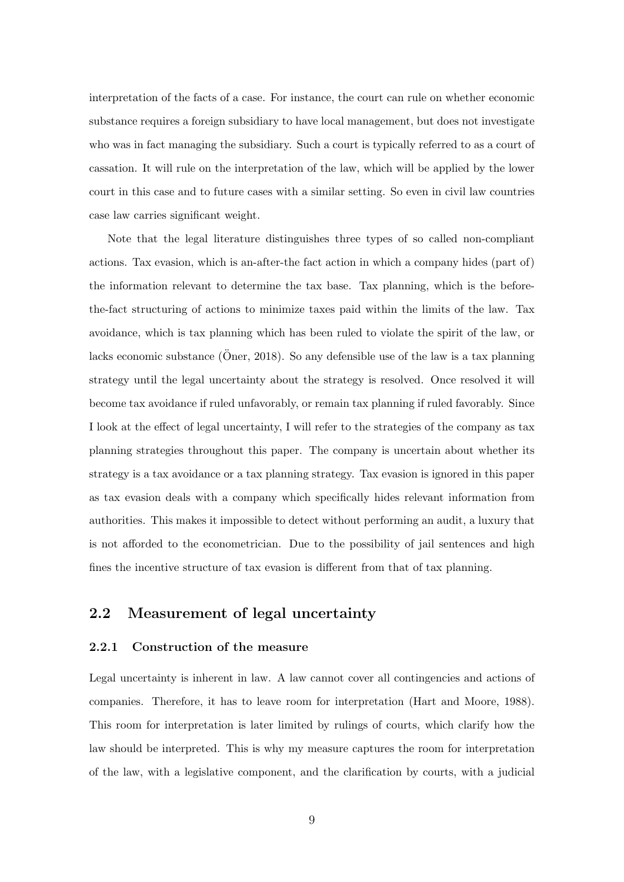interpretation of the facts of a case. For instance, the court can rule on whether economic substance requires a foreign subsidiary to have local management, but does not investigate who was in fact managing the subsidiary. Such a court is typically referred to as a court of cassation. It will rule on the interpretation of the law, which will be applied by the lower court in this case and to future cases with a similar setting. So even in civil law countries case law carries significant weight.

Note that the legal literature distinguishes three types of so called non-compliant actions. Tax evasion, which is an-after-the fact action in which a company hides (part of) the information relevant to determine the tax base. Tax planning, which is the before-the-fact structuring of actions to minimize taxes paid within the limits of the law. Tax avoidance, which is tax planning which has been ruled to violate the spirit of the law, or lacks economic substance (Öner, 2018). So any defensible use of the law is a tax planning strategy until the legal uncertainty about the strategy is resolved. Once resolved it will become tax avoidance if ruled unfavorably, or remain tax planning if ruled favorably. Since I look at the effect of legal uncertainty, I will refer to the strategies of the company as tax planning strategies throughout this paper. The company is uncertain about whether its strategy is a tax avoidance or a tax planning strategy. Tax evasion is ignored in this paper as tax evasion deals with a company which specifically hides relevant information from authorities. This makes it impossible to detect without performing an audit, a luxury that is not afforded to the econometrician. Due to the possibility of jail sentences and high fines the incentive structure of tax evasion is different from that of tax planning.

## 2.2 Measurement of legal uncertainty

### 2.2.1 Construction of the measure

Legal uncertainty is inherent in law. A law cannot cover all contingencies and actions of companies. Therefore, it has to leave room for interpretation (Hart and Moore, 1988). This room for interpretation is later limited by rulings of courts, which clarify how the law should be interpreted. This is why my measure captures the room for interpretation of the law, with a legislative component, and the clarification by courts, with a judicial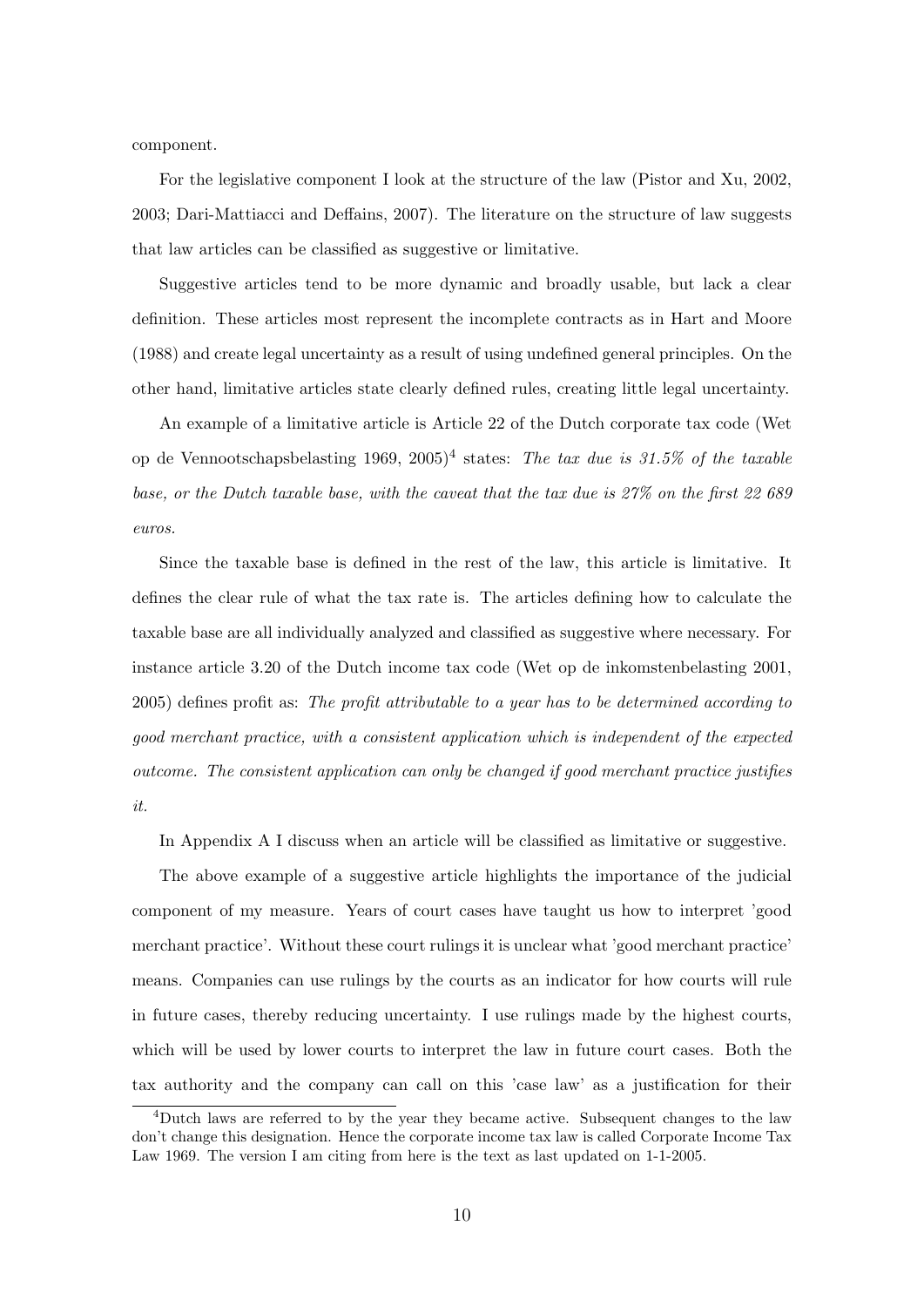component.

For the legislative component I look at the structure of the law (Pistor and Xu, 2002, 2003; Dari-Mattiacci and Deffains, 2007). The literature on the structure of law suggests that law articles can be classified as suggestive or limitative.

Suggestive articles tend to be more dynamic and broadly usable, but lack a clear definition. These articles most represent the incomplete contracts as in Hart and Moore (1988) and create legal uncertainty as a result of using undefined general principles. On the other hand, limitative articles state clearly defined rules, creating little legal uncertainty.

An example of a limitative article is Article 22 of the Dutch corporate tax code (Wet op de Vennootschapsbelasting 1969, 2005)[4] states: *The tax due is 31.5% of the taxable base, or the Dutch taxable base, with the caveat that the tax due is 27% on the first 22 689 euros.*

Since the taxable base is defined in the rest of the law, this article is limitative. It defines the clear rule of what the tax rate is. The articles defining how to calculate the taxable base are all individually analyzed and classified as suggestive where necessary. For instance article 3.20 of the Dutch income tax code (Wet op de inkomstenbelasting 2001, 2005) defines profit as: *The profit attributable to a year has to be determined according to good merchant practice, with a consistent application which is independent of the expected outcome. The consistent application can only be changed if good merchant practice justifies it.*

In Appendix A I discuss when an article will be classified as limitative or suggestive.

The above example of a suggestive article highlights the importance of the judicial component of my measure. Years of court cases have taught us how to interpret 'good merchant practice'. Without these court rulings it is unclear what 'good merchant practice' means. Companies can use rulings by the courts as an indicator for how courts will rule in future cases, thereby reducing uncertainty. I use rulings made by the highest courts, which will be used by lower courts to interpret the law in future court cases. Both the tax authority and the company can call on this 'case law' as a justification for their

[4] Dutch laws are referred to by the year they became active. Subsequent changes to the law don't change this designation. Hence the corporate income tax law is called Corporate Income Tax Law 1969. The version I am citing from here is the text as last updated on 1-1-2005.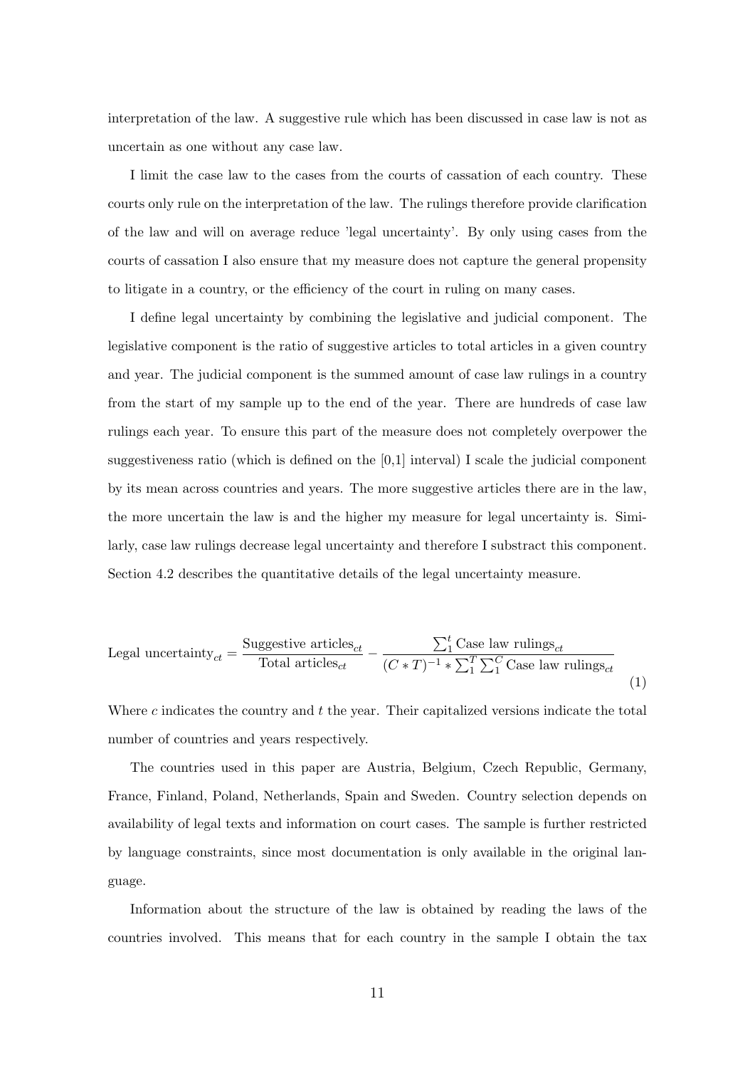interpretation of the law. A suggestive rule which has been discussed in case law is not as uncertain as one without any case law.

I limit the case law to the cases from the courts of cassation of each country. These courts only rule on the interpretation of the law. The rulings therefore provide clarification of the law and will on average reduce 'legal uncertainty'. By only using cases from the courts of cassation I also ensure that my measure does not capture the general propensity to litigate in a country, or the efficiency of the court in ruling on many cases.

I define legal uncertainty by combining the legislative and judicial component. The legislative component is the ratio of suggestive articles to total articles in a given country and year. The judicial component is the summed amount of case law rulings in a country from the start of my sample up to the end of the year. There are hundreds of case law rulings each year. To ensure this part of the measure does not completely overpower the suggestiveness ratio (which is defined on the [0,1] interval) I scale the judicial component by its mean across countries and years. The more suggestive articles there are in the law, the more uncertain the law is and the higher my measure for legal uncertainty is. Similarly, case law rulings decrease legal uncertainty and therefore I substract this component. Section 4.2 describes the quantitative details of the legal uncertainty measure.

$$\text{Legal uncertainty}_{ct} = \frac{\text{Suggestive articles}_{ct}}{\text{Total articles}_{ct}} - \frac{\sum_1^t \text{Case law rulings}_{ct}}{(C * T)^{-1} * \sum_1^T \sum_1^C \text{Case law rulings}_{ct}} \tag{1}$$

Where $c$ indicates the country and $t$ the year. Their capitalized versions indicate the total number of countries and years respectively.

The countries used in this paper are Austria, Belgium, Czech Republic, Germany, France, Finland, Poland, Netherlands, Spain and Sweden. Country selection depends on availability of legal texts and information on court cases. The sample is further restricted by language constraints, since most documentation is only available in the original language.

Information about the structure of the law is obtained by reading the laws of the countries involved. This means that for each country in the sample I obtain the tax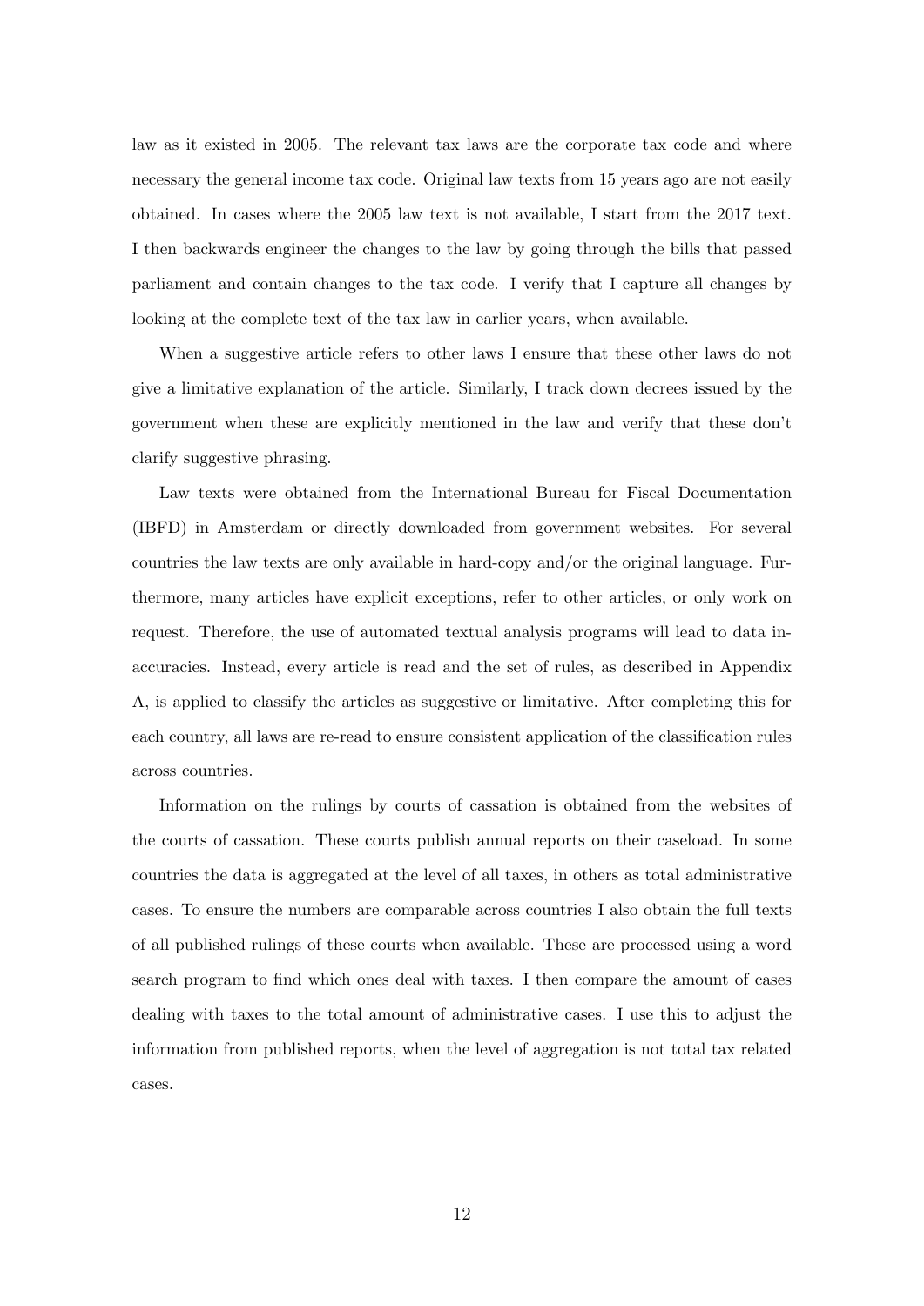law as it existed in 2005. The relevant tax laws are the corporate tax code and where necessary the general income tax code. Original law texts from 15 years ago are not easily obtained. In cases where the 2005 law text is not available, I start from the 2017 text. I then backwards engineer the changes to the law by going through the bills that passed parliament and contain changes to the tax code. I verify that I capture all changes by looking at the complete text of the tax law in earlier years, when available.

When a suggestive article refers to other laws I ensure that these other laws do not give a limitative explanation of the article. Similarly, I track down decrees issued by the government when these are explicitly mentioned in the law and verify that these don't clarify suggestive phrasing.

Law texts were obtained from the International Bureau for Fiscal Documentation (IBFD) in Amsterdam or directly downloaded from government websites. For several countries the law texts are only available in hard-copy and/or the original language. Furthermore, many articles have explicit exceptions, refer to other articles, or only work on request. Therefore, the use of automated textual analysis programs will lead to data inaccuracies. Instead, every article is read and the set of rules, as described in Appendix A, is applied to classify the articles as suggestive or limitative. After completing this for each country, all laws are re-read to ensure consistent application of the classification rules across countries.

Information on the rulings by courts of cassation is obtained from the websites of the courts of cassation. These courts publish annual reports on their caseload. In some countries the data is aggregated at the level of all taxes, in others as total administrative cases. To ensure the numbers are comparable across countries I also obtain the full texts of all published rulings of these courts when available. These are processed using a word search program to find which ones deal with taxes. I then compare the amount of cases dealing with taxes to the total amount of administrative cases. I use this to adjust the information from published reports, when the level of aggregation is not total tax related cases.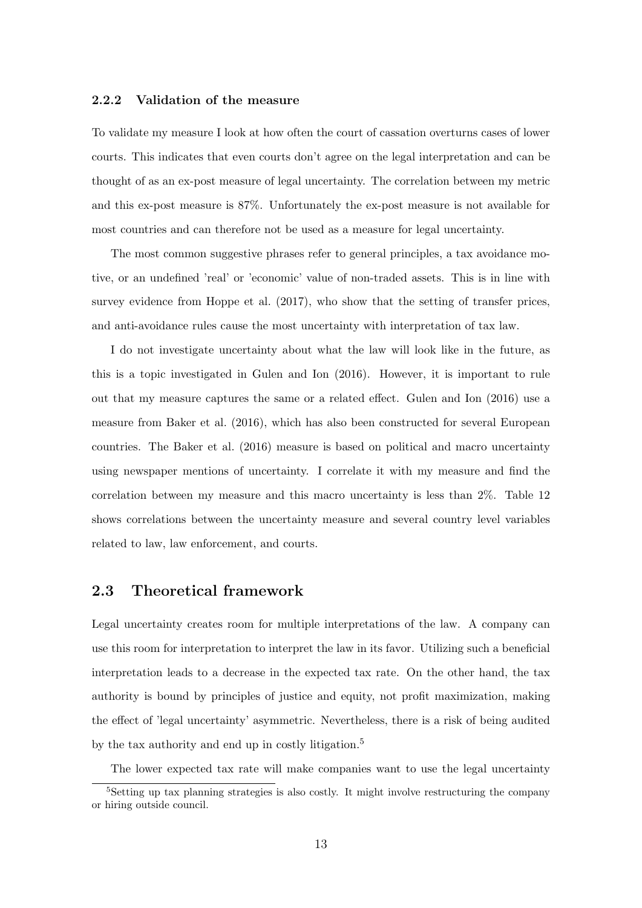### 2.2.2 Validation of the measure

To validate my measure I look at how often the court of cassation overturns cases of lower courts. This indicates that even courts don't agree on the legal interpretation and can be thought of as an ex-post measure of legal uncertainty. The correlation between my metric and this ex-post measure is 87%. Unfortunately the ex-post measure is not available for most countries and can therefore not be used as a measure for legal uncertainty.

The most common suggestive phrases refer to general principles, a tax avoidance motive, or an undefined 'real' or 'economic' value of non-traded assets. This is in line with survey evidence from Hoppe et al. (2017), who show that the setting of transfer prices, and anti-avoidance rules cause the most uncertainty with interpretation of tax law.

I do not investigate uncertainty about what the law will look like in the future, as this is a topic investigated in Gulen and Ion (2016). However, it is important to rule out that my measure captures the same or a related effect. Gulen and Ion (2016) use a measure from Baker et al. (2016), which has also been constructed for several European countries. The Baker et al. (2016) measure is based on political and macro uncertainty using newspaper mentions of uncertainty. I correlate it with my measure and find the correlation between my measure and this macro uncertainty is less than 2%. Table 12 shows correlations between the uncertainty measure and several country level variables related to law, law enforcement, and courts.

## 2.3 Theoretical framework

Legal uncertainty creates room for multiple interpretations of the law. A company can use this room for interpretation to interpret the law in its favor. Utilizing such a beneficial interpretation leads to a decrease in the expected tax rate. On the other hand, the tax authority is bound by principles of justice and equity, not profit maximization, making the effect of 'legal uncertainty' asymmetric. Nevertheless, there is a risk of being audited by the tax authority and end up in costly litigation.[5]

The lower expected tax rate will make companies want to use the legal uncertainty

[5] Setting up tax planning strategies is also costly. It might involve restructuring the company or hiring outside council.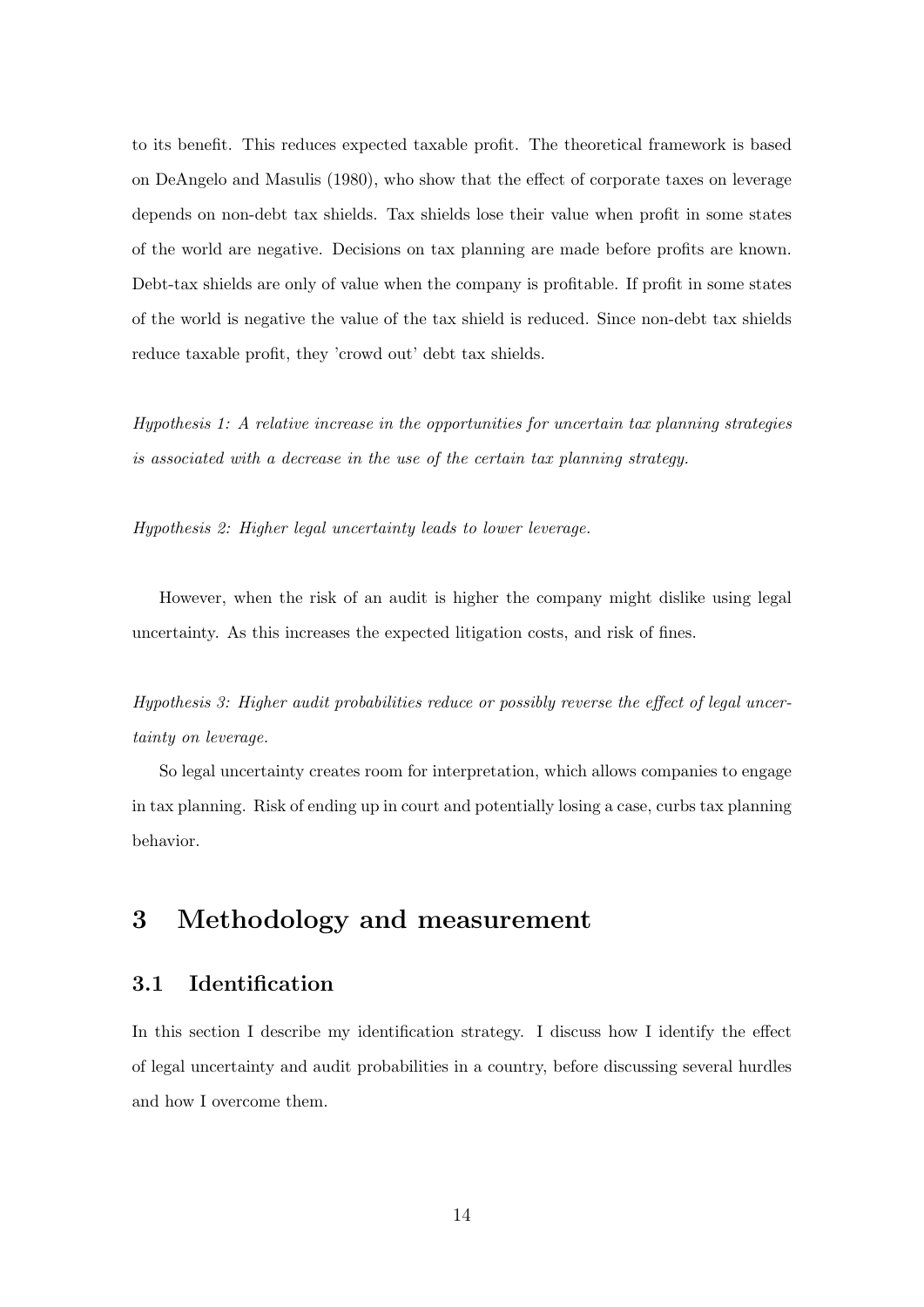to its benefit. This reduces expected taxable profit. The theoretical framework is based on DeAngelo and Masulis (1980), who show that the effect of corporate taxes on leverage depends on non-debt tax shields. Tax shields lose their value when profit in some states of the world are negative. Decisions on tax planning are made before profits are known. Debt-tax shields are only of value when the company is profitable. If profit in some states of the world is negative the value of the tax shield is reduced. Since non-debt tax shields reduce taxable profit, they 'crowd out' debt tax shields.

*Hypothesis 1: A relative increase in the opportunities for uncertain tax planning strategies is associated with a decrease in the use of the certain tax planning strategy.*

*Hypothesis 2: Higher legal uncertainty leads to lower leverage.*

However, when the risk of an audit is higher the company might dislike using legal uncertainty. As this increases the expected litigation costs, and risk of fines.

*Hypothesis 3: Higher audit probabilities reduce or possibly reverse the effect of legal uncertainty on leverage.*

So legal uncertainty creates room for interpretation, which allows companies to engage in tax planning. Risk of ending up in court and potentially losing a case, curbs tax planning behavior.

# 3 Methodology and measurement

## 3.1 Identification

In this section I describe my identification strategy. I discuss how I identify the effect of legal uncertainty and audit probabilities in a country, before discussing several hurdles and how I overcome them.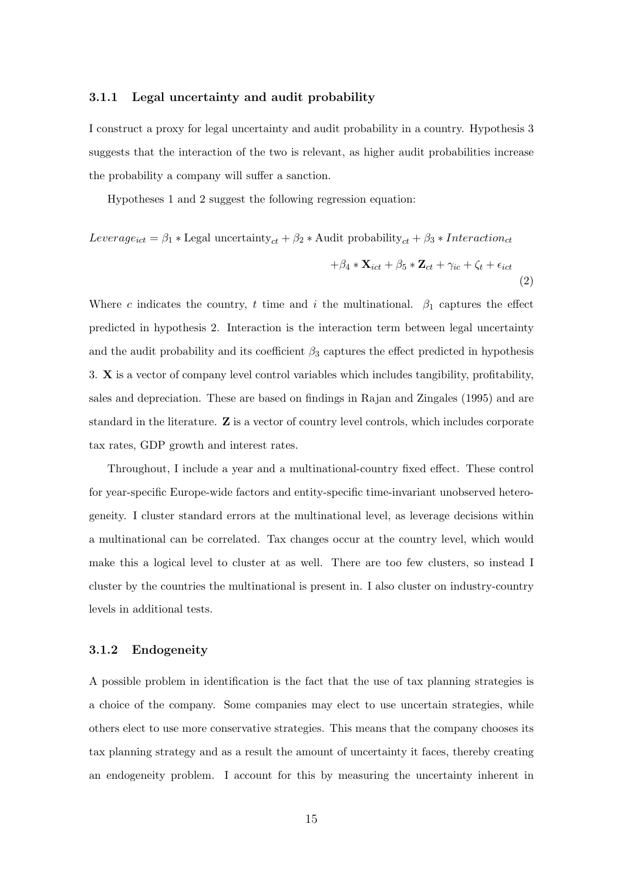### 3.1.1 Legal uncertainty and audit probability

I construct a proxy for legal uncertainty and audit probability in a country. Hypothesis 3 suggests that the interaction of the two is relevant, as higher audit probabilities increase the probability a company will suffer a sanction.

Hypotheses 1 and 2 suggest the following regression equation:

$$Leverage_{ict} = \beta_1 * \text{Legal uncertainty}_{ct} + \beta_2 * \text{Audit probability}_{ct} + \beta_3 * Interaction_{ct} + \beta_4 * \mathbf{X}_{ict} + \beta_5 * \mathbf{Z}_{ct} + \gamma_{ic} + \zeta_t + \epsilon_{ict} \tag{2}$$

Where $c$ indicates the country, $t$ time and $i$ the multinational. $\beta_1$ captures the effect predicted in hypothesis 2. Interaction is the interaction term between legal uncertainty and the audit probability and its coefficient $\beta_3$ captures the effect predicted in hypothesis 3. $\mathbf{X}$ is a vector of company level control variables which includes tangibility, profitability, sales and depreciation. These are based on findings in Rajan and Zingales (1995) and are standard in the literature. $\mathbf{Z}$ is a vector of country level controls, which includes corporate tax rates, GDP growth and interest rates.

Throughout, I include a year and a multinational-country fixed effect. These control for year-specific Europe-wide factors and entity-specific time-invariant unobserved heterogeneity. I cluster standard errors at the multinational level, as leverage decisions within a multinational can be correlated. Tax changes occur at the country level, which would make this a logical level to cluster at as well. There are too few clusters, so instead I cluster by the countries the multinational is present in. I also cluster on industry-country levels in additional tests.

### 3.1.2 Endogeneity

A possible problem in identification is the fact that the use of tax planning strategies is a choice of the company. Some companies may elect to use uncertain strategies, while others elect to use more conservative strategies. This means that the company chooses its tax planning strategy and as a result the amount of uncertainty it faces, thereby creating an endogeneity problem. I account for this by measuring the uncertainty inherent in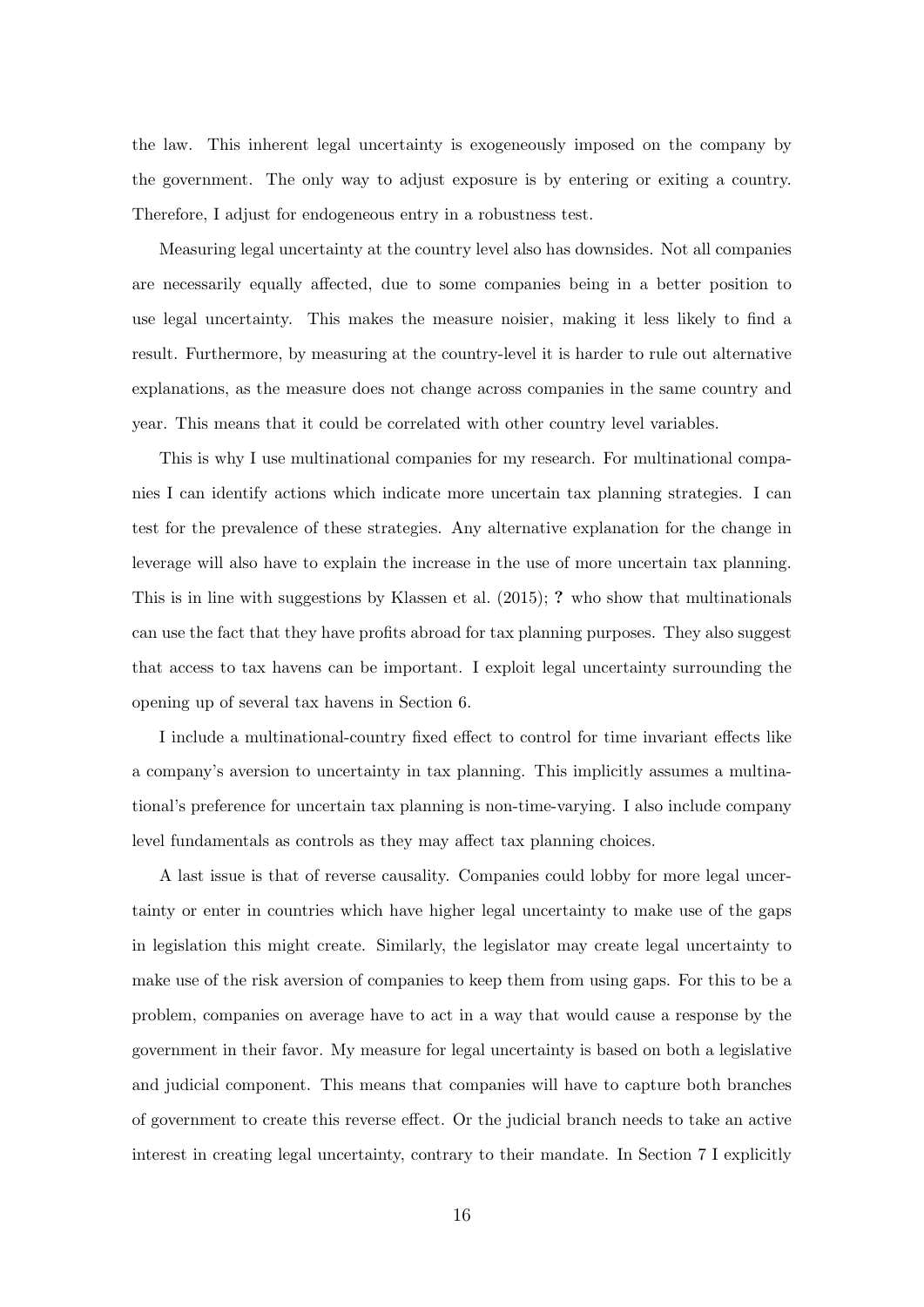the law. This inherent legal uncertainty is exogeneously imposed on the company by the government. The only way to adjust exposure is by entering or exiting a country. Therefore, I adjust for endogeneous entry in a robustness test.

Measuring legal uncertainty at the country level also has downsides. Not all companies are necessarily equally affected, due to some companies being in a better position to use legal uncertainty. This makes the measure noisier, making it less likely to find a result. Furthermore, by measuring at the country-level it is harder to rule out alternative explanations, as the measure does not change across companies in the same country and year. This means that it could be correlated with other country level variables.

This is why I use multinational companies for my research. For multinational companies I can identify actions which indicate more uncertain tax planning strategies. I can test for the prevalence of these strategies. Any alternative explanation for the change in leverage will also have to explain the increase in the use of more uncertain tax planning. This is in line with suggestions by Klassen et al. (2015); **?** who show that multinationals can use the fact that they have profits abroad for tax planning purposes. They also suggest that access to tax havens can be important. I exploit legal uncertainty surrounding the opening up of several tax havens in Section 6.

I include a multinational-country fixed effect to control for time invariant effects like a company's aversion to uncertainty in tax planning. This implicitly assumes a multinational's preference for uncertain tax planning is non-time-varying. I also include company level fundamentals as controls as they may affect tax planning choices.

A last issue is that of reverse causality. Companies could lobby for more legal uncertainty or enter in countries which have higher legal uncertainty to make use of the gaps in legislation this might create. Similarly, the legislator may create legal uncertainty to make use of the risk aversion of companies to keep them from using gaps. For this to be a problem, companies on average have to act in a way that would cause a response by the government in their favor. My measure for legal uncertainty is based on both a legislative and judicial component. This means that companies will have to capture both branches of government to create this reverse effect. Or the judicial branch needs to take an active interest in creating legal uncertainty, contrary to their mandate. In Section 7 I explicitly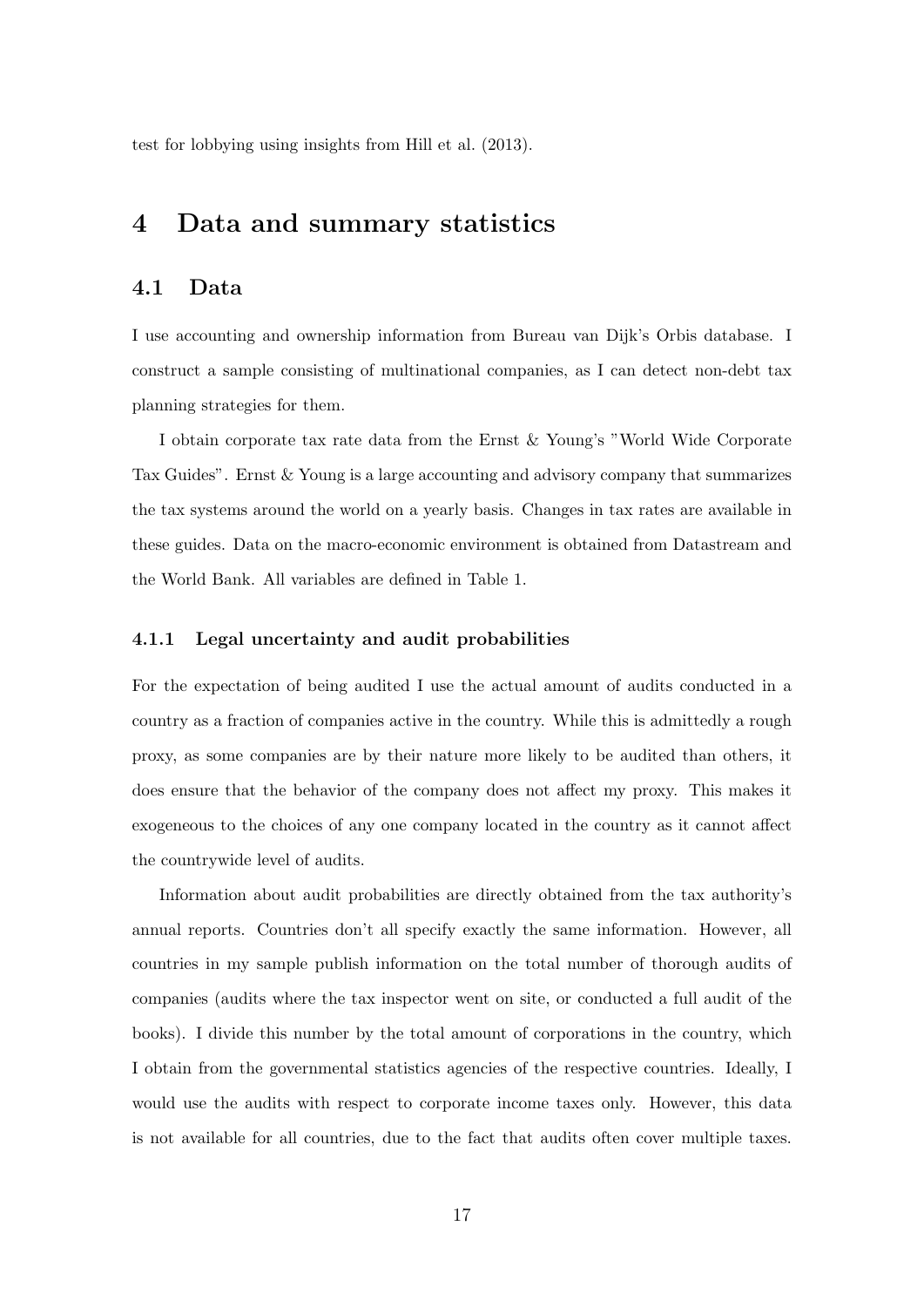test for lobbying using insights from Hill et al. (2013).

# 4 Data and summary statistics

## 4.1 Data

I use accounting and ownership information from Bureau van Dijk's Orbis database. I construct a sample consisting of multinational companies, as I can detect non-debt tax planning strategies for them.

I obtain corporate tax rate data from the Ernst & Young's "World Wide Corporate Tax Guides". Ernst & Young is a large accounting and advisory company that summarizes the tax systems around the world on a yearly basis. Changes in tax rates are available in these guides. Data on the macro-economic environment is obtained from Datastream and the World Bank. All variables are defined in Table 1.

### 4.1.1 Legal uncertainty and audit probabilities

For the expectation of being audited I use the actual amount of audits conducted in a country as a fraction of companies active in the country. While this is admittedly a rough proxy, as some companies are by their nature more likely to be audited than others, it does ensure that the behavior of the company does not affect my proxy. This makes it exogeneous to the choices of any one company located in the country as it cannot affect the countrywide level of audits.

Information about audit probabilities are directly obtained from the tax authority's annual reports. Countries don't all specify exactly the same information. However, all countries in my sample publish information on the total number of thorough audits of companies (audits where the tax inspector went on site, or conducted a full audit of the books). I divide this number by the total amount of corporations in the country, which I obtain from the governmental statistics agencies of the respective countries. Ideally, I would use the audits with respect to corporate income taxes only. However, this data is not available for all countries, due to the fact that audits often cover multiple taxes.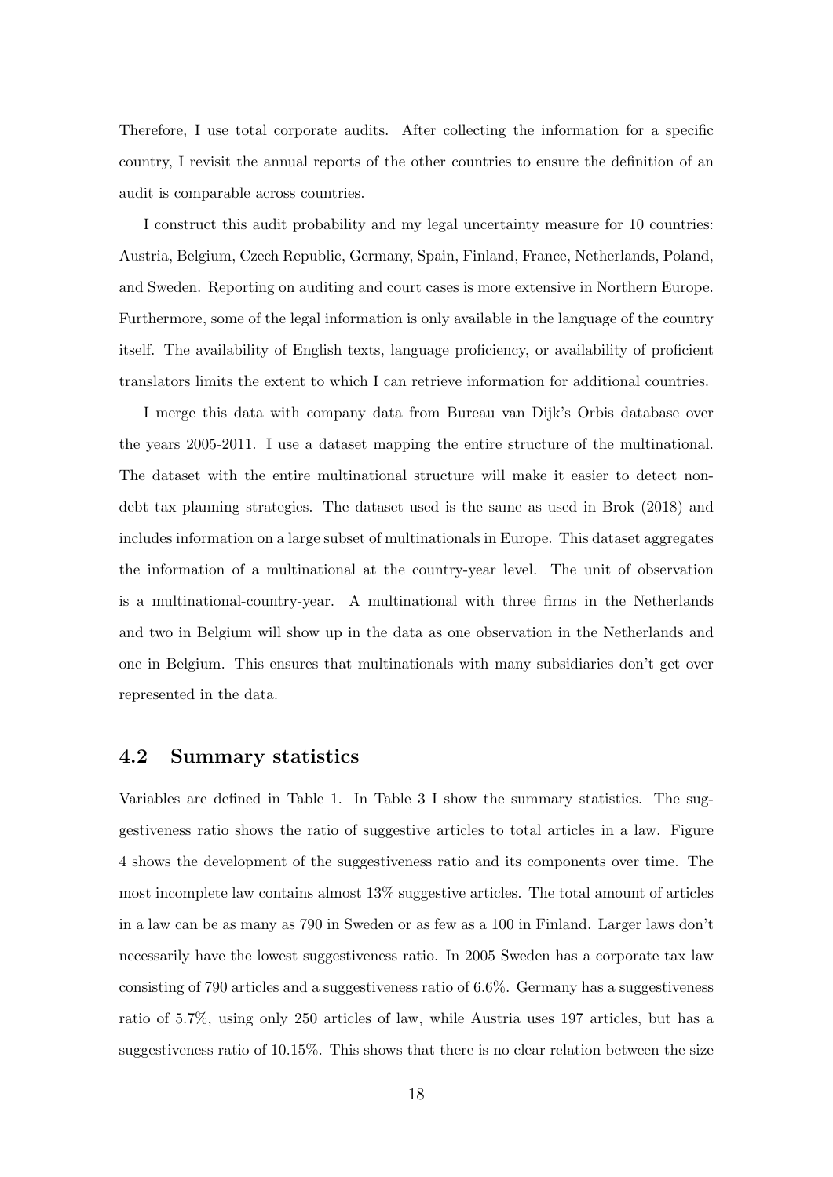Therefore, I use total corporate audits. After collecting the information for a specific country, I revisit the annual reports of the other countries to ensure the definition of an audit is comparable across countries.

I construct this audit probability and my legal uncertainty measure for 10 countries: Austria, Belgium, Czech Republic, Germany, Spain, Finland, France, Netherlands, Poland, and Sweden. Reporting on auditing and court cases is more extensive in Northern Europe. Furthermore, some of the legal information is only available in the language of the country itself. The availability of English texts, language proficiency, or availability of proficient translators limits the extent to which I can retrieve information for additional countries.

I merge this data with company data from Bureau van Dijk's Orbis database over the years 2005-2011. I use a dataset mapping the entire structure of the multinational. The dataset with the entire multinational structure will make it easier to detect non-debt tax planning strategies. The dataset used is the same as used in Brok (2018) and includes information on a large subset of multinationals in Europe. This dataset aggregates the information of a multinational at the country-year level. The unit of observation is a multinational-country-year. A multinational with three firms in the Netherlands and two in Belgium will show up in the data as one observation in the Netherlands and one in Belgium. This ensures that multinationals with many subsidiaries don't get over represented in the data.

## 4.2 Summary statistics

Variables are defined in Table 1. In Table 3 I show the summary statistics. The suggestiveness ratio shows the ratio of suggestive articles to total articles in a law. Figure 4 shows the development of the suggestiveness ratio and its components over time. The most incomplete law contains almost 13% suggestive articles. The total amount of articles in a law can be as many as 790 in Sweden or as few as a 100 in Finland. Larger laws don't necessarily have the lowest suggestiveness ratio. In 2005 Sweden has a corporate tax law consisting of 790 articles and a suggestiveness ratio of 6.6%. Germany has a suggestiveness ratio of 5.7%, using only 250 articles of law, while Austria uses 197 articles, but has a suggestiveness ratio of 10.15%. This shows that there is no clear relation between the size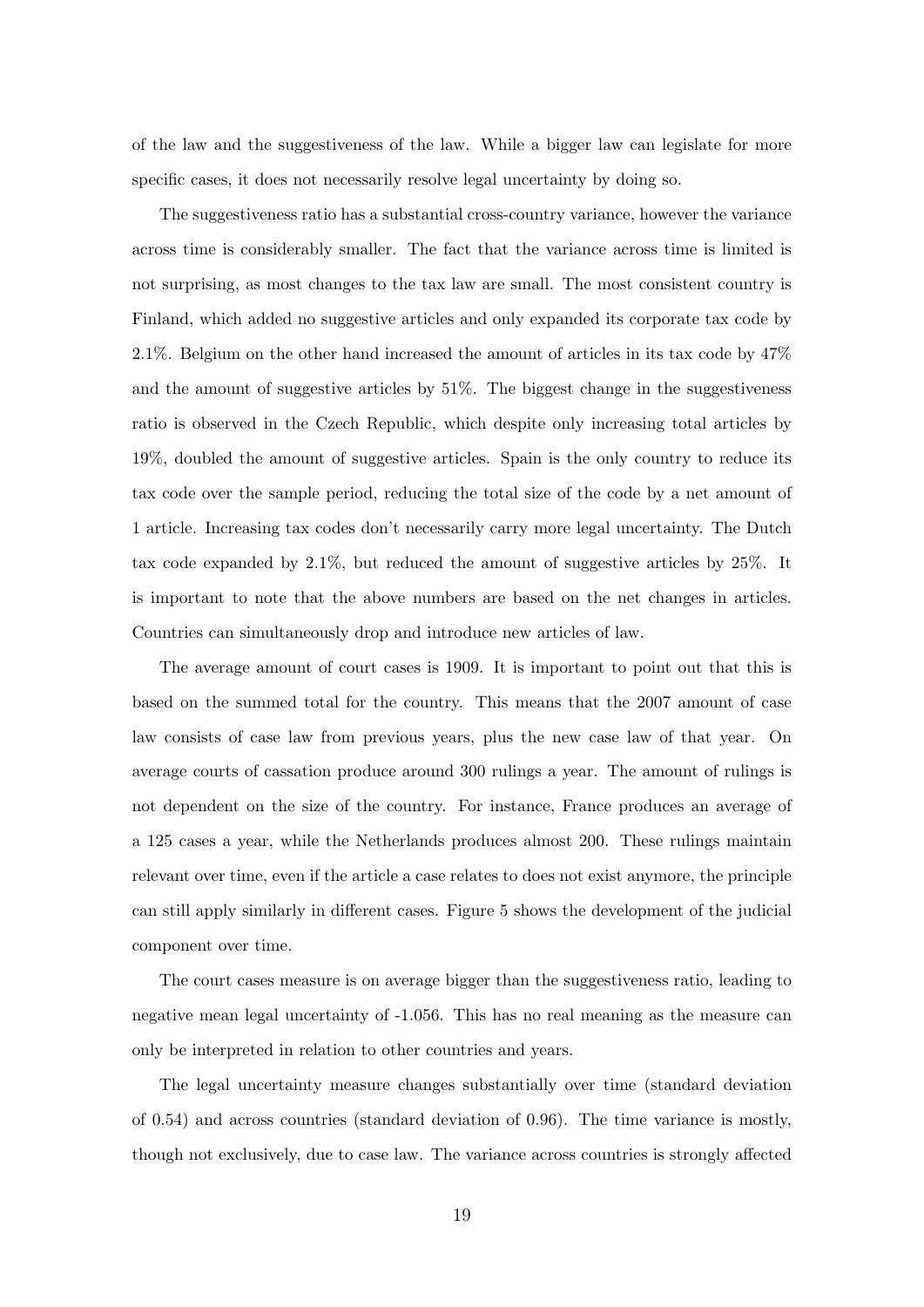of the law and the suggestiveness of the law. While a bigger law can legislate for more specific cases, it does not necessarily resolve legal uncertainty by doing so.

The suggestiveness ratio has a substantial cross-country variance, however the variance across time is considerably smaller. The fact that the variance across time is limited is not surprising, as most changes to the tax law are small. The most consistent country is Finland, which added no suggestive articles and only expanded its corporate tax code by 2.1%. Belgium on the other hand increased the amount of articles in its tax code by 47% and the amount of suggestive articles by 51%. The biggest change in the suggestiveness ratio is observed in the Czech Republic, which despite only increasing total articles by 19%, doubled the amount of suggestive articles. Spain is the only country to reduce its tax code over the sample period, reducing the total size of the code by a net amount of 1 article. Increasing tax codes don't necessarily carry more legal uncertainty. The Dutch tax code expanded by 2.1%, but reduced the amount of suggestive articles by 25%. It is important to note that the above numbers are based on the net changes in articles. Countries can simultaneously drop and introduce new articles of law.

The average amount of court cases is 1909. It is important to point out that this is based on the summed total for the country. This means that the 2007 amount of case law consists of case law from previous years, plus the new case law of that year. On average courts of cassation produce around 300 rulings a year. The amount of rulings is not dependent on the size of the country. For instance, France produces an average of a 125 cases a year, while the Netherlands produces almost 200. These rulings maintain relevant over time, even if the article a case relates to does not exist anymore, the principle can still apply similarly in different cases. Figure 5 shows the development of the judicial component over time.

The court cases measure is on average bigger than the suggestiveness ratio, leading to negative mean legal uncertainty of -1.056. This has no real meaning as the measure can only be interpreted in relation to other countries and years.

The legal uncertainty measure changes substantially over time (standard deviation of 0.54) and across countries (standard deviation of 0.96). The time variance is mostly, though not exclusively, due to case law. The variance across countries is strongly affected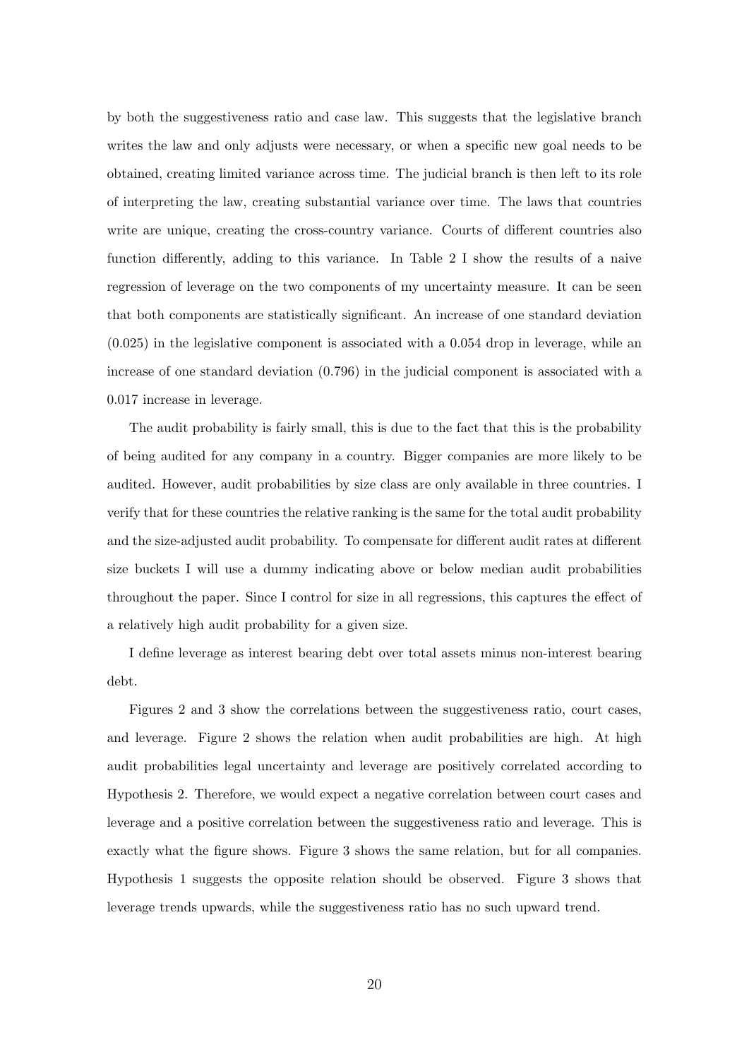by both the suggestiveness ratio and case law. This suggests that the legislative branch writes the law and only adjusts were necessary, or when a specific new goal needs to be obtained, creating limited variance across time. The judicial branch is then left to its role of interpreting the law, creating substantial variance over time. The laws that countries write are unique, creating the cross-country variance. Courts of different countries also function differently, adding to this variance. In Table 2 I show the results of a naive regression of leverage on the two components of my uncertainty measure. It can be seen that both components are statistically significant. An increase of one standard deviation (0.025) in the legislative component is associated with a 0.054 drop in leverage, while an increase of one standard deviation (0.796) in the judicial component is associated with a 0.017 increase in leverage.

The audit probability is fairly small, this is due to the fact that this is the probability of being audited for any company in a country. Bigger companies are more likely to be audited. However, audit probabilities by size class are only available in three countries. I verify that for these countries the relative ranking is the same for the total audit probability and the size-adjusted audit probability. To compensate for different audit rates at different size buckets I will use a dummy indicating above or below median audit probabilities throughout the paper. Since I control for size in all regressions, this captures the effect of a relatively high audit probability for a given size.

I define leverage as interest bearing debt over total assets minus non-interest bearing debt.

Figures 2 and 3 show the correlations between the suggestiveness ratio, court cases, and leverage. Figure 2 shows the relation when audit probabilities are high. At high audit probabilities legal uncertainty and leverage are positively correlated according to Hypothesis 2. Therefore, we would expect a negative correlation between court cases and leverage and a positive correlation between the suggestiveness ratio and leverage. This is exactly what the figure shows. Figure 3 shows the same relation, but for all companies. Hypothesis 1 suggests the opposite relation should be observed. Figure 3 shows that leverage trends upwards, while the suggestiveness ratio has no such upward trend.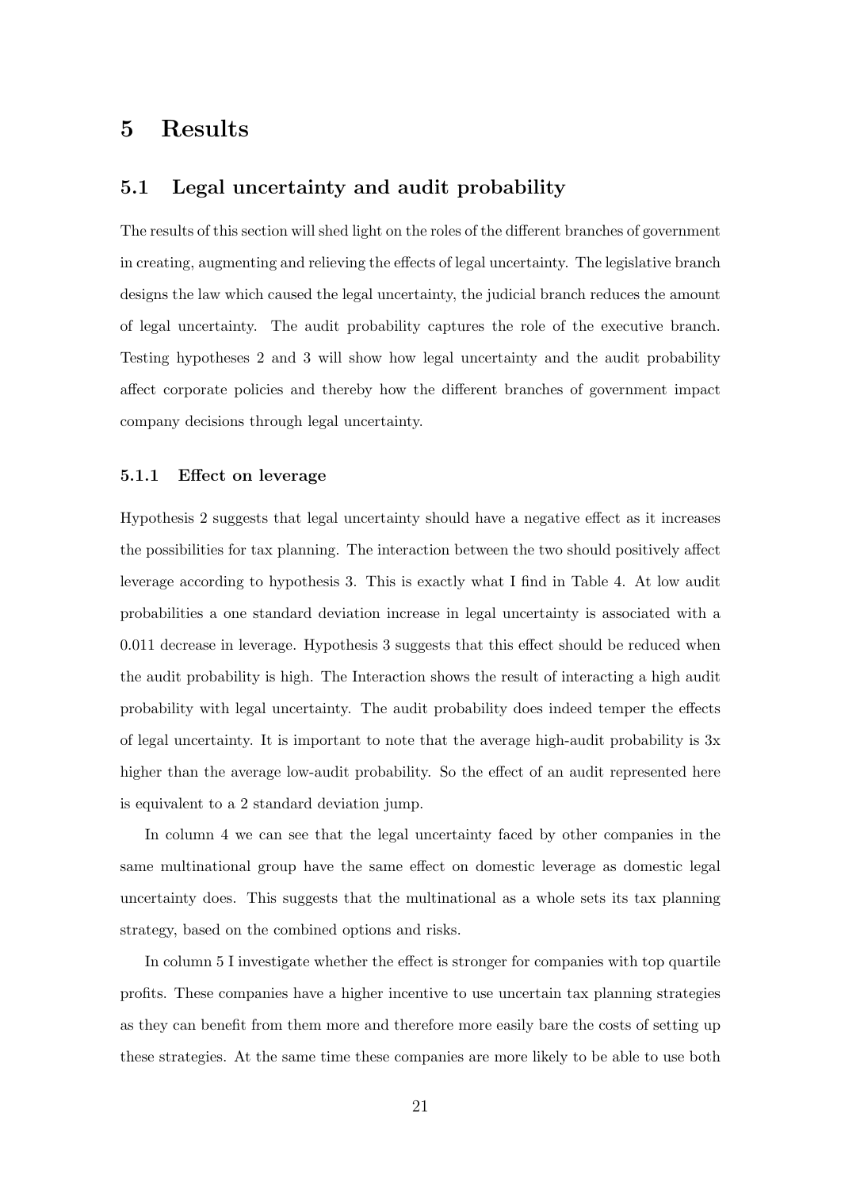# 5 Results

## 5.1 Legal uncertainty and audit probability

The results of this section will shed light on the roles of the different branches of government in creating, augmenting and relieving the effects of legal uncertainty. The legislative branch designs the law which caused the legal uncertainty, the judicial branch reduces the amount of legal uncertainty. The audit probability captures the role of the executive branch. Testing hypotheses 2 and 3 will show how legal uncertainty and the audit probability affect corporate policies and thereby how the different branches of government impact company decisions through legal uncertainty.

### 5.1.1 Effect on leverage

Hypothesis 2 suggests that legal uncertainty should have a negative effect as it increases the possibilities for tax planning. The interaction between the two should positively affect leverage according to hypothesis 3. This is exactly what I find in Table 4. At low audit probabilities a one standard deviation increase in legal uncertainty is associated with a 0.011 decrease in leverage. Hypothesis 3 suggests that this effect should be reduced when the audit probability is high. The Interaction shows the result of interacting a high audit probability with legal uncertainty. The audit probability does indeed temper the effects of legal uncertainty. It is important to note that the average high-audit probability is 3x higher than the average low-audit probability. So the effect of an audit represented here is equivalent to a 2 standard deviation jump.

In column 4 we can see that the legal uncertainty faced by other companies in the same multinational group have the same effect on domestic leverage as domestic legal uncertainty does. This suggests that the multinational as a whole sets its tax planning strategy, based on the combined options and risks.

In column 5 I investigate whether the effect is stronger for companies with top quartile profits. These companies have a higher incentive to use uncertain tax planning strategies as they can benefit from them more and therefore more easily bare the costs of setting up these strategies. At the same time these companies are more likely to be able to use both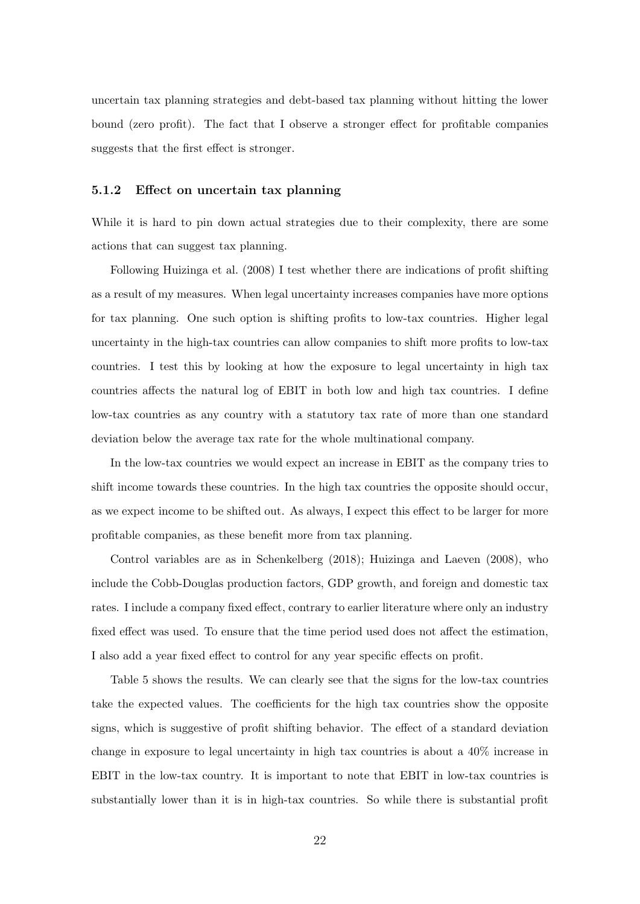uncertain tax planning strategies and debt-based tax planning without hitting the lower bound (zero profit). The fact that I observe a stronger effect for profitable companies suggests that the first effect is stronger.

### 5.1.2 Effect on uncertain tax planning

While it is hard to pin down actual strategies due to their complexity, there are some actions that can suggest tax planning.

Following Huizinga et al. (2008) I test whether there are indications of profit shifting as a result of my measures. When legal uncertainty increases companies have more options for tax planning. One such option is shifting profits to low-tax countries. Higher legal uncertainty in the high-tax countries can allow companies to shift more profits to low-tax countries. I test this by looking at how the exposure to legal uncertainty in high tax countries affects the natural log of EBIT in both low and high tax countries. I define low-tax countries as any country with a statutory tax rate of more than one standard deviation below the average tax rate for the whole multinational company.

In the low-tax countries we would expect an increase in EBIT as the company tries to shift income towards these countries. In the high tax countries the opposite should occur, as we expect income to be shifted out. As always, I expect this effect to be larger for more profitable companies, as these benefit more from tax planning.

Control variables are as in Schenkelberg (2018); Huizinga and Laeven (2008), who include the Cobb-Douglas production factors, GDP growth, and foreign and domestic tax rates. I include a company fixed effect, contrary to earlier literature where only an industry fixed effect was used. To ensure that the time period used does not affect the estimation, I also add a year fixed effect to control for any year specific effects on profit.

Table 5 shows the results. We can clearly see that the signs for the low-tax countries take the expected values. The coefficients for the high tax countries show the opposite signs, which is suggestive of profit shifting behavior. The effect of a standard deviation change in exposure to legal uncertainty in high tax countries is about a 40% increase in EBIT in the low-tax country. It is important to note that EBIT in low-tax countries is substantially lower than it is in high-tax countries. So while there is substantial profit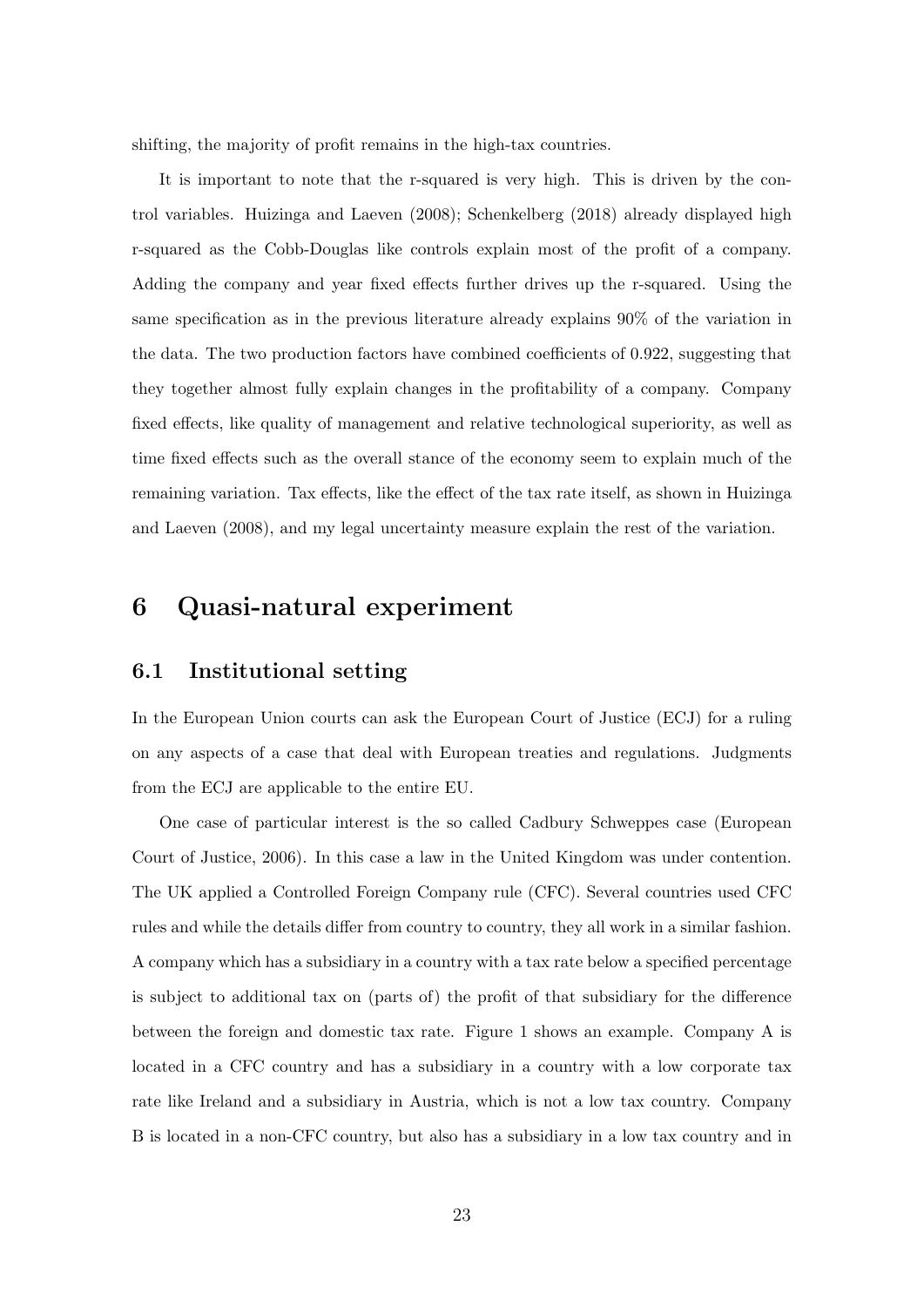shifting, the majority of profit remains in the high-tax countries.

It is important to note that the r-squared is very high. This is driven by the control variables. Huizinga and Laeven (2008); Schenkelberg (2018) already displayed high r-squared as the Cobb-Douglas like controls explain most of the profit of a company. Adding the company and year fixed effects further drives up the r-squared. Using the same specification as in the previous literature already explains 90% of the variation in the data. The two production factors have combined coefficients of 0.922, suggesting that they together almost fully explain changes in the profitability of a company. Company fixed effects, like quality of management and relative technological superiority, as well as time fixed effects such as the overall stance of the economy seem to explain much of the remaining variation. Tax effects, like the effect of the tax rate itself, as shown in Huizinga and Laeven (2008), and my legal uncertainty measure explain the rest of the variation.

# 6 Quasi-natural experiment

## 6.1 Institutional setting

In the European Union courts can ask the European Court of Justice (ECJ) for a ruling on any aspects of a case that deal with European treaties and regulations. Judgments from the ECJ are applicable to the entire EU.

One case of particular interest is the so called Cadbury Schweppes case (European Court of Justice, 2006). In this case a law in the United Kingdom was under contention. The UK applied a Controlled Foreign Company rule (CFC). Several countries used CFC rules and while the details differ from country to country, they all work in a similar fashion. A company which has a subsidiary in a country with a tax rate below a specified percentage is subject to additional tax on (parts of) the profit of that subsidiary for the difference between the foreign and domestic tax rate. Figure 1 shows an example. Company A is located in a CFC country and has a subsidiary in a country with a low corporate tax rate like Ireland and a subsidiary in Austria, which is not a low tax country. Company B is located in a non-CFC country, but also has a subsidiary in a low tax country and in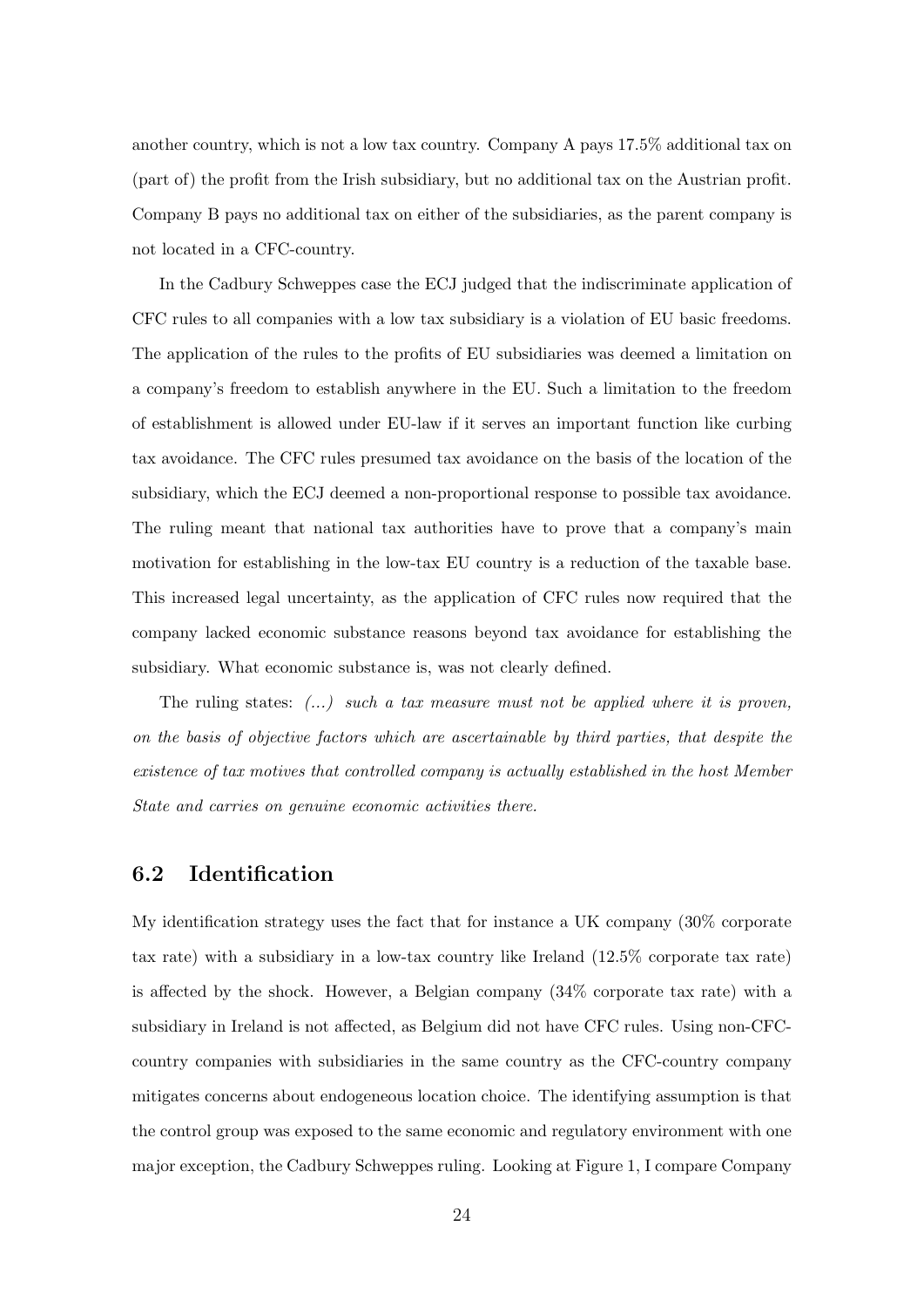another country, which is not a low tax country. Company A pays 17.5% additional tax on (part of) the profit from the Irish subsidiary, but no additional tax on the Austrian profit. Company B pays no additional tax on either of the subsidiaries, as the parent company is not located in a CFC-country.

In the Cadbury Schweppes case the ECJ judged that the indiscriminate application of CFC rules to all companies with a low tax subsidiary is a violation of EU basic freedoms. The application of the rules to the profits of EU subsidiaries was deemed a limitation on a company's freedom to establish anywhere in the EU. Such a limitation to the freedom of establishment is allowed under EU-law if it serves an important function like curbing tax avoidance. The CFC rules presumed tax avoidance on the basis of the location of the subsidiary, which the ECJ deemed a non-proportional response to possible tax avoidance. The ruling meant that national tax authorities have to prove that a company's main motivation for establishing in the low-tax EU country is a reduction of the taxable base. This increased legal uncertainty, as the application of CFC rules now required that the company lacked economic substance reasons beyond tax avoidance for establishing the subsidiary. What economic substance is, was not clearly defined.

The ruling states: *(...) such a tax measure must not be applied where it is proven, on the basis of objective factors which are ascertainable by third parties, that despite the existence of tax motives that controlled company is actually established in the host Member State and carries on genuine economic activities there.*

## 6.2 Identification

My identification strategy uses the fact that for instance a UK company (30% corporate tax rate) with a subsidiary in a low-tax country like Ireland (12.5% corporate tax rate) is affected by the shock. However, a Belgian company (34% corporate tax rate) with a subsidiary in Ireland is not affected, as Belgium did not have CFC rules. Using non-CFC-country companies with subsidiaries in the same country as the CFC-country company mitigates concerns about endogeneous location choice. The identifying assumption is that the control group was exposed to the same economic and regulatory environment with one major exception, the Cadbury Schweppes ruling. Looking at Figure 1, I compare Company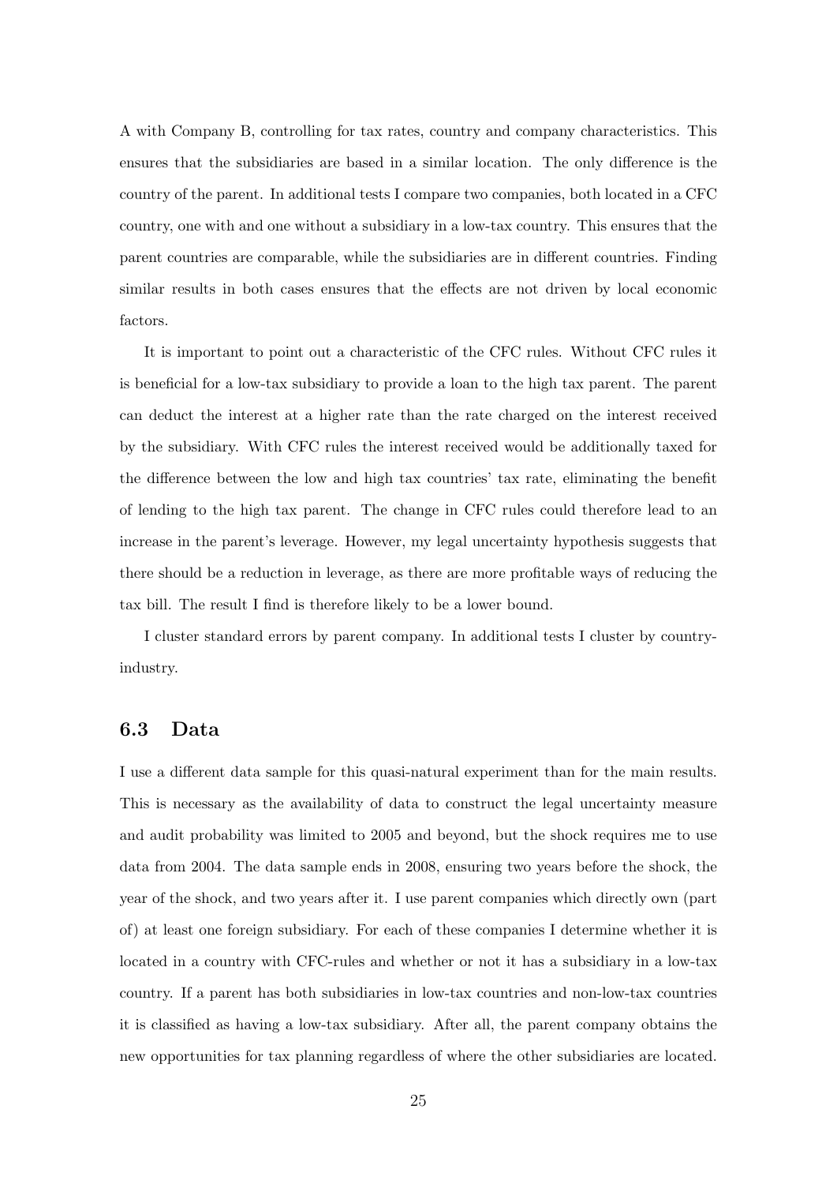A with Company B, controlling for tax rates, country and company characteristics. This ensures that the subsidiaries are based in a similar location. The only difference is the country of the parent. In additional tests I compare two companies, both located in a CFC country, one with and one without a subsidiary in a low-tax country. This ensures that the parent countries are comparable, while the subsidiaries are in different countries. Finding similar results in both cases ensures that the effects are not driven by local economic factors.

It is important to point out a characteristic of the CFC rules. Without CFC rules it is beneficial for a low-tax subsidiary to provide a loan to the high tax parent. The parent can deduct the interest at a higher rate than the rate charged on the interest received by the subsidiary. With CFC rules the interest received would be additionally taxed for the difference between the low and high tax countries' tax rate, eliminating the benefit of lending to the high tax parent. The change in CFC rules could therefore lead to an increase in the parent's leverage. However, my legal uncertainty hypothesis suggests that there should be a reduction in leverage, as there are more profitable ways of reducing the tax bill. The result I find is therefore likely to be a lower bound.

I cluster standard errors by parent company. In additional tests I cluster by country-industry.

## 6.3 Data

I use a different data sample for this quasi-natural experiment than for the main results. This is necessary as the availability of data to construct the legal uncertainty measure and audit probability was limited to 2005 and beyond, but the shock requires me to use data from 2004. The data sample ends in 2008, ensuring two years before the shock, the year of the shock, and two years after it. I use parent companies which directly own (part of) at least one foreign subsidiary. For each of these companies I determine whether it is located in a country with CFC-rules and whether or not it has a subsidiary in a low-tax country. If a parent has both subsidiaries in low-tax countries and non-low-tax countries it is classified as having a low-tax subsidiary. After all, the parent company obtains the new opportunities for tax planning regardless of where the other subsidiaries are located.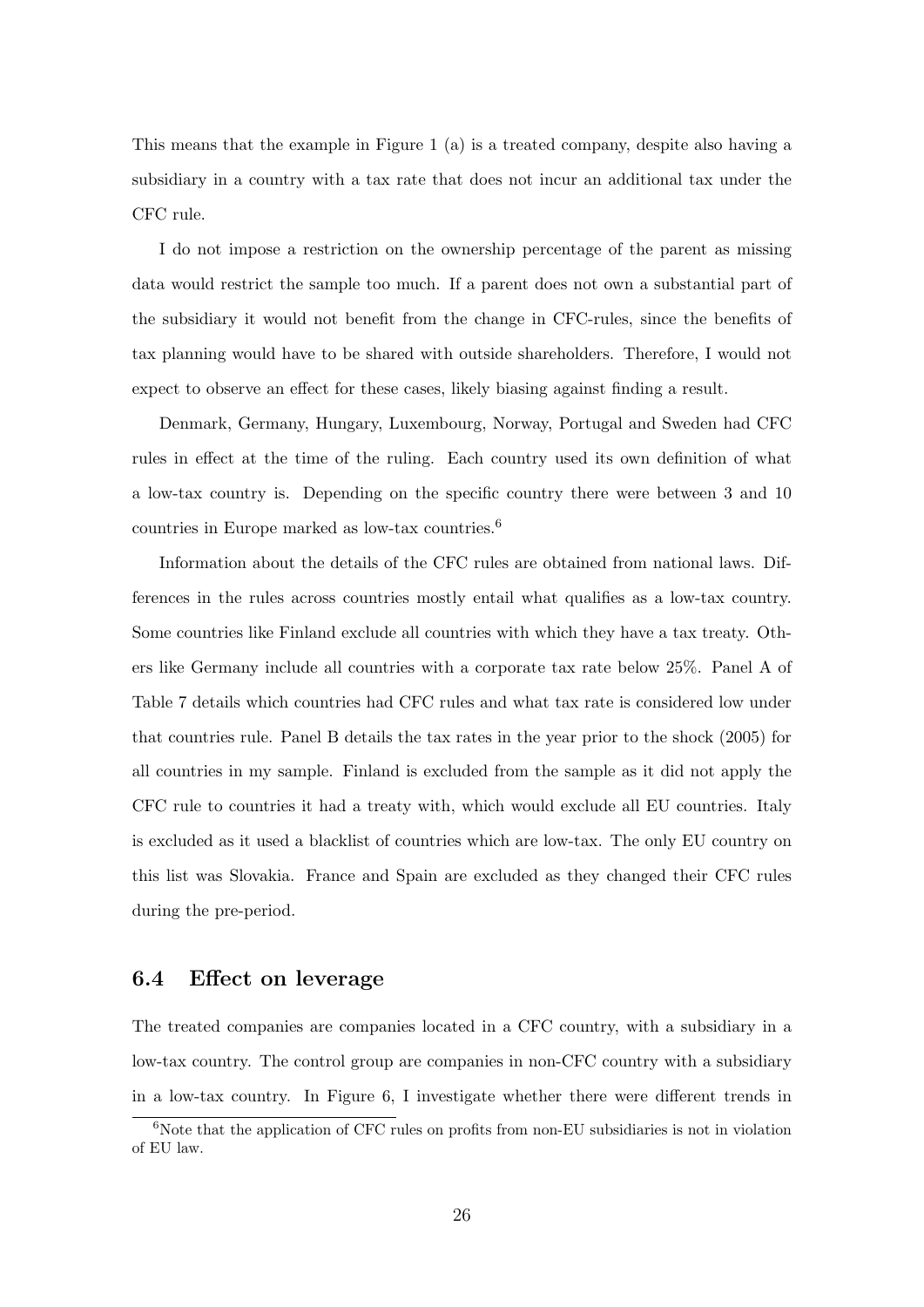This means that the example in Figure 1 (a) is a treated company, despite also having a subsidiary in a country with a tax rate that does not incur an additional tax under the CFC rule.

I do not impose a restriction on the ownership percentage of the parent as missing data would restrict the sample too much. If a parent does not own a substantial part of the subsidiary it would not benefit from the change in CFC-rules, since the benefits of tax planning would have to be shared with outside shareholders. Therefore, I would not expect to observe an effect for these cases, likely biasing against finding a result.

Denmark, Germany, Hungary, Luxembourg, Norway, Portugal and Sweden had CFC rules in effect at the time of the ruling. Each country used its own definition of what a low-tax country is. Depending on the specific country there were between 3 and 10 countries in Europe marked as low-tax countries.[6]

Information about the details of the CFC rules are obtained from national laws. Differences in the rules across countries mostly entail what qualifies as a low-tax country. Some countries like Finland exclude all countries with which they have a tax treaty. Others like Germany include all countries with a corporate tax rate below 25%. Panel A of Table 7 details which countries had CFC rules and what tax rate is considered low under that countries rule. Panel B details the tax rates in the year prior to the shock (2005) for all countries in my sample. Finland is excluded from the sample as it did not apply the CFC rule to countries it had a treaty with, which would exclude all EU countries. Italy is excluded as it used a blacklist of countries which are low-tax. The only EU country on this list was Slovakia. France and Spain are excluded as they changed their CFC rules during the pre-period.

## 6.4 Effect on leverage

The treated companies are companies located in a CFC country, with a subsidiary in a low-tax country. The control group are companies in non-CFC country with a subsidiary in a low-tax country. In Figure 6, I investigate whether there were different trends in

[6] Note that the application of CFC rules on profits from non-EU subsidiaries is not in violation of EU law.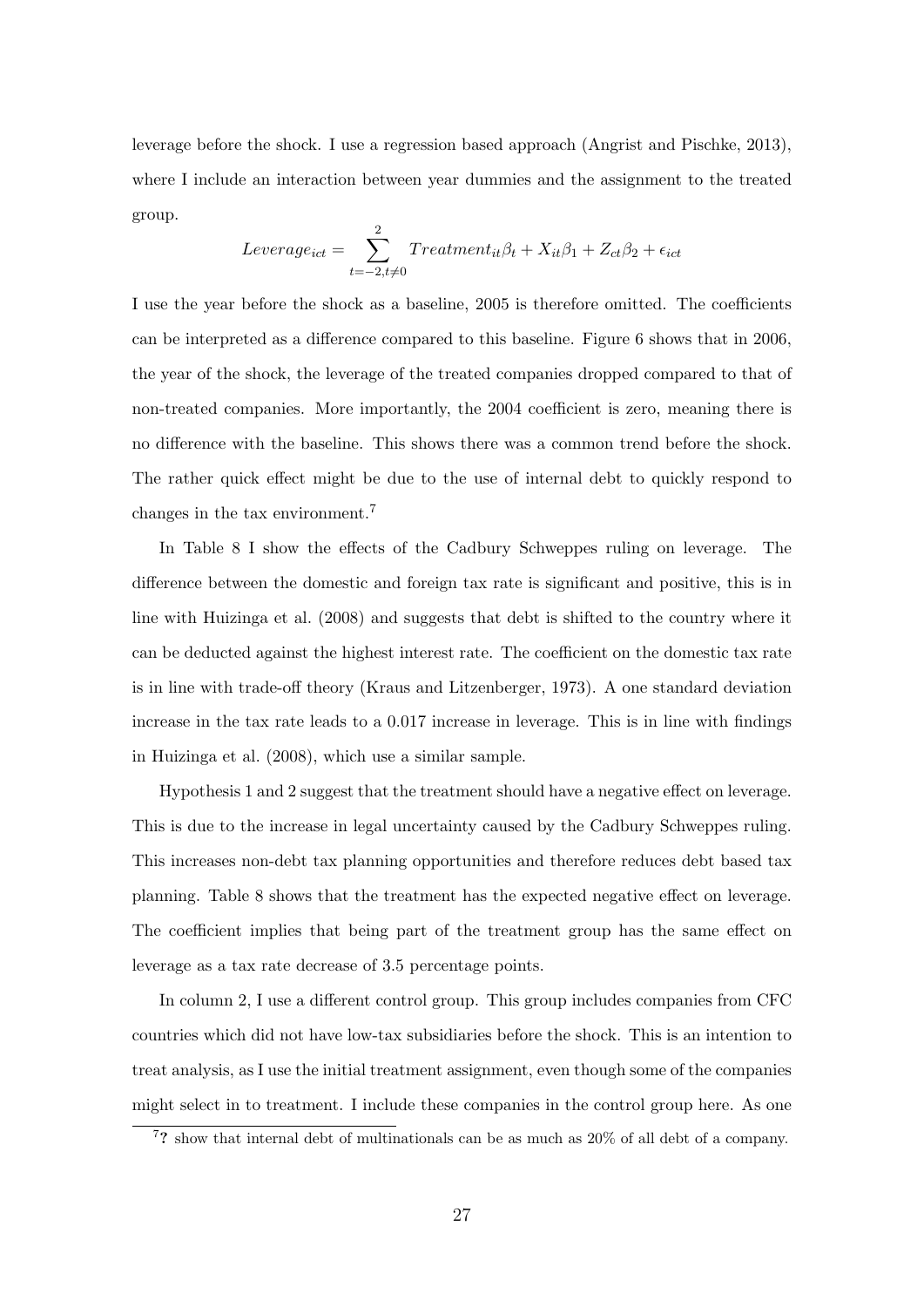leverage before the shock. I use a regression based approach (Angrist and Pischke, 2013), where I include an interaction between year dummies and the assignment to the treated group.

$$Leverage_{ict} = \sum_{t=-2, t\neq 0}^{2} Treatment_{it}\beta_t + X_{it}\beta_1 + Z_{ct}\beta_2 + \epsilon_{ict}$$

I use the year before the shock as a baseline, 2005 is therefore omitted. The coefficients can be interpreted as a difference compared to this baseline. Figure 6 shows that in 2006, the year of the shock, the leverage of the treated companies dropped compared to that of non-treated companies. More importantly, the 2004 coefficient is zero, meaning there is no difference with the baseline. This shows there was a common trend before the shock. The rather quick effect might be due to the use of internal debt to quickly respond to changes in the tax environment.[7]

In Table 8 I show the effects of the Cadbury Schweppes ruling on leverage. The difference between the domestic and foreign tax rate is significant and positive, this is in line with Huizinga et al. (2008) and suggests that debt is shifted to the country where it can be deducted against the highest interest rate. The coefficient on the domestic tax rate is in line with trade-off theory (Kraus and Litzenberger, 1973). A one standard deviation increase in the tax rate leads to a 0.017 increase in leverage. This is in line with findings in Huizinga et al. (2008), which use a similar sample.

Hypothesis 1 and 2 suggest that the treatment should have a negative effect on leverage. This is due to the increase in legal uncertainty caused by the Cadbury Schweppes ruling. This increases non-debt tax planning opportunities and therefore reduces debt based tax planning. Table 8 shows that the treatment has the expected negative effect on leverage. The coefficient implies that being part of the treatment group has the same effect on leverage as a tax rate decrease of 3.5 percentage points.

In column 2, I use a different control group. This group includes companies from CFC countries which did not have low-tax subsidiaries before the shock. This is an intention to treat analysis, as I use the initial treatment assignment, even though some of the companies might select in to treatment. I include these companies in the control group here. As one

[7] **?** show that internal debt of multinationals can be as much as 20% of all debt of a company.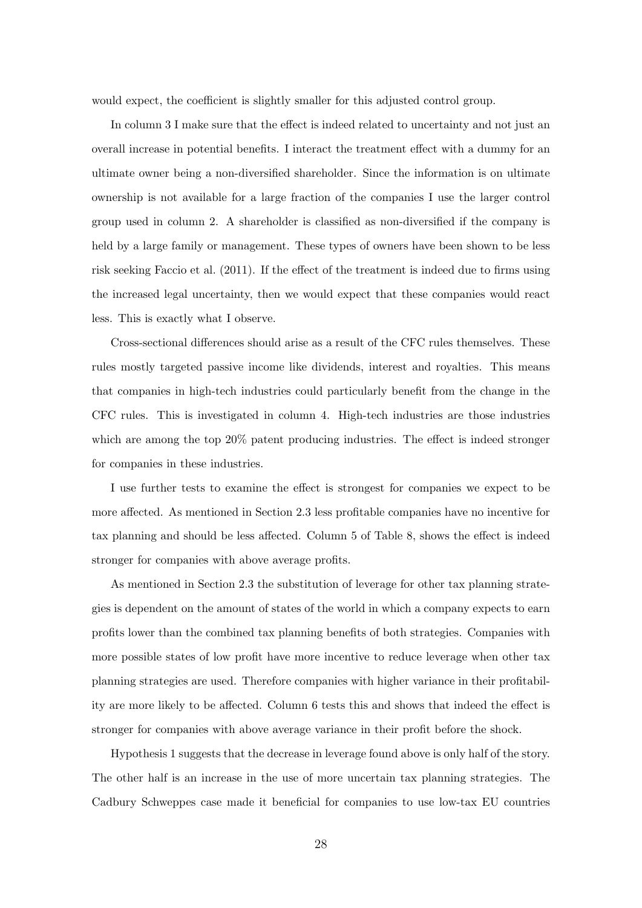would expect, the coefficient is slightly smaller for this adjusted control group.

In column 3 I make sure that the effect is indeed related to uncertainty and not just an overall increase in potential benefits. I interact the treatment effect with a dummy for an ultimate owner being a non-diversified shareholder. Since the information is on ultimate ownership is not available for a large fraction of the companies I use the larger control group used in column 2. A shareholder is classified as non-diversified if the company is held by a large family or management. These types of owners have been shown to be less risk seeking Faccio et al. (2011). If the effect of the treatment is indeed due to firms using the increased legal uncertainty, then we would expect that these companies would react less. This is exactly what I observe.

Cross-sectional differences should arise as a result of the CFC rules themselves. These rules mostly targeted passive income like dividends, interest and royalties. This means that companies in high-tech industries could particularly benefit from the change in the CFC rules. This is investigated in column 4. High-tech industries are those industries which are among the top 20% patent producing industries. The effect is indeed stronger for companies in these industries.

I use further tests to examine the effect is strongest for companies we expect to be more affected. As mentioned in Section 2.3 less profitable companies have no incentive for tax planning and should be less affected. Column 5 of Table 8, shows the effect is indeed stronger for companies with above average profits.

As mentioned in Section 2.3 the substitution of leverage for other tax planning strategies is dependent on the amount of states of the world in which a company expects to earn profits lower than the combined tax planning benefits of both strategies. Companies with more possible states of low profit have more incentive to reduce leverage when other tax planning strategies are used. Therefore companies with higher variance in their profitability are more likely to be affected. Column 6 tests this and shows that indeed the effect is stronger for companies with above average variance in their profit before the shock.

Hypothesis 1 suggests that the decrease in leverage found above is only half of the story. The other half is an increase in the use of more uncertain tax planning strategies. The Cadbury Schweppes case made it beneficial for companies to use low-tax EU countries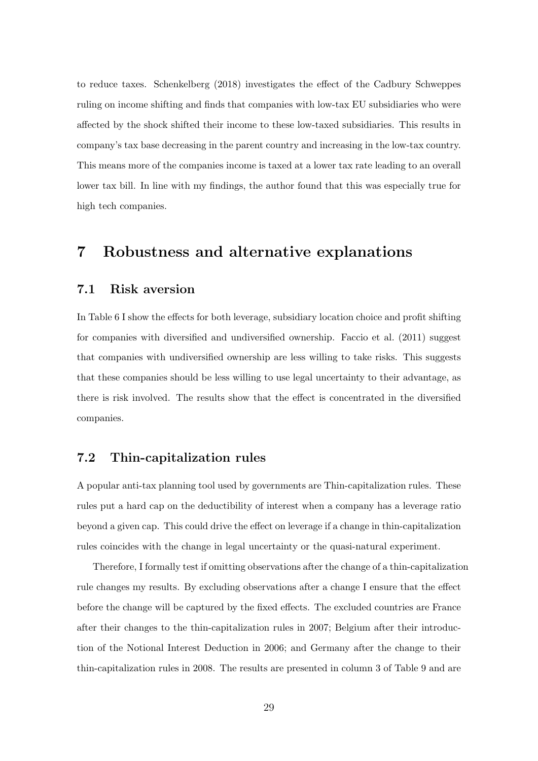to reduce taxes. Schenkelberg (2018) investigates the effect of the Cadbury Schweppes ruling on income shifting and finds that companies with low-tax EU subsidiaries who were affected by the shock shifted their income to these low-taxed subsidiaries. This results in company's tax base decreasing in the parent country and increasing in the low-tax country. This means more of the companies income is taxed at a lower tax rate leading to an overall lower tax bill. In line with my findings, the author found that this was especially true for high tech companies.

# 7 Robustness and alternative explanations

## 7.1 Risk aversion

In Table 6 I show the effects for both leverage, subsidiary location choice and profit shifting for companies with diversified and undiversified ownership. Faccio et al. (2011) suggest that companies with undiversified ownership are less willing to take risks. This suggests that these companies should be less willing to use legal uncertainty to their advantage, as there is risk involved. The results show that the effect is concentrated in the diversified companies.

## 7.2 Thin-capitalization rules

A popular anti-tax planning tool used by governments are Thin-capitalization rules. These rules put a hard cap on the deductibility of interest when a company has a leverage ratio beyond a given cap. This could drive the effect on leverage if a change in thin-capitalization rules coincides with the change in legal uncertainty or the quasi-natural experiment.

Therefore, I formally test if omitting observations after the change of a thin-capitalization rule changes my results. By excluding observations after a change I ensure that the effect before the change will be captured by the fixed effects. The excluded countries are France after their changes to the thin-capitalization rules in 2007; Belgium after their introduction of the Notional Interest Deduction in 2006; and Germany after the change to their thin-capitalization rules in 2008. The results are presented in column 3 of Table 9 and are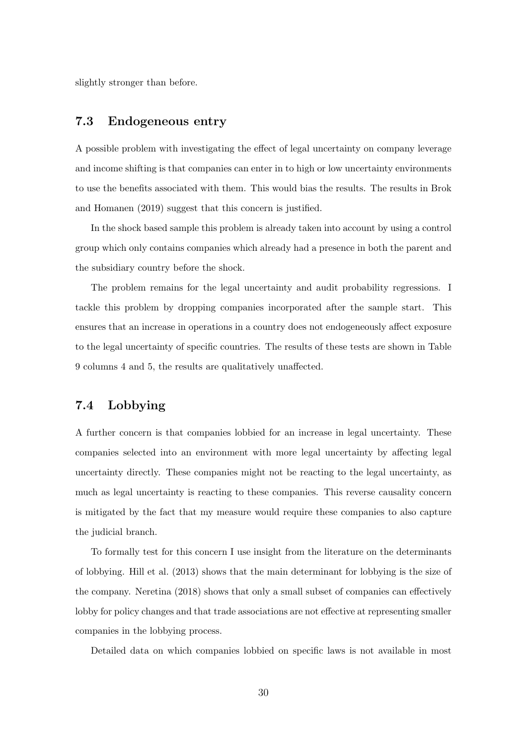slightly stronger than before.

## 7.3 Endogeneous entry

A possible problem with investigating the effect of legal uncertainty on company leverage and income shifting is that companies can enter in to high or low uncertainty environments to use the benefits associated with them. This would bias the results. The results in Brok and Homanen (2019) suggest that this concern is justified.

In the shock based sample this problem is already taken into account by using a control group which only contains companies which already had a presence in both the parent and the subsidiary country before the shock.

The problem remains for the legal uncertainty and audit probability regressions. I tackle this problem by dropping companies incorporated after the sample start. This ensures that an increase in operations in a country does not endogeneously affect exposure to the legal uncertainty of specific countries. The results of these tests are shown in Table 9 columns 4 and 5, the results are qualitatively unaffected.

## 7.4 Lobbying

A further concern is that companies lobbied for an increase in legal uncertainty. These companies selected into an environment with more legal uncertainty by affecting legal uncertainty directly. These companies might not be reacting to the legal uncertainty, as much as legal uncertainty is reacting to these companies. This reverse causality concern is mitigated by the fact that my measure would require these companies to also capture the judicial branch.

To formally test for this concern I use insight from the literature on the determinants of lobbying. Hill et al. (2013) shows that the main determinant for lobbying is the size of the company. Neretina (2018) shows that only a small subset of companies can effectively lobby for policy changes and that trade associations are not effective at representing smaller companies in the lobbying process.

Detailed data on which companies lobbied on specific laws is not available in most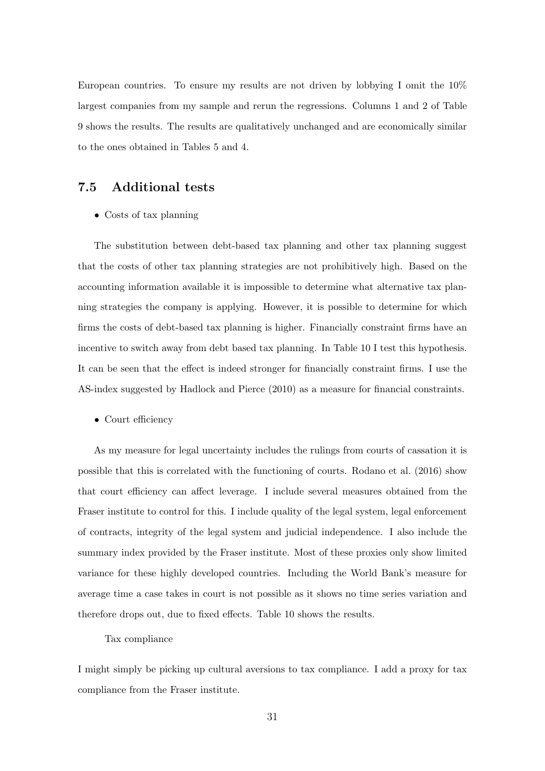European countries. To ensure my results are not driven by lobbying I omit the 10% largest companies from my sample and rerun the regressions. Columns 1 and 2 of Table 9 shows the results. The results are qualitatively unchanged and are economically similar to the ones obtained in Tables 5 and 4.

## 7.5 Additional tests

- Costs of tax planning

The substitution between debt-based tax planning and other tax planning suggest that the costs of other tax planning strategies are not prohibitively high. Based on the accounting information available it is impossible to determine what alternative tax planning strategies the company is applying. However, it is possible to determine for which firms the costs of debt-based tax planning is higher. Financially constraint firms have an incentive to switch away from debt based tax planning. In Table 10 I test this hypothesis. It can be seen that the effect is indeed stronger for financially constraint firms. I use the AS-index suggested by Hadlock and Pierce (2010) as a measure for financial constraints.

- Court efficiency

As my measure for legal uncertainty includes the rulings from courts of cassation it is possible that this is correlated with the functioning of courts. Rodano et al. (2016) show that court efficiency can affect leverage. I include several measures obtained from the Fraser institute to control for this. I include quality of the legal system, legal enforcement of contracts, integrity of the legal system and judicial independence. I also include the summary index provided by the Fraser institute. Most of these proxies only show limited variance for these highly developed countries. Including the World Bank's measure for average time a case takes in court is not possible as it shows no time series variation and therefore drops out, due to fixed effects. Table 10 shows the results.

Tax compliance

I might simply be picking up cultural aversions to tax compliance. I add a proxy for tax compliance from the Fraser institute.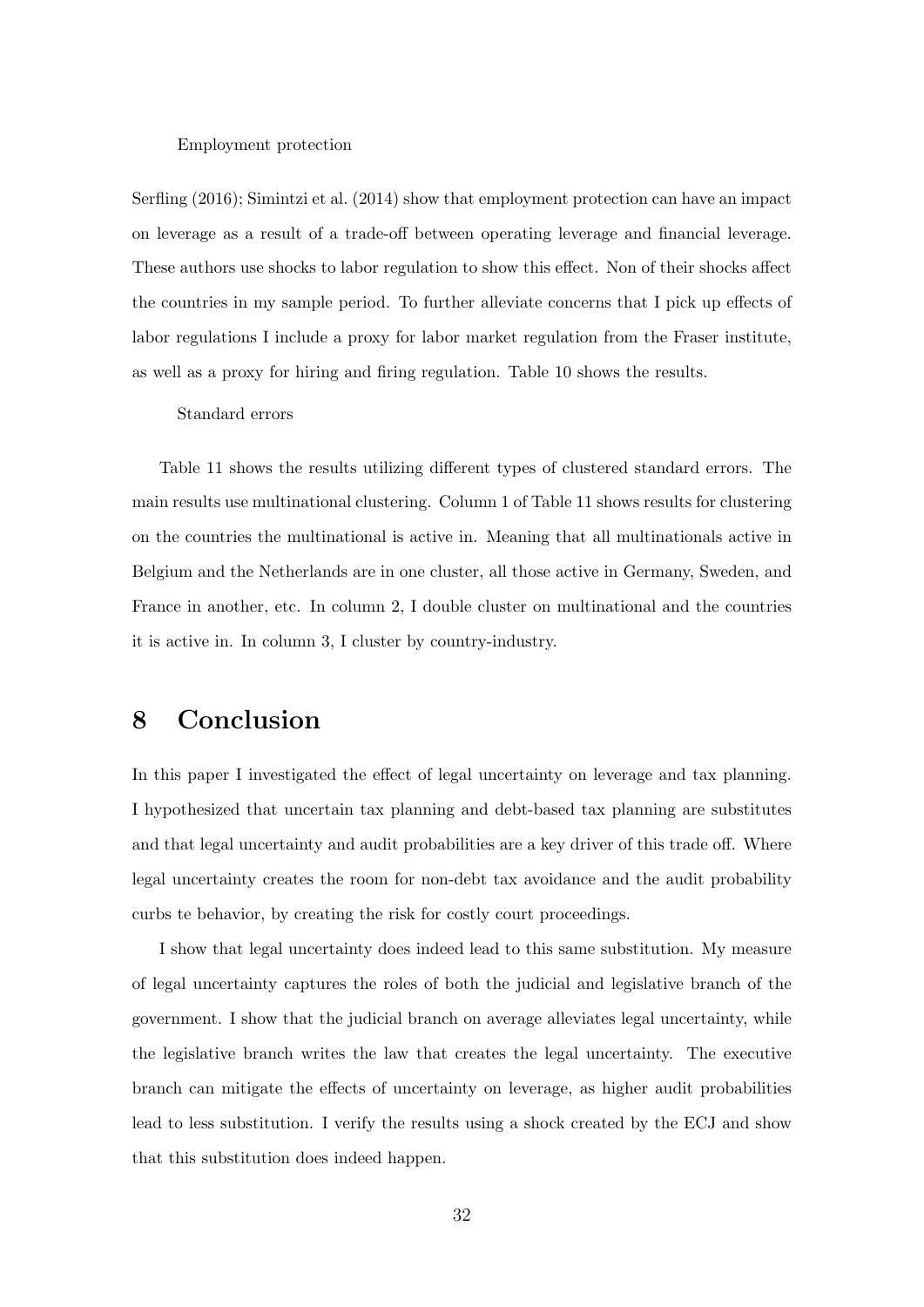Employment protection

Serfling (2016); Simintzi et al. (2014) show that employment protection can have an impact on leverage as a result of a trade-off between operating leverage and financial leverage. These authors use shocks to labor regulation to show this effect. Non of their shocks affect the countries in my sample period. To further alleviate concerns that I pick up effects of labor regulations I include a proxy for labor market regulation from the Fraser institute, as well as a proxy for hiring and firing regulation. Table 10 shows the results.

Standard errors

Table 11 shows the results utilizing different types of clustered standard errors. The main results use multinational clustering. Column 1 of Table 11 shows results for clustering on the countries the multinational is active in. Meaning that all multinationals active in Belgium and the Netherlands are in one cluster, all those active in Germany, Sweden, and France in another, etc. In column 2, I double cluster on multinational and the countries it is active in. In column 3, I cluster by country-industry.

# 8 Conclusion

In this paper I investigated the effect of legal uncertainty on leverage and tax planning. I hypothesized that uncertain tax planning and debt-based tax planning are substitutes and that legal uncertainty and audit probabilities are a key driver of this trade off. Where legal uncertainty creates the room for non-debt tax avoidance and the audit probability curbs te behavior, by creating the risk for costly court proceedings.

I show that legal uncertainty does indeed lead to this same substitution. My measure of legal uncertainty captures the roles of both the judicial and legislative branch of the government. I show that the judicial branch on average alleviates legal uncertainty, while the legislative branch writes the law that creates the legal uncertainty. The executive branch can mitigate the effects of uncertainty on leverage, as higher audit probabilities lead to less substitution. I verify the results using a shock created by the ECJ and show that this substitution does indeed happen.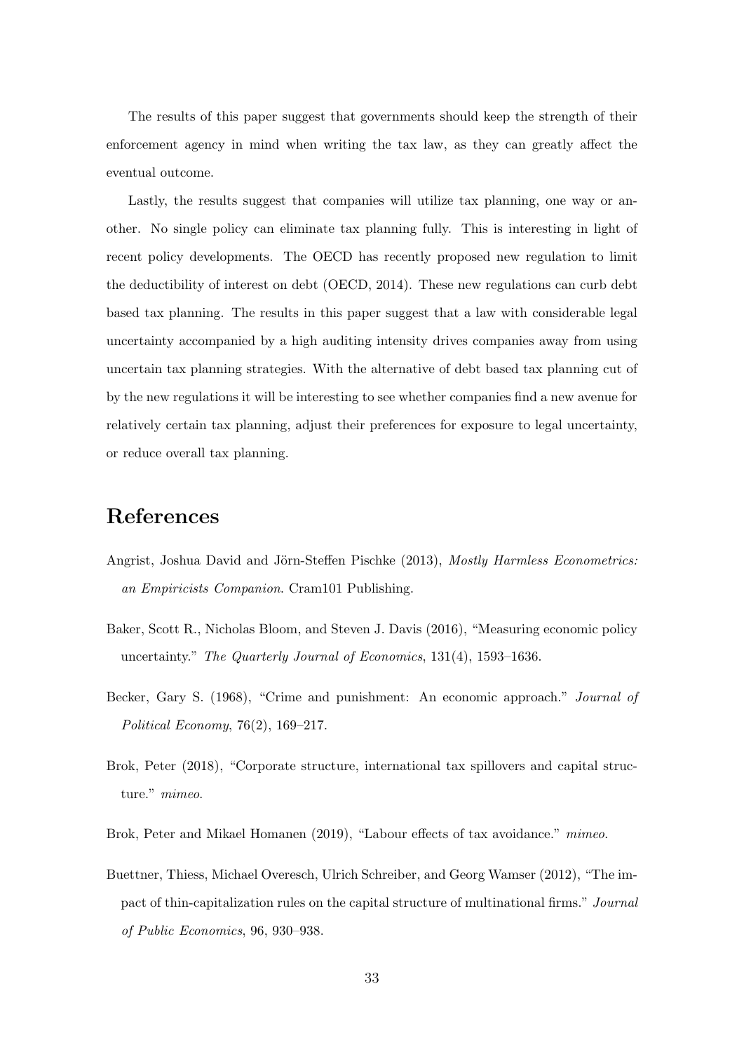The results of this paper suggest that governments should keep the strength of their enforcement agency in mind when writing the tax law, as they can greatly affect the eventual outcome.

Lastly, the results suggest that companies will utilize tax planning, one way or another. No single policy can eliminate tax planning fully. This is interesting in light of recent policy developments. The OECD has recently proposed new regulation to limit the deductibility of interest on debt (OECD, 2014). These new regulations can curb debt based tax planning. The results in this paper suggest that a law with considerable legal uncertainty accompanied by a high auditing intensity drives companies away from using uncertain tax planning strategies. With the alternative of debt based tax planning cut of by the new regulations it will be interesting to see whether companies find a new avenue for relatively certain tax planning, adjust their preferences for exposure to legal uncertainty, or reduce overall tax planning.

# References

Angrist, Joshua David and Jörn-Steffen Pischke (2013), *Mostly Harmless Econometrics: an Empiricists Companion*. Cram101 Publishing.

Baker, Scott R., Nicholas Bloom, and Steven J. Davis (2016), "Measuring economic policy uncertainty." *The Quarterly Journal of Economics*, 131(4), 1593–1636.

Becker, Gary S. (1968), "Crime and punishment: An economic approach." *Journal of Political Economy*, 76(2), 169–217.

Brok, Peter (2018), "Corporate structure, international tax spillovers and capital structure." *mimeo*.

Brok, Peter and Mikael Homanen (2019), "Labour effects of tax avoidance." *mimeo*.

Buettner, Thiess, Michael Overesch, Ulrich Schreiber, and Georg Wamser (2012), "The impact of thin-capitalization rules on the capital structure of multinational firms." *Journal of Public Economics*, 96, 930–938.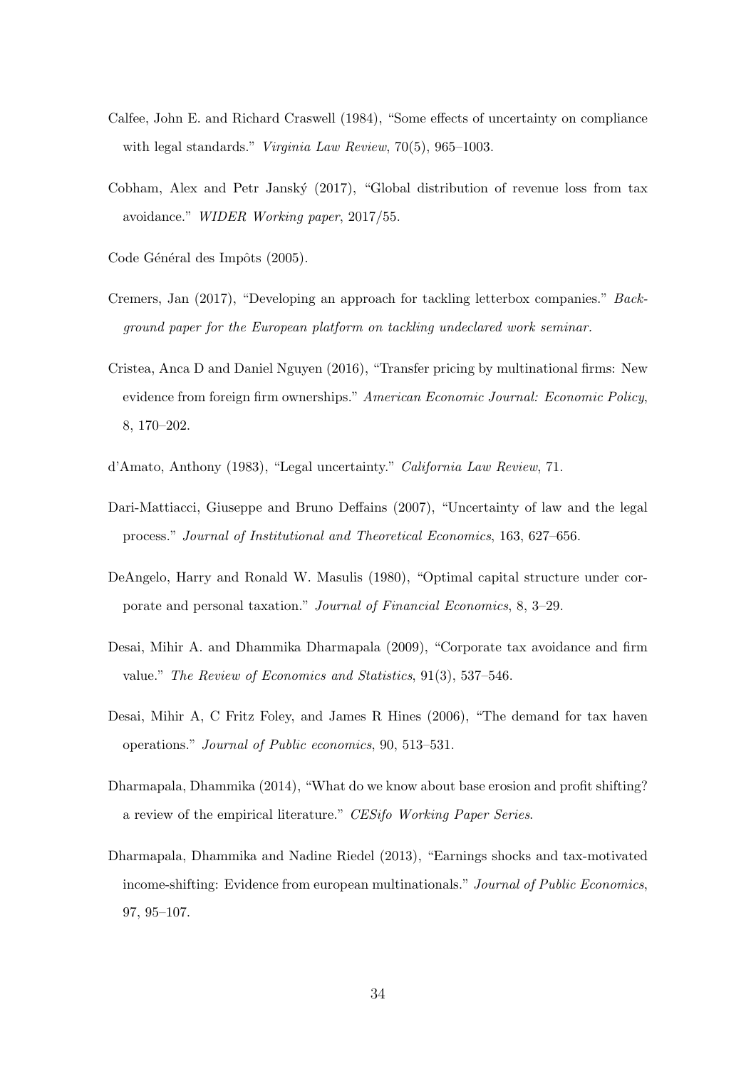Calfee, John E. and Richard Craswell (1984), "Some effects of uncertainty on compliance with legal standards." *Virginia Law Review*, 70(5), 965–1003.

Cobham, Alex and Petr Janský (2017), "Global distribution of revenue loss from tax avoidance." *WIDER Working paper*, 2017/55.

Code Général des Impôts (2005).

Cremers, Jan (2017), "Developing an approach for tackling letterbox companies." *Background paper for the European platform on tackling undeclared work seminar.*

Cristea, Anca D and Daniel Nguyen (2016), "Transfer pricing by multinational firms: New evidence from foreign firm ownerships." *American Economic Journal: Economic Policy*, 8, 170–202.

d'Amato, Anthony (1983), "Legal uncertainty." *California Law Review*, 71.

Dari-Mattiacci, Giuseppe and Bruno Deffains (2007), "Uncertainty of law and the legal process." *Journal of Institutional and Theoretical Economics*, 163, 627–656.

DeAngelo, Harry and Ronald W. Masulis (1980), "Optimal capital structure under corporate and personal taxation." *Journal of Financial Economics*, 8, 3–29.

Desai, Mihir A. and Dhammika Dharmapala (2009), "Corporate tax avoidance and firm value." *The Review of Economics and Statistics*, 91(3), 537–546.

Desai, Mihir A, C Fritz Foley, and James R Hines (2006), "The demand for tax haven operations." *Journal of Public economics*, 90, 513–531.

Dharmapala, Dhammika (2014), "What do we know about base erosion and profit shifting? a review of the empirical literature." *CESifo Working Paper Series*.

Dharmapala, Dhammika and Nadine Riedel (2013), "Earnings shocks and tax-motivated income-shifting: Evidence from european multinationals." *Journal of Public Economics*, 97, 95–107.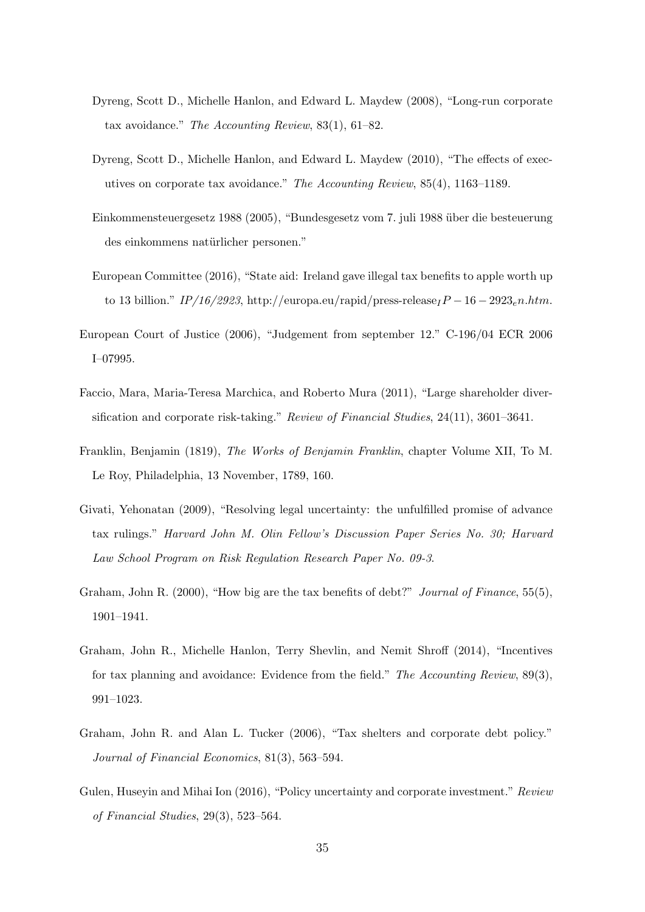Dyreng, Scott D., Michelle Hanlon, and Edward L. Maydew (2008), "Long-run corporate tax avoidance." *The Accounting Review*, 83(1), 61–82.

Dyreng, Scott D., Michelle Hanlon, and Edward L. Maydew (2010), "The effects of executives on corporate tax avoidance." *The Accounting Review*, 85(4), 1163–1189.

Einkommensteuergesetz 1988 (2005), "Bundesgesetz vom 7. juli 1988 über die besteuerung des einkommens natürlicher personen."

European Committee (2016), "State aid: Ireland gave illegal tax benefits to apple worth up to 13 billion." *IP/16/2923*, http://europa.eu/rapid/press-release$_IP-16-2923_en.htm$.

European Court of Justice (2006), "Judgement from september 12." C-196/04 ECR 2006 I–07995.

Faccio, Mara, Maria-Teresa Marchica, and Roberto Mura (2011), "Large shareholder diversification and corporate risk-taking." *Review of Financial Studies*, 24(11), 3601–3641.

Franklin, Benjamin (1819), *The Works of Benjamin Franklin*, chapter Volume XII, To M. Le Roy, Philadelphia, 13 November, 1789, 160.

Givati, Yehonatan (2009), "Resolving legal uncertainty: the unfulfilled promise of advance tax rulings." *Harvard John M. Olin Fellow's Discussion Paper Series No. 30; Harvard Law School Program on Risk Regulation Research Paper No. 09-3*.

Graham, John R. (2000), "How big are the tax benefits of debt?" *Journal of Finance*, 55(5), 1901–1941.

Graham, John R., Michelle Hanlon, Terry Shevlin, and Nemit Shroff (2014), "Incentives for tax planning and avoidance: Evidence from the field." *The Accounting Review*, 89(3), 991–1023.

Graham, John R. and Alan L. Tucker (2006), "Tax shelters and corporate debt policy." *Journal of Financial Economics*, 81(3), 563–594.

Gulen, Huseyin and Mihai Ion (2016), "Policy uncertainty and corporate investment." *Review of Financial Studies*, 29(3), 523–564.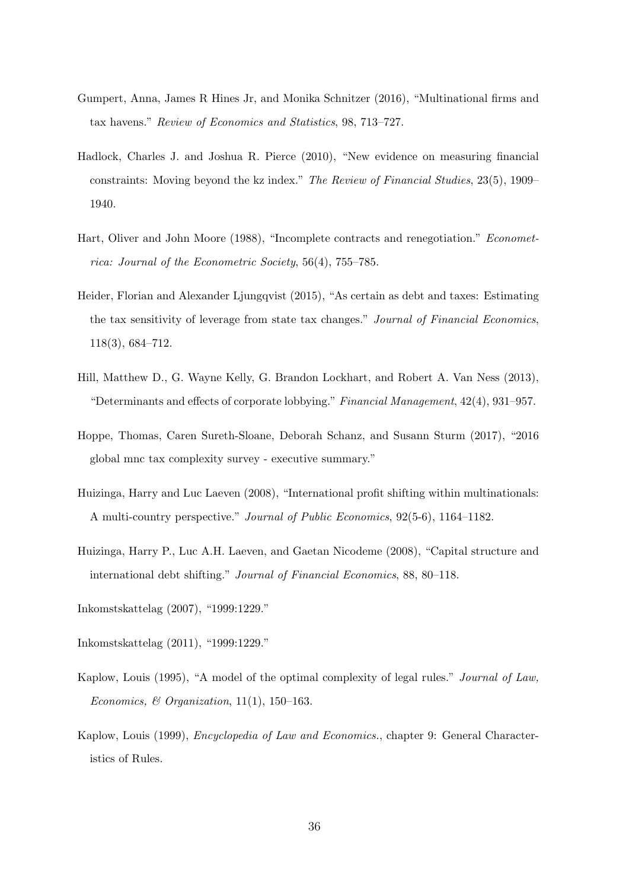Gumpert, Anna, James R Hines Jr, and Monika Schnitzer (2016), "Multinational firms and tax havens." *Review of Economics and Statistics*, 98, 713–727.

Hadlock, Charles J. and Joshua R. Pierce (2010), "New evidence on measuring financial constraints: Moving beyond the kz index." *The Review of Financial Studies*, 23(5), 1909–1940.

Hart, Oliver and John Moore (1988), "Incomplete contracts and renegotiation." *Econometrica: Journal of the Econometric Society*, 56(4), 755–785.

Heider, Florian and Alexander Ljungqvist (2015), "As certain as debt and taxes: Estimating the tax sensitivity of leverage from state tax changes." *Journal of Financial Economics*, 118(3), 684–712.

Hill, Matthew D., G. Wayne Kelly, G. Brandon Lockhart, and Robert A. Van Ness (2013), "Determinants and effects of corporate lobbying." *Financial Management*, 42(4), 931–957.

Hoppe, Thomas, Caren Sureth-Sloane, Deborah Schanz, and Susann Sturm (2017), "2016 global mnc tax complexity survey - executive summary."

Huizinga, Harry and Luc Laeven (2008), "International profit shifting within multinationals: A multi-country perspective." *Journal of Public Economics*, 92(5-6), 1164–1182.

Huizinga, Harry P., Luc A.H. Laeven, and Gaetan Nicodeme (2008), "Capital structure and international debt shifting." *Journal of Financial Economics*, 88, 80–118.

Inkomstskattelag (2007), "1999:1229."

Inkomstskattelag (2011), "1999:1229."

Kaplow, Louis (1995), "A model of the optimal complexity of legal rules." *Journal of Law, Economics, & Organization*, 11(1), 150–163.

Kaplow, Louis (1999), *Encyclopedia of Law and Economics.*, chapter 9: General Characteristics of Rules.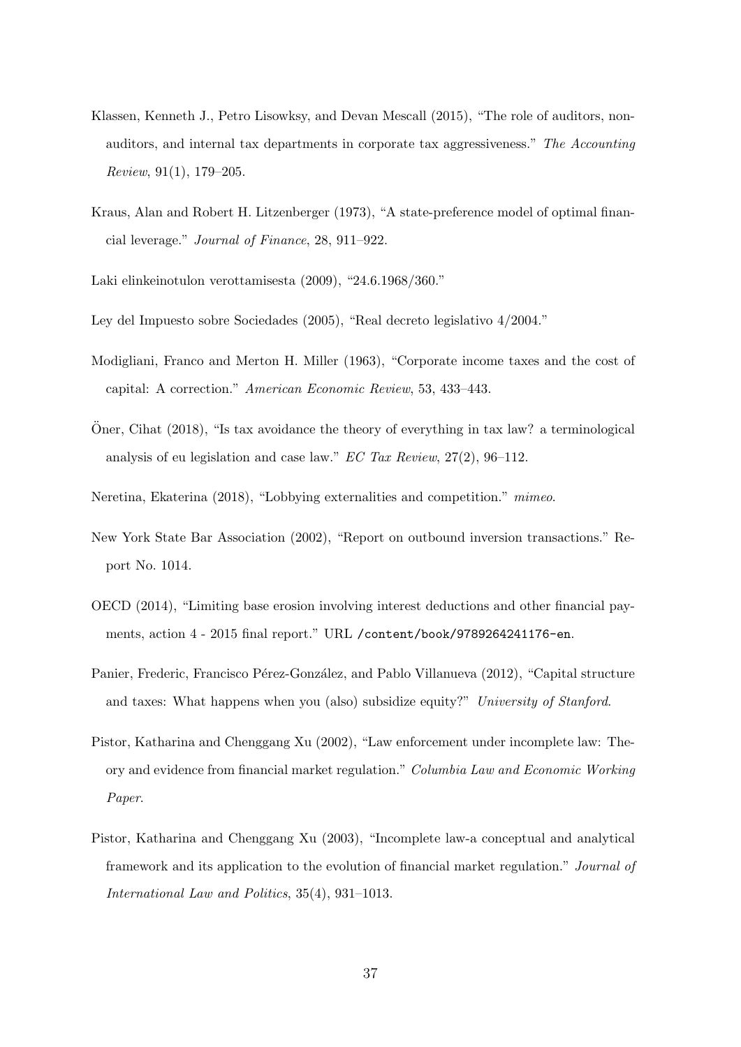Klassen, Kenneth J., Petro Lisowksy, and Devan Mescall (2015), "The role of auditors, non-auditors, and internal tax departments in corporate tax aggressiveness." *The Accounting Review*, 91(1), 179–205.

Kraus, Alan and Robert H. Litzenberger (1973), "A state-preference model of optimal financial leverage." *Journal of Finance*, 28, 911–922.

Laki elinkeinotulon verottamisesta (2009), "24.6.1968/360."

Ley del Impuesto sobre Sociedades (2005), "Real decreto legislativo 4/2004."

Modigliani, Franco and Merton H. Miller (1963), "Corporate income taxes and the cost of capital: A correction." *American Economic Review*, 53, 433–443.

Öner, Cihat (2018), "Is tax avoidance the theory of everything in tax law? a terminological analysis of eu legislation and case law." *EC Tax Review*, 27(2), 96–112.

Neretina, Ekaterina (2018), "Lobbying externalities and competition." *mimeo*.

New York State Bar Association (2002), "Report on outbound inversion transactions." Report No. 1014.

OECD (2014), "Limiting base erosion involving interest deductions and other financial payments, action 4 - 2015 final report." URL `/content/book/9789264241176-en`.

Panier, Frederic, Francisco Pérez-González, and Pablo Villanueva (2012), "Capital structure and taxes: What happens when you (also) subsidize equity?" *University of Stanford*.

Pistor, Katharina and Chenggang Xu (2002), "Law enforcement under incomplete law: Theory and evidence from financial market regulation." *Columbia Law and Economic Working Paper*.

Pistor, Katharina and Chenggang Xu (2003), "Incomplete law-a conceptual and analytical framework and its application to the evolution of financial market regulation." *Journal of International Law and Politics*, 35(4), 931–1013.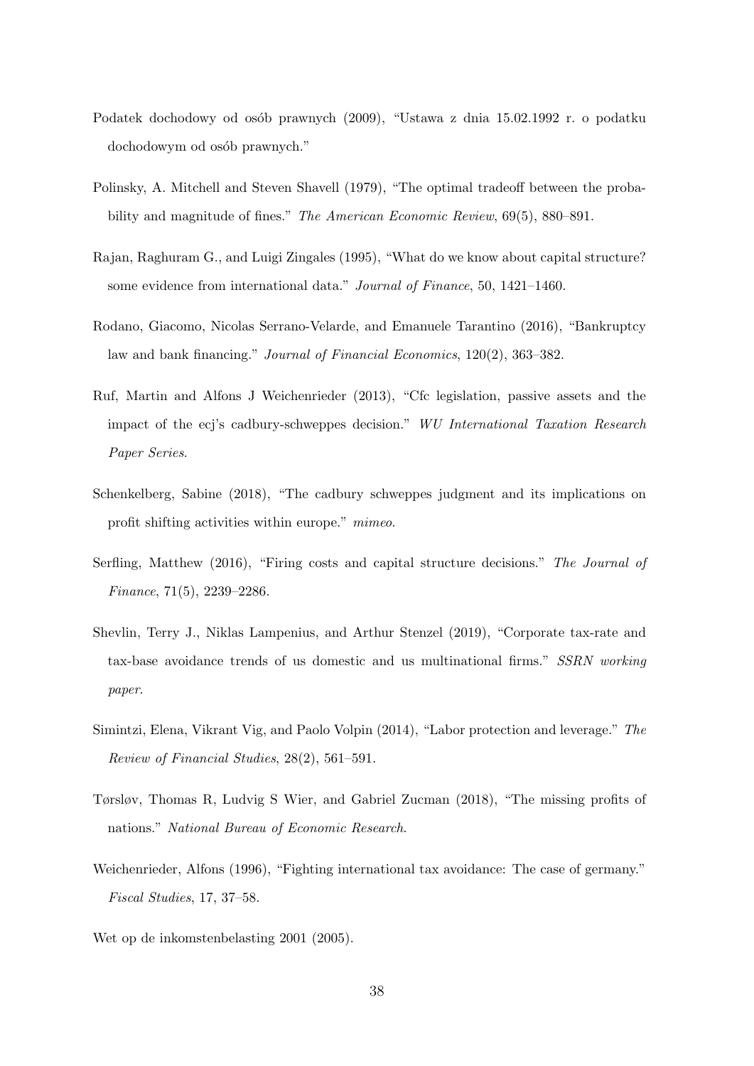Podatek dochodowy od osób prawnych (2009), "Ustawa z dnia 15.02.1992 r. o podatku dochodowym od osób prawnych."

Polinsky, A. Mitchell and Steven Shavell (1979), "The optimal tradeoff between the probability and magnitude of fines." *The American Economic Review*, 69(5), 880–891.

Rajan, Raghuram G., and Luigi Zingales (1995), "What do we know about capital structure? some evidence from international data." *Journal of Finance*, 50, 1421–1460.

Rodano, Giacomo, Nicolas Serrano-Velarde, and Emanuele Tarantino (2016), "Bankruptcy law and bank financing." *Journal of Financial Economics*, 120(2), 363–382.

Ruf, Martin and Alfons J Weichenrieder (2013), "Cfc legislation, passive assets and the impact of the ecj's cadbury-schweppes decision." *WU International Taxation Research Paper Series*.

Schenkelberg, Sabine (2018), "The cadbury schweppes judgment and its implications on profit shifting activities within europe." *mimeo*.

Serfling, Matthew (2016), "Firing costs and capital structure decisions." *The Journal of Finance*, 71(5), 2239–2286.

Shevlin, Terry J., Niklas Lampenius, and Arthur Stenzel (2019), "Corporate tax-rate and tax-base avoidance trends of us domestic and us multinational firms." *SSRN working paper*.

Simintzi, Elena, Vikrant Vig, and Paolo Volpin (2014), "Labor protection and leverage." *The Review of Financial Studies*, 28(2), 561–591.

Tørsløv, Thomas R, Ludvig S Wier, and Gabriel Zucman (2018), "The missing profits of nations." *National Bureau of Economic Research*.

Weichenrieder, Alfons (1996), "Fighting international tax avoidance: The case of germany." *Fiscal Studies*, 17, 37–58.

Wet op de inkomstenbelasting 2001 (2005).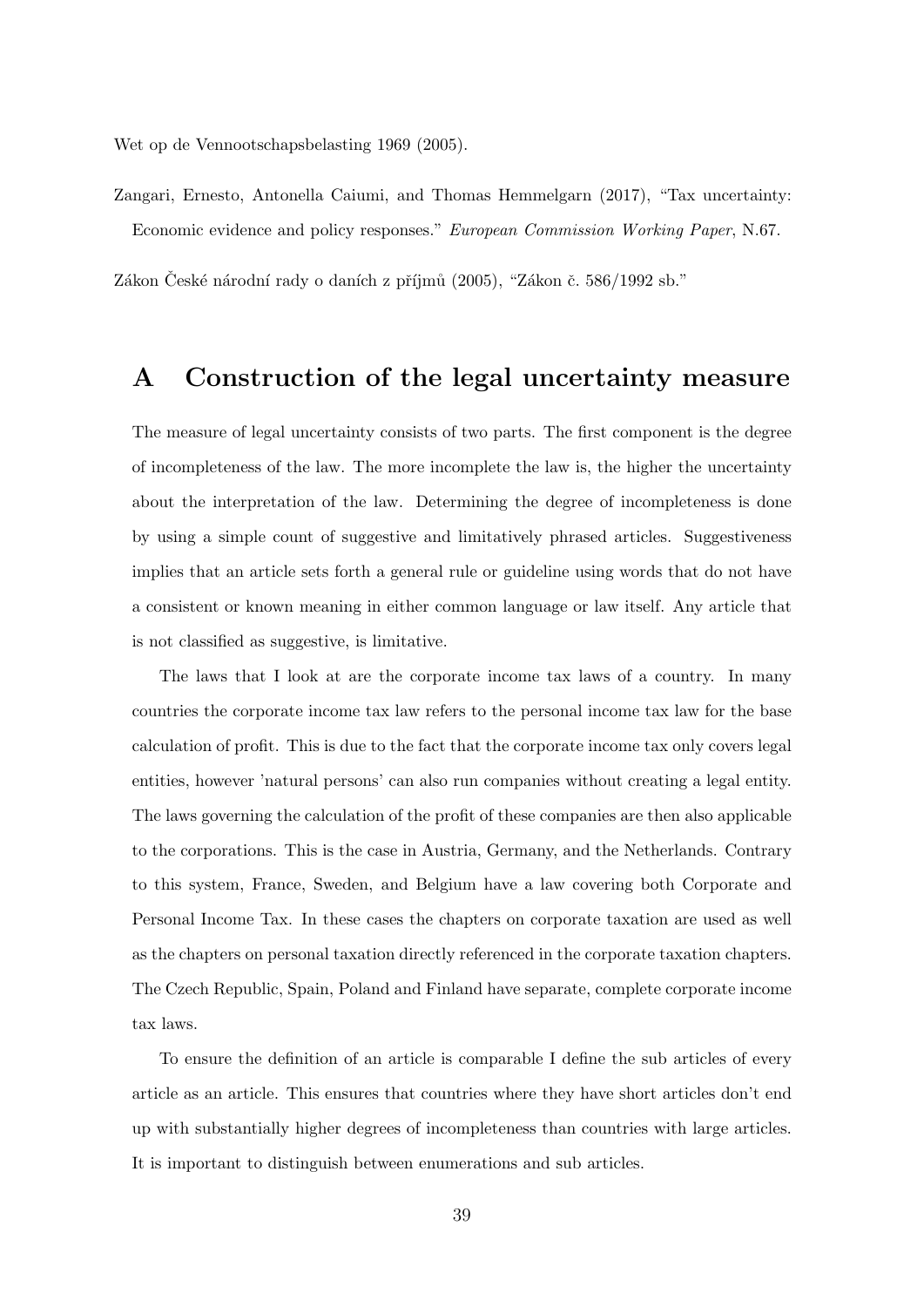Wet op de Vennootschapsbelasting 1969 (2005).

Zangari, Ernesto, Antonella Caiumi, and Thomas Hemmelgarn (2017), "Tax uncertainty: Economic evidence and policy responses." *European Commission Working Paper*, N.67.

Zákon České národní rady o daních z příjmů (2005), "Zákon č. 586/1992 sb."

# A Construction of the legal uncertainty measure

The measure of legal uncertainty consists of two parts. The first component is the degree of incompleteness of the law. The more incomplete the law is, the higher the uncertainty about the interpretation of the law. Determining the degree of incompleteness is done by using a simple count of suggestive and limitatively phrased articles. Suggestiveness implies that an article sets forth a general rule or guideline using words that do not have a consistent or known meaning in either common language or law itself. Any article that is not classified as suggestive, is limitative.

The laws that I look at are the corporate income tax laws of a country. In many countries the corporate income tax law refers to the personal income tax law for the base calculation of profit. This is due to the fact that the corporate income tax only covers legal entities, however 'natural persons' can also run companies without creating a legal entity. The laws governing the calculation of the profit of these companies are then also applicable to the corporations. This is the case in Austria, Germany, and the Netherlands. Contrary to this system, France, Sweden, and Belgium have a law covering both Corporate and Personal Income Tax. In these cases the chapters on corporate taxation are used as well as the chapters on personal taxation directly referenced in the corporate taxation chapters. The Czech Republic, Spain, Poland and Finland have separate, complete corporate income tax laws.

To ensure the definition of an article is comparable I define the sub articles of every article as an article. This ensures that countries where they have short articles don't end up with substantially higher degrees of incompleteness than countries with large articles. It is important to distinguish between enumerations and sub articles.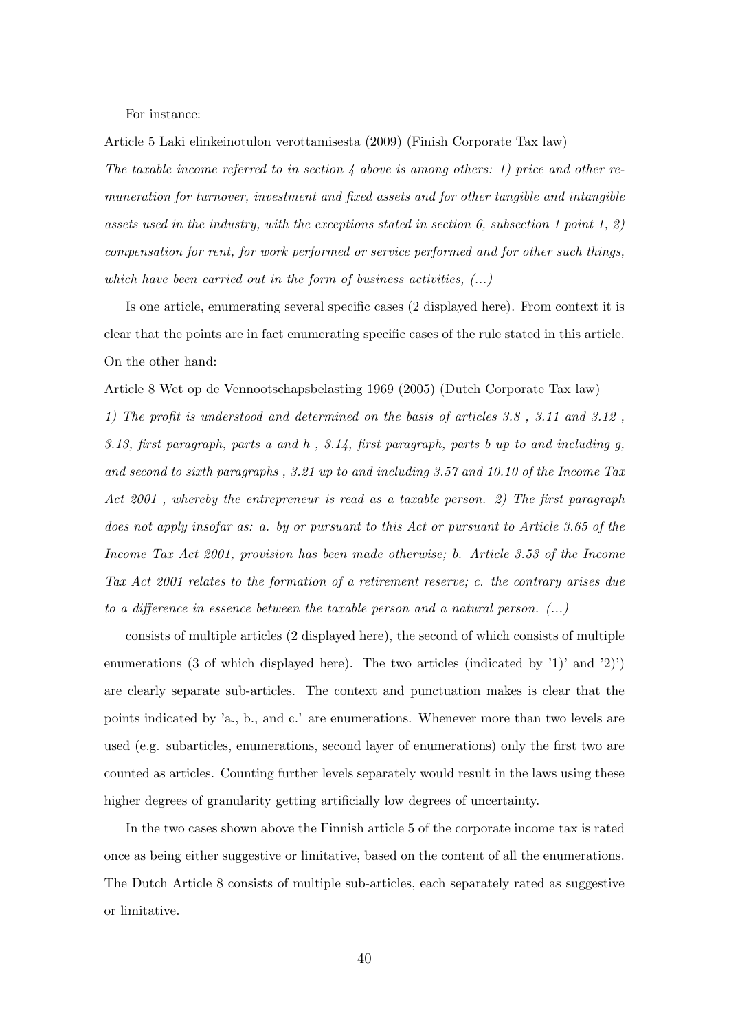For instance:

Article 5 Laki elinkeinotulon verottamisesta (2009) (Finish Corporate Tax law)

*The taxable income referred to in section 4 above is among others: 1) price and other remuneration for turnover, investment and fixed assets and for other tangible and intangible assets used in the industry, with the exceptions stated in section 6, subsection 1 point 1, 2) compensation for rent, for work performed or service performed and for other such things, which have been carried out in the form of business activities, (...)*

Is one article, enumerating several specific cases (2 displayed here). From context it is clear that the points are in fact enumerating specific cases of the rule stated in this article. On the other hand:

Article 8 Wet op de Vennootschapsbelasting 1969 (2005) (Dutch Corporate Tax law)

*1) The profit is understood and determined on the basis of articles 3.8 , 3.11 and 3.12 , 3.13, first paragraph, parts a and h , 3.14, first paragraph, parts b up to and including g, and second to sixth paragraphs , 3.21 up to and including 3.57 and 10.10 of the Income Tax Act 2001 , whereby the entrepreneur is read as a taxable person. 2) The first paragraph does not apply insofar as: a. by or pursuant to this Act or pursuant to Article 3.65 of the Income Tax Act 2001, provision has been made otherwise; b. Article 3.53 of the Income Tax Act 2001 relates to the formation of a retirement reserve; c. the contrary arises due to a difference in essence between the taxable person and a natural person. (...)*

consists of multiple articles (2 displayed here), the second of which consists of multiple enumerations (3 of which displayed here). The two articles (indicated by '1)' and '2)') are clearly separate sub-articles. The context and punctuation makes is clear that the points indicated by 'a., b., and c.' are enumerations. Whenever more than two levels are used (e.g. subarticles, enumerations, second layer of enumerations) only the first two are counted as articles. Counting further levels separately would result in the laws using these higher degrees of granularity getting artificially low degrees of uncertainty.

In the two cases shown above the Finnish article 5 of the corporate income tax is rated once as being either suggestive or limitative, based on the content of all the enumerations. The Dutch Article 8 consists of multiple sub-articles, each separately rated as suggestive or limitative.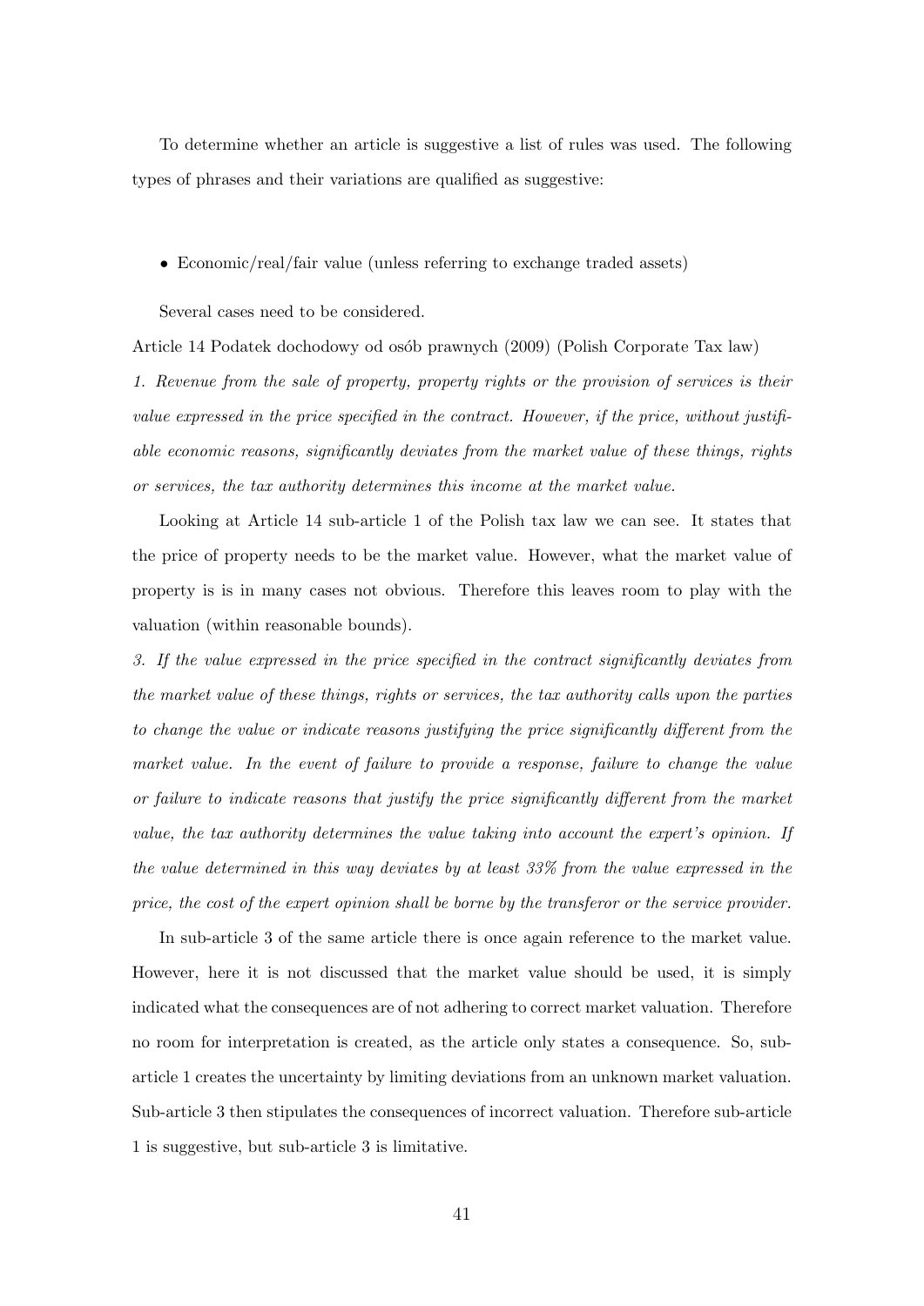To determine whether an article is suggestive a list of rules was used. The following types of phrases and their variations are qualified as suggestive:

- Economic/real/fair value (unless referring to exchange traded assets)

Several cases need to be considered.

Article 14 Podatek dochodowy od osób prawnych (2009) (Polish Corporate Tax law)

*1. Revenue from the sale of property, property rights or the provision of services is their value expressed in the price specified in the contract. However, if the price, without justifiable economic reasons, significantly deviates from the market value of these things, rights or services, the tax authority determines this income at the market value.*

Looking at Article 14 sub-article 1 of the Polish tax law we can see. It states that the price of property needs to be the market value. However, what the market value of property is is in many cases not obvious. Therefore this leaves room to play with the valuation (within reasonable bounds).

*3. If the value expressed in the price specified in the contract significantly deviates from the market value of these things, rights or services, the tax authority calls upon the parties to change the value or indicate reasons justifying the price significantly different from the market value. In the event of failure to provide a response, failure to change the value or failure to indicate reasons that justify the price significantly different from the market value, the tax authority determines the value taking into account the expert's opinion. If the value determined in this way deviates by at least 33% from the value expressed in the price, the cost of the expert opinion shall be borne by the transferor or the service provider.*

In sub-article 3 of the same article there is once again reference to the market value. However, here it is not discussed that the market value should be used, it is simply indicated what the consequences are of not adhering to correct market valuation. Therefore no room for interpretation is created, as the article only states a consequence. So, sub-article 1 creates the uncertainty by limiting deviations from an unknown market valuation. Sub-article 3 then stipulates the consequences of incorrect valuation. Therefore sub-article 1 is suggestive, but sub-article 3 is limitative.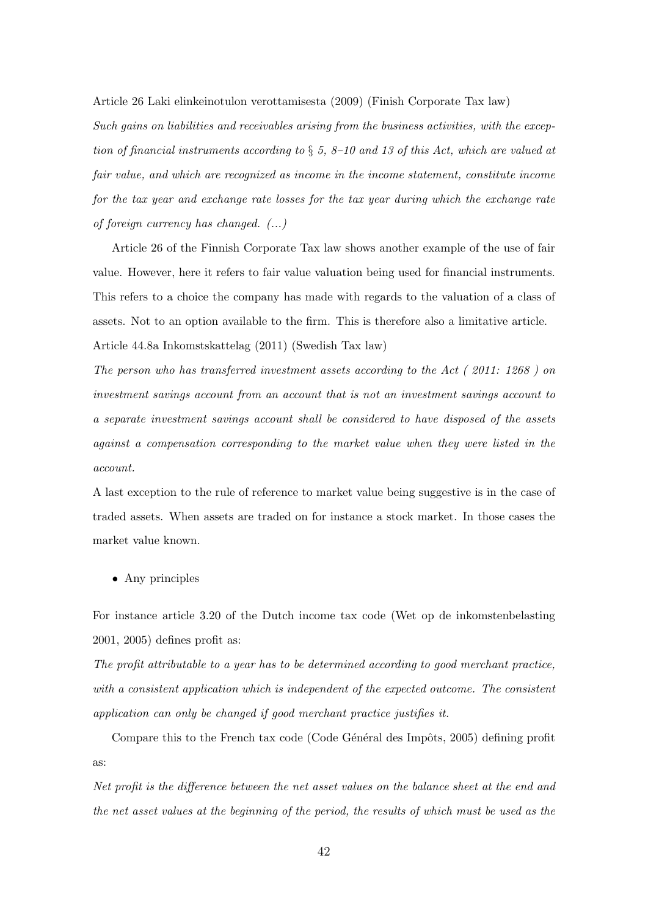Article 26 Laki elinkeinotulon verottamisesta (2009) (Finish Corporate Tax law)

*Such gains on liabilities and receivables arising from the business activities, with the exception of financial instruments according to § 5, 8–10 and 13 of this Act, which are valued at fair value, and which are recognized as income in the income statement, constitute income for the tax year and exchange rate losses for the tax year during which the exchange rate of foreign currency has changed. (...)*

Article 26 of the Finnish Corporate Tax law shows another example of the use of fair value. However, here it refers to fair value valuation being used for financial instruments. This refers to a choice the company has made with regards to the valuation of a class of assets. Not to an option available to the firm. This is therefore also a limitative article.

Article 44.8a Inkomstskattelag (2011) (Swedish Tax law)

*The person who has transferred investment assets according to the Act ( 2011: 1268 ) on investment savings account from an account that is not an investment savings account to a separate investment savings account shall be considered to have disposed of the assets against a compensation corresponding to the market value when they were listed in the account.*

A last exception to the rule of reference to market value being suggestive is in the case of traded assets. When assets are traded on for instance a stock market. In those cases the market value known.

- Any principles

For instance article 3.20 of the Dutch income tax code (Wet op de inkomstenbelasting 2001, 2005) defines profit as:

*The profit attributable to a year has to be determined according to good merchant practice, with a consistent application which is independent of the expected outcome. The consistent application can only be changed if good merchant practice justifies it.*

Compare this to the French tax code (Code Général des Impôts, 2005) defining profit as:

*Net profit is the difference between the net asset values on the balance sheet at the end and the net asset values at the beginning of the period, the results of which must be used as the*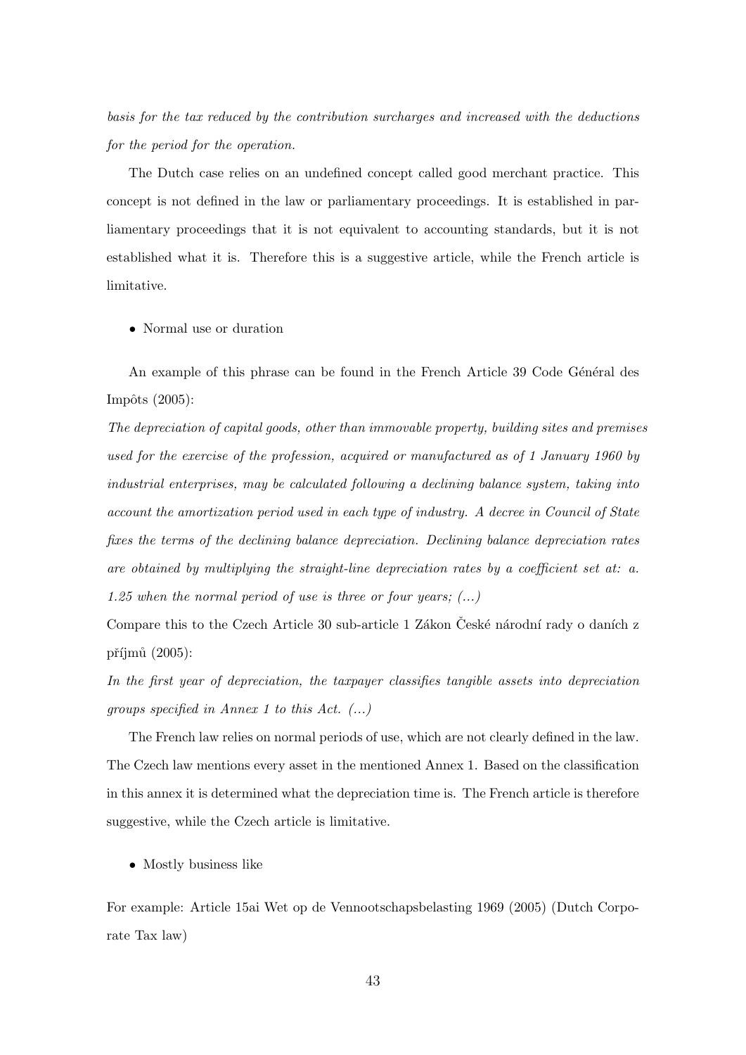*basis for the tax reduced by the contribution surcharges and increased with the deductions for the period for the operation.*

The Dutch case relies on an undefined concept called good merchant practice. This concept is not defined in the law or parliamentary proceedings. It is established in parliamentary proceedings that it is not equivalent to accounting standards, but it is not established what it is. Therefore this is a suggestive article, while the French article is limitative.

- Normal use or duration

An example of this phrase can be found in the French Article 39 Code Général des Impôts (2005):

*The depreciation of capital goods, other than immovable property, building sites and premises used for the exercise of the profession, acquired or manufactured as of 1 January 1960 by industrial enterprises, may be calculated following a declining balance system, taking into account the amortization period used in each type of industry. A decree in Council of State fixes the terms of the declining balance depreciation. Declining balance depreciation rates are obtained by multiplying the straight-line depreciation rates by a coefficient set at: a. 1.25 when the normal period of use is three or four years; (...)*

Compare this to the Czech Article 30 sub-article 1 Zákon České národní rady o daních z příjmů (2005):

*In the first year of depreciation, the taxpayer classifies tangible assets into depreciation groups specified in Annex 1 to this Act. (...)*

The French law relies on normal periods of use, which are not clearly defined in the law. The Czech law mentions every asset in the mentioned Annex 1. Based on the classification in this annex it is determined what the depreciation time is. The French article is therefore suggestive, while the Czech article is limitative.

- Mostly business like

For example: Article 15ai Wet op de Vennootschapsbelasting 1969 (2005) (Dutch Corporate Tax law)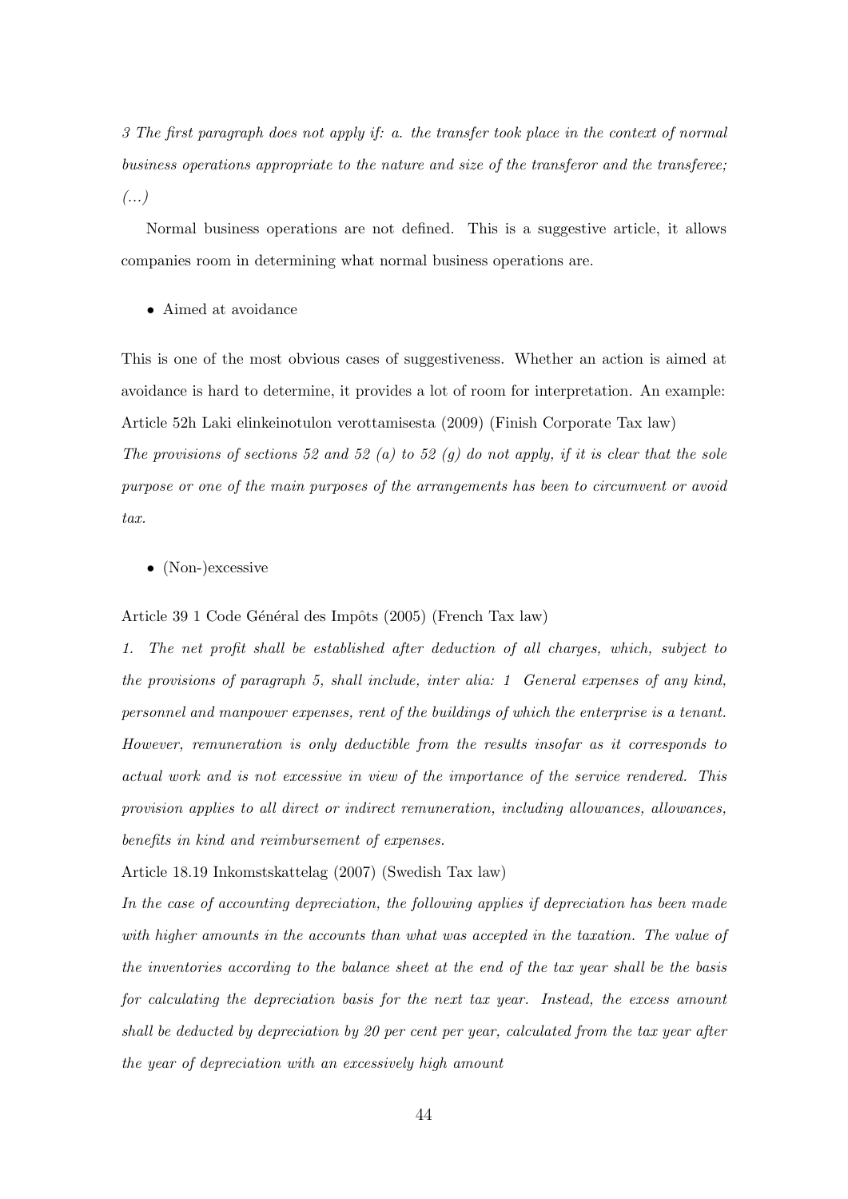*3 The first paragraph does not apply if: a. the transfer took place in the context of normal business operations appropriate to the nature and size of the transferor and the transferee; (...)*

Normal business operations are not defined. This is a suggestive article, it allows companies room in determining what normal business operations are.

- Aimed at avoidance

This is one of the most obvious cases of suggestiveness. Whether an action is aimed at avoidance is hard to determine, it provides a lot of room for interpretation. An example: Article 52h Laki elinkeinotulon verottamisesta (2009) (Finish Corporate Tax law)

*The provisions of sections 52 and 52 (a) to 52 (g) do not apply, if it is clear that the sole purpose or one of the main purposes of the arrangements has been to circumvent or avoid tax.*

- (Non-)excessive

Article 39 1 Code Général des Impôts (2005) (French Tax law)

*1. The net profit shall be established after deduction of all charges, which, subject to the provisions of paragraph 5, shall include, inter alia: 1 General expenses of any kind, personnel and manpower expenses, rent of the buildings of which the enterprise is a tenant. However, remuneration is only deductible from the results insofar as it corresponds to actual work and is not excessive in view of the importance of the service rendered. This provision applies to all direct or indirect remuneration, including allowances, allowances, benefits in kind and reimbursement of expenses.*

Article 18.19 Inkomstskattelag (2007) (Swedish Tax law)

*In the case of accounting depreciation, the following applies if depreciation has been made with higher amounts in the accounts than what was accepted in the taxation. The value of the inventories according to the balance sheet at the end of the tax year shall be the basis for calculating the depreciation basis for the next tax year. Instead, the excess amount shall be deducted by depreciation by 20 per cent per year, calculated from the tax year after the year of depreciation with an excessively high amount*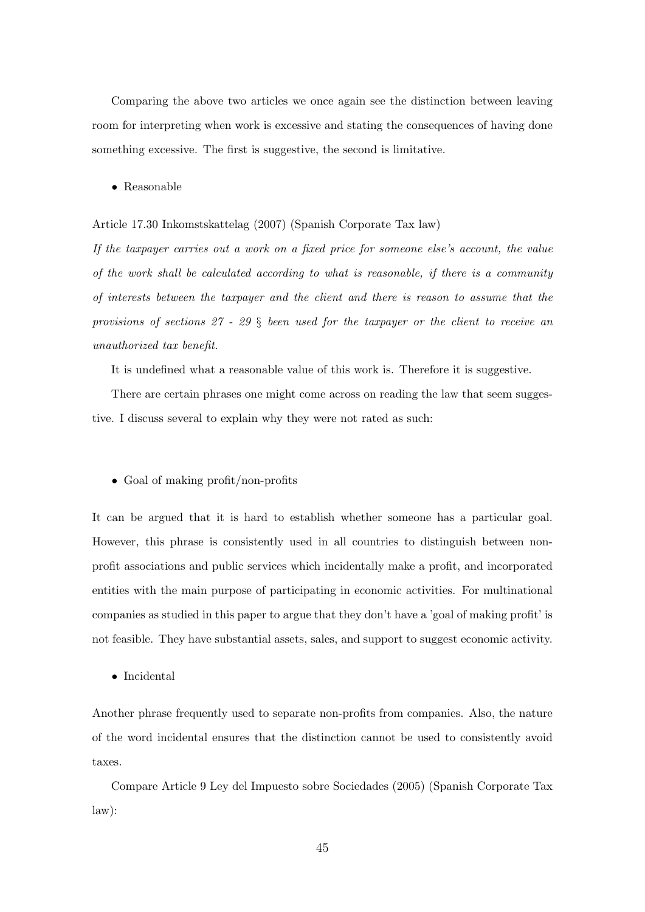Comparing the above two articles we once again see the distinction between leaving room for interpreting when work is excessive and stating the consequences of having done something excessive. The first is suggestive, the second is limitative.

- Reasonable

Article 17.30 Inkomstskattelag (2007) (Spanish Corporate Tax law)

*If the taxpayer carries out a work on a fixed price for someone else's account, the value of the work shall be calculated according to what is reasonable, if there is a community of interests between the taxpayer and the client and there is reason to assume that the provisions of sections 27 - 29 § been used for the taxpayer or the client to receive an unauthorized tax benefit.*

It is undefined what a reasonable value of this work is. Therefore it is suggestive.

There are certain phrases one might come across on reading the law that seem suggestive. I discuss several to explain why they were not rated as such:

- Goal of making profit/non-profits

It can be argued that it is hard to establish whether someone has a particular goal. However, this phrase is consistently used in all countries to distinguish between non-profit associations and public services which incidentally make a profit, and incorporated entities with the main purpose of participating in economic activities. For multinational companies as studied in this paper to argue that they don't have a 'goal of making profit' is not feasible. They have substantial assets, sales, and support to suggest economic activity.

- Incidental

Another phrase frequently used to separate non-profits from companies. Also, the nature of the word incidental ensures that the distinction cannot be used to consistently avoid taxes.

Compare Article 9 Ley del Impuesto sobre Sociedades (2005) (Spanish Corporate Tax law):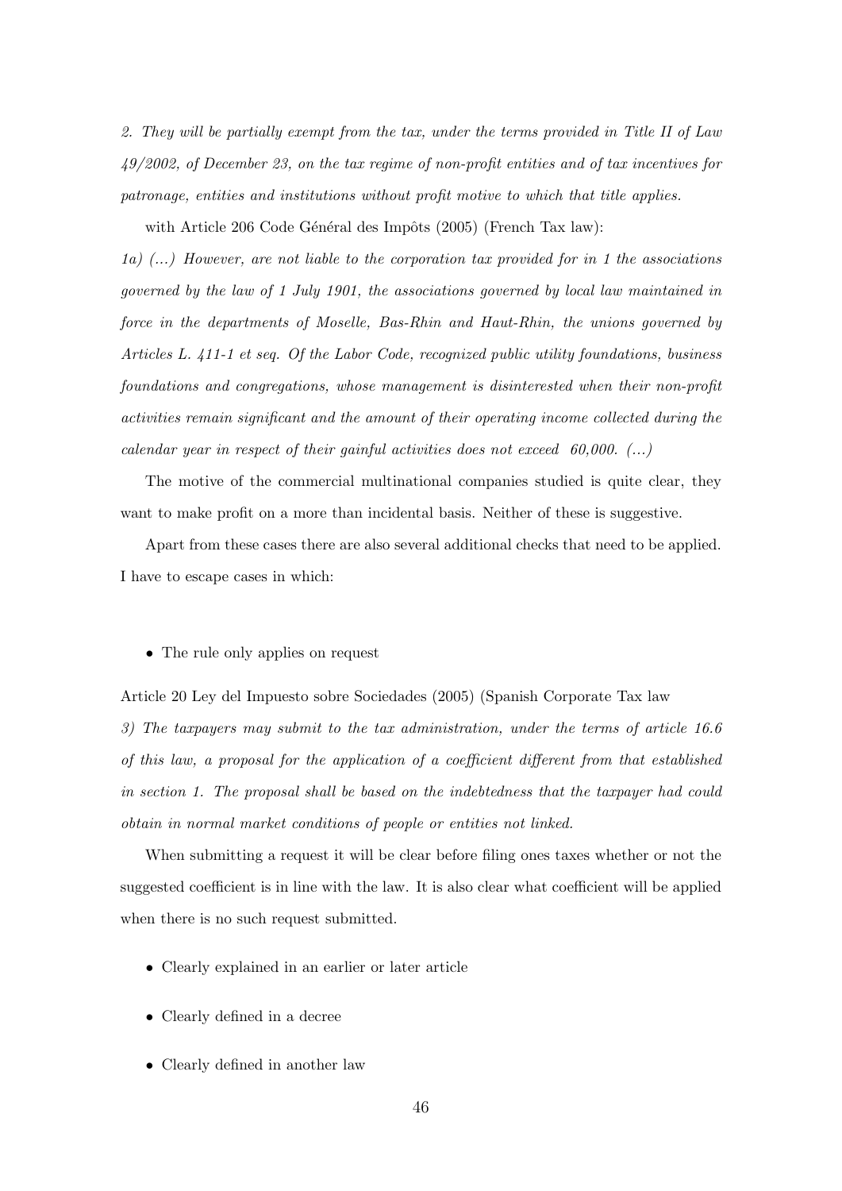*2. They will be partially exempt from the tax, under the terms provided in Title II of Law 49/2002, of December 23, on the tax regime of non-profit entities and of tax incentives for patronage, entities and institutions without profit motive to which that title applies.*

with Article 206 Code Général des Impôts (2005) (French Tax law):

*1a) (...) However, are not liable to the corporation tax provided for in 1 the associations governed by the law of 1 July 1901, the associations governed by local law maintained in force in the departments of Moselle, Bas-Rhin and Haut-Rhin, the unions governed by Articles L. 411-1 et seq. Of the Labor Code, recognized public utility foundations, business foundations and congregations, whose management is disinterested when their non-profit activities remain significant and the amount of their operating income collected during the calendar year in respect of their gainful activities does not exceed 60,000. (...)*

The motive of the commercial multinational companies studied is quite clear, they want to make profit on a more than incidental basis. Neither of these is suggestive.

Apart from these cases there are also several additional checks that need to be applied. I have to escape cases in which:

- The rule only applies on request

Article 20 Ley del Impuesto sobre Sociedades (2005) (Spanish Corporate Tax law

*3) The taxpayers may submit to the tax administration, under the terms of article 16.6 of this law, a proposal for the application of a coefficient different from that established in section 1. The proposal shall be based on the indebtedness that the taxpayer had could obtain in normal market conditions of people or entities not linked.*

When submitting a request it will be clear before filing ones taxes whether or not the suggested coefficient is in line with the law. It is also clear what coefficient will be applied when there is no such request submitted.

- Clearly explained in an earlier or later article
- Clearly defined in a decree
- Clearly defined in another law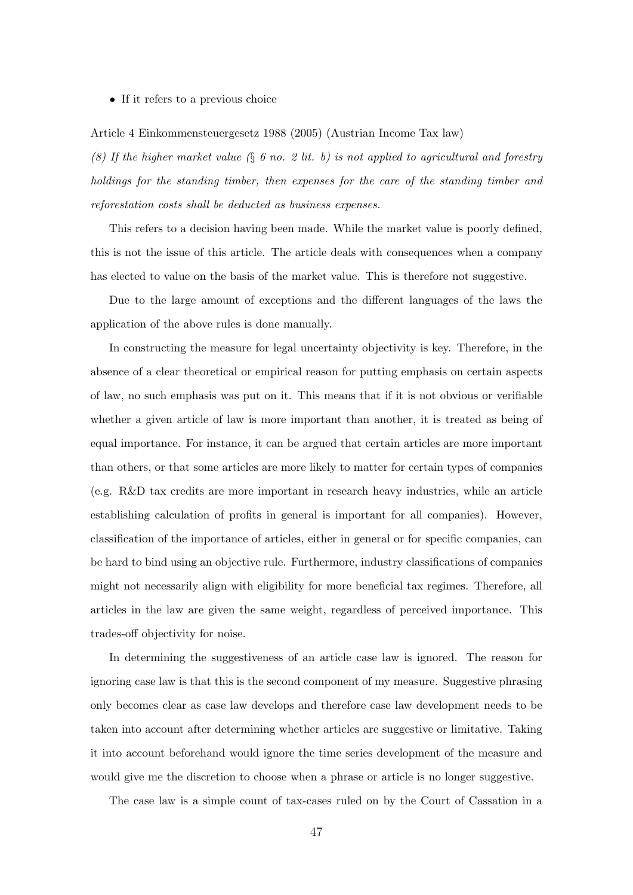- If it refers to a previous choice

Article 4 Einkommensteuergesetz 1988 (2005) (Austrian Income Tax law)

*(8) If the higher market value (§ 6 no. 2 lit. b) is not applied to agricultural and forestry holdings for the standing timber, then expenses for the care of the standing timber and reforestation costs shall be deducted as business expenses.*

This refers to a decision having been made. While the market value is poorly defined, this is not the issue of this article. The article deals with consequences when a company has elected to value on the basis of the market value. This is therefore not suggestive.

Due to the large amount of exceptions and the different languages of the laws the application of the above rules is done manually.

In constructing the measure for legal uncertainty objectivity is key. Therefore, in the absence of a clear theoretical or empirical reason for putting emphasis on certain aspects of law, no such emphasis was put on it. This means that if it is not obvious or verifiable whether a given article of law is more important than another, it is treated as being of equal importance. For instance, it can be argued that certain articles are more important than others, or that some articles are more likely to matter for certain types of companies (e.g. R&D tax credits are more important in research heavy industries, while an article establishing calculation of profits in general is important for all companies). However, classification of the importance of articles, either in general or for specific companies, can be hard to bind using an objective rule. Furthermore, industry classifications of companies might not necessarily align with eligibility for more beneficial tax regimes. Therefore, all articles in the law are given the same weight, regardless of perceived importance. This trades-off objectivity for noise.

In determining the suggestiveness of an article case law is ignored. The reason for ignoring case law is that this is the second component of my measure. Suggestive phrasing only becomes clear as case law develops and therefore case law development needs to be taken into account after determining whether articles are suggestive or limitative. Taking it into account beforehand would ignore the time series development of the measure and would give me the discretion to choose when a phrase or article is no longer suggestive.

The case law is a simple count of tax-cases ruled on by the Court of Cassation in a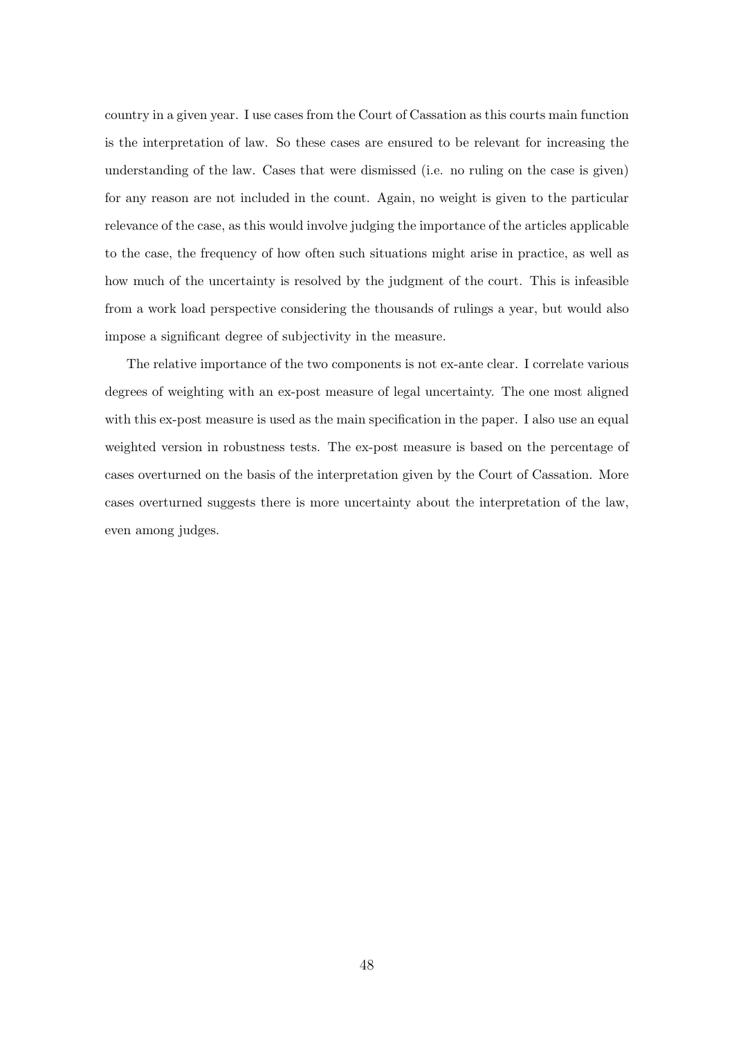country in a given year. I use cases from the Court of Cassation as this courts main function is the interpretation of law. So these cases are ensured to be relevant for increasing the understanding of the law. Cases that were dismissed (i.e. no ruling on the case is given) for any reason are not included in the count. Again, no weight is given to the particular relevance of the case, as this would involve judging the importance of the articles applicable to the case, the frequency of how often such situations might arise in practice, as well as how much of the uncertainty is resolved by the judgment of the court. This is infeasible from a work load perspective considering the thousands of rulings a year, but would also impose a significant degree of subjectivity in the measure.

The relative importance of the two components is not ex-ante clear. I correlate various degrees of weighting with an ex-post measure of legal uncertainty. The one most aligned with this ex-post measure is used as the main specification in the paper. I also use an equal weighted version in robustness tests. The ex-post measure is based on the percentage of cases overturned on the basis of the interpretation given by the Court of Cassation. More cases overturned suggests there is more uncertainty about the interpretation of the law, even among judges.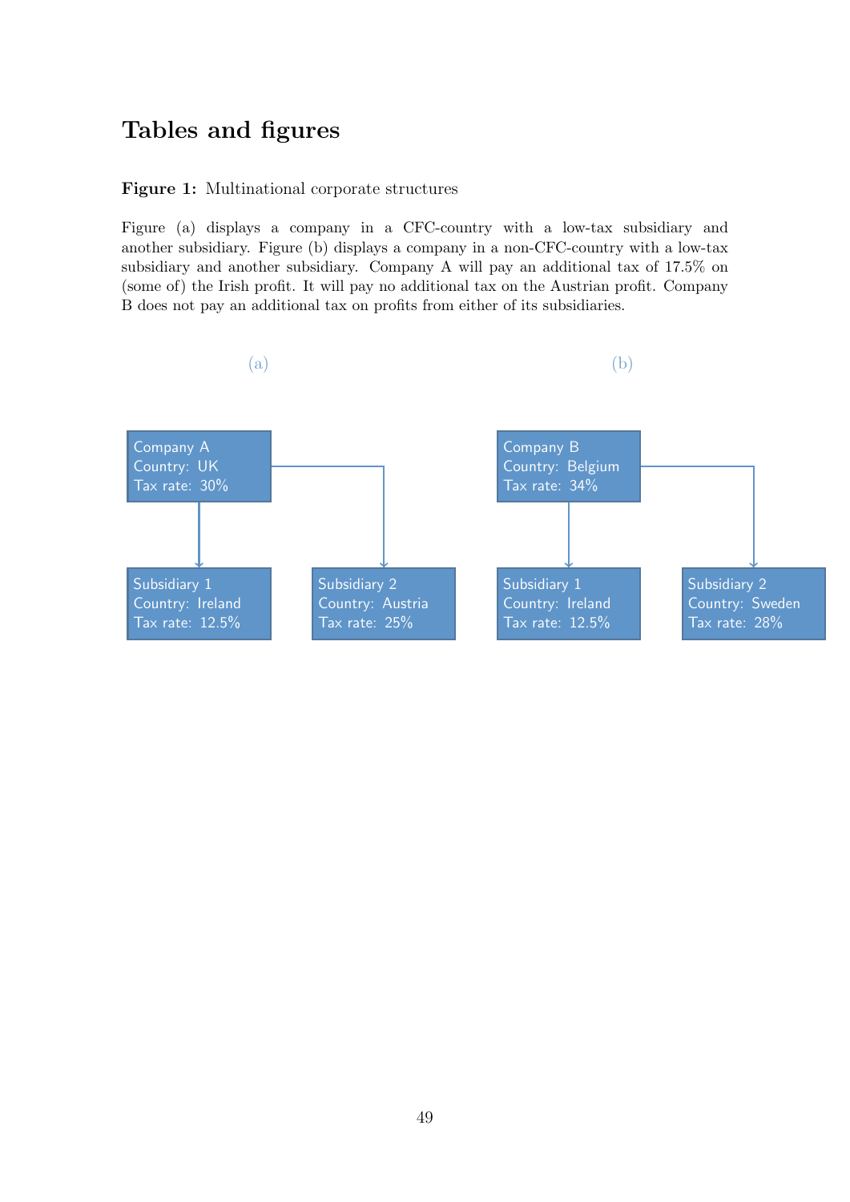# Tables and figures

**Figure 1:** Multinational corporate structures

Figure (a) displays a company in a CFC-country with a low-tax subsidiary and another subsidiary. Figure (b) displays a company in a non-CFC-country with a low-tax subsidiary and another subsidiary. Company A will pay an additional tax of 17.5% on (some of) the Irish profit. It will pay no additional tax on the Austrian profit. Company B does not pay an additional tax on profits from either of its subsidiaries.

(a)

Company A
Country: UK
Tax rate: 30%

Subsidiary 1
Country: Ireland
Tax rate: 12.5%

Subsidiary 2
Country: Austria
Tax rate: 25%

(b)

Company B
Country: Belgium
Tax rate: 34%

Subsidiary 1
Country: Ireland
Tax rate: 12.5%

Subsidiary 2
Country: Sweden
Tax rate: 28%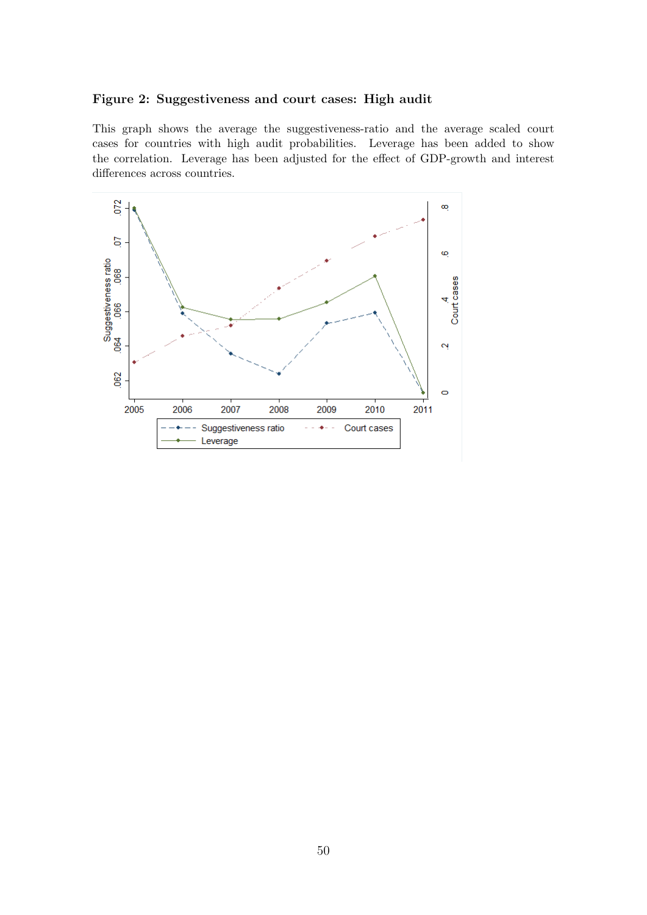**Figure 2: Suggestiveness and court cases: High audit**

This graph shows the average the suggestiveness-ratio and the average scaled court cases for countries with high audit probabilities. Leverage has been added to show the correlation. Leverage has been adjusted for the effect of GDP-growth and interest differences across countries.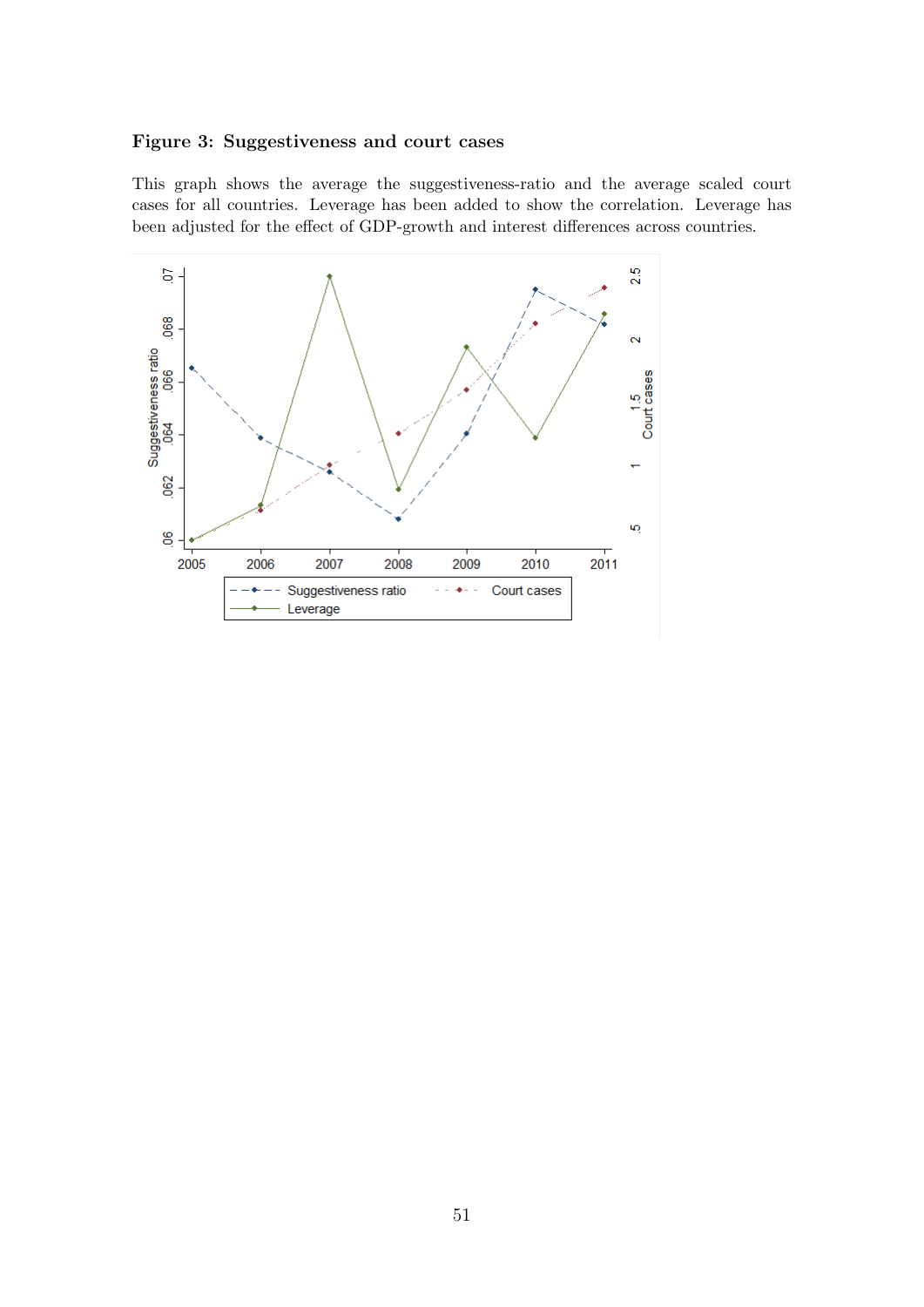**Figure 3: Suggestiveness and court cases**

This graph shows the average the suggestiveness-ratio and the average scaled court cases for all countries. Leverage has been added to show the correlation. Leverage has been adjusted for the effect of GDP-growth and interest differences across countries.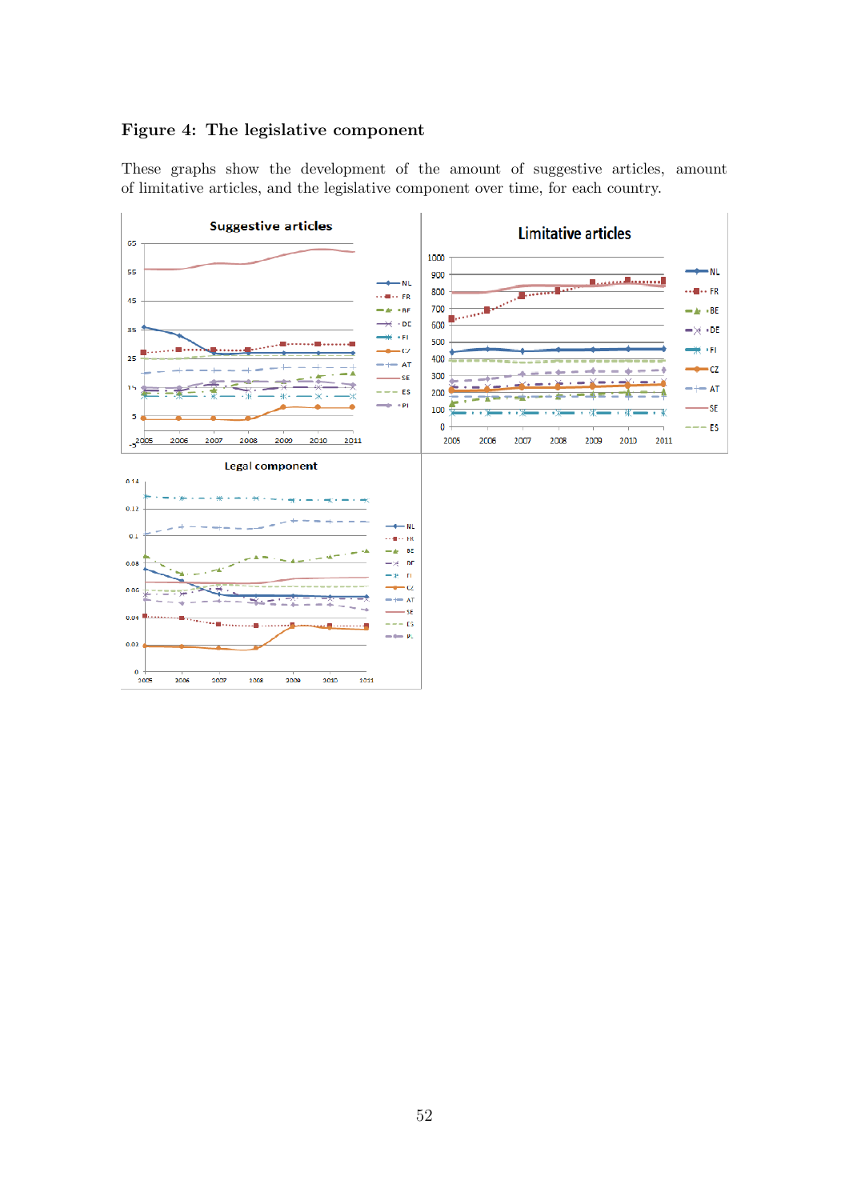### Figure 4: The legislative component

These graphs show the development of the amount of suggestive articles, amount of limitative articles, and the legislative component over time, for each country.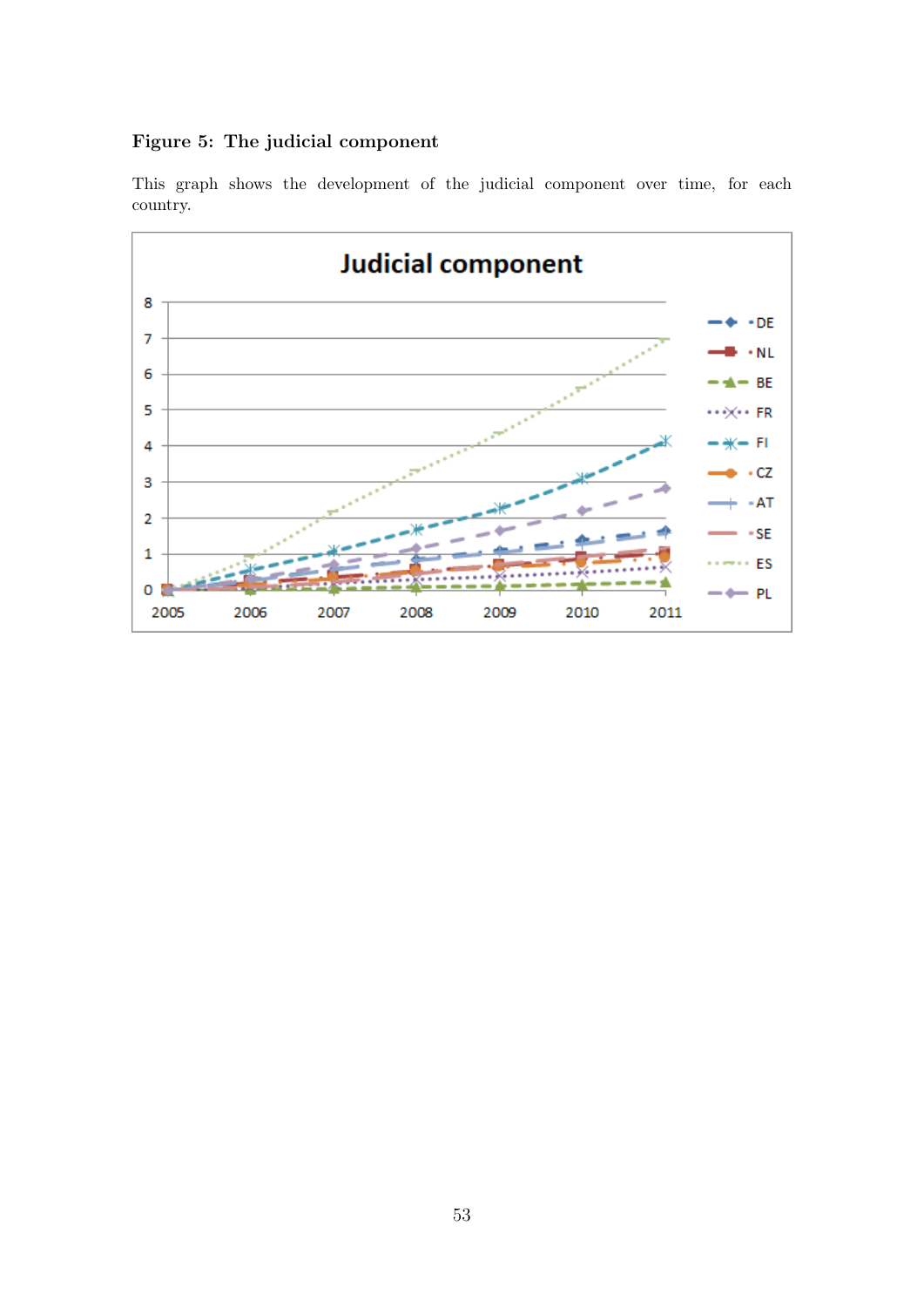**Figure 5: The judicial component**

This graph shows the development of the judicial component over time, for each country.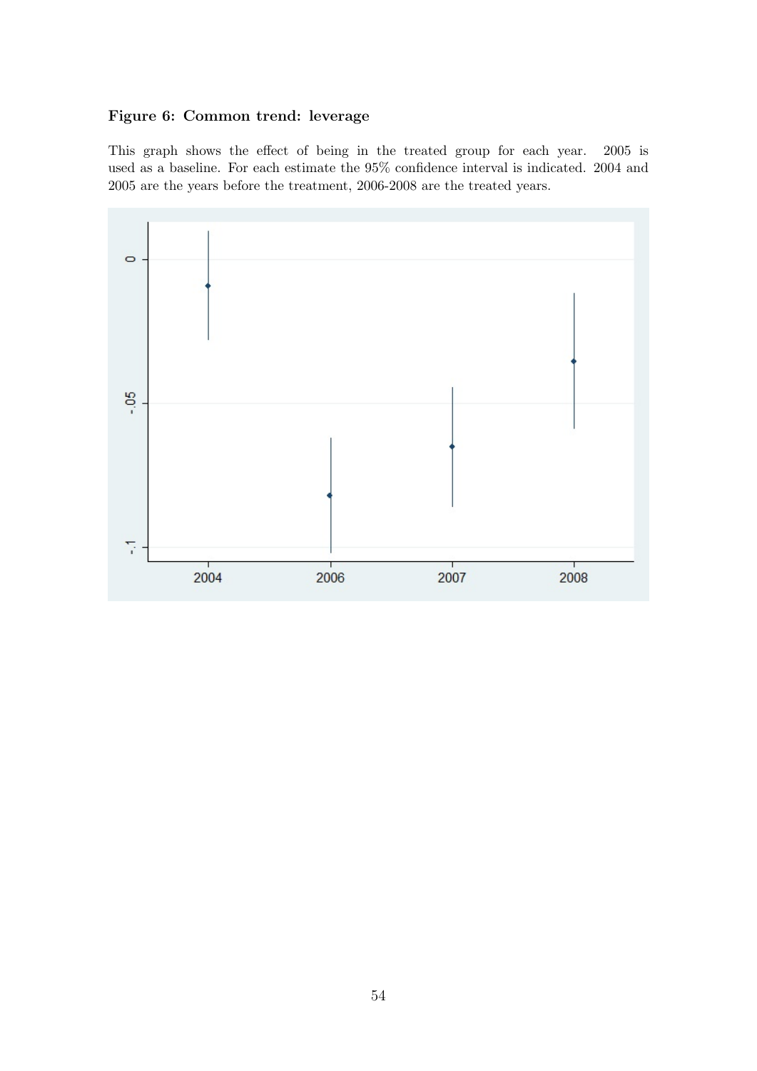**Figure 6: Common trend: leverage**

This graph shows the effect of being in the treated group for each year. 2005 is used as a baseline. For each estimate the 95% confidence interval is indicated. 2004 and 2005 are the years before the treatment, 2006-2008 are the treated years.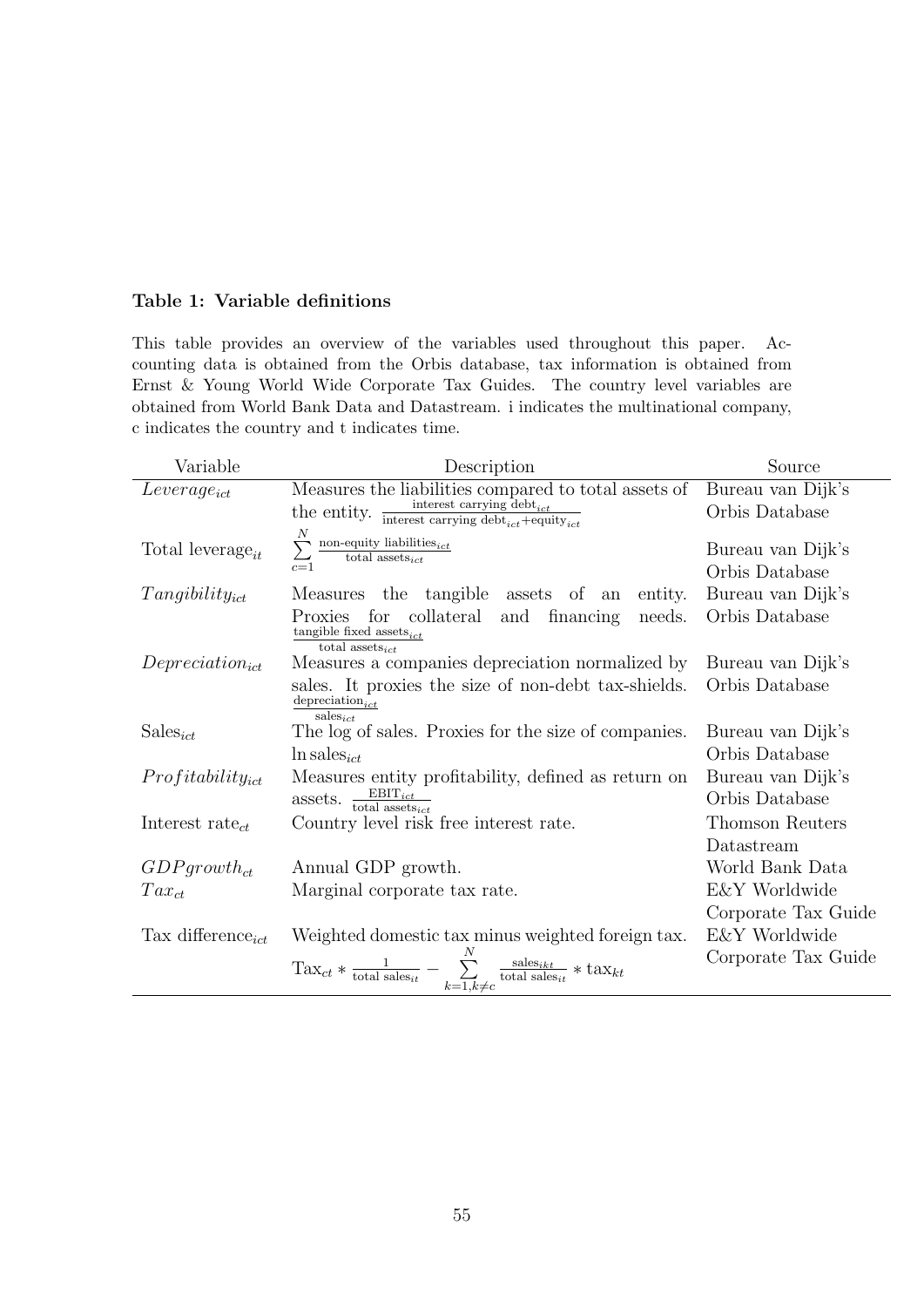**Table 1: Variable definitions**

This table provides an overview of the variables used throughout this paper. Accounting data is obtained from the Orbis database, tax information is obtained from Ernst & Young World Wide Corporate Tax Guides. The country level variables are obtained from World Bank Data and Datastream. i indicates the multinational company, c indicates the country and t indicates time.

| Variable | Description | Source |
|---|---|---|
| $Leverage_{ict}$ | Measures the liabilities compared to total assets of the entity. $\frac{\text{interest carrying debt}_{ict}}{\text{interest carrying debt}_{ict}+\text{equity}_{ict}}$ | Bureau van Dijk's Orbis Database |
| Total leverage$_{it}$ | $\sum_{c=1}^{N} \frac{\text{non-equity liabilities}_{ict}}{\text{total assets}_{ict}}$ | Bureau van Dijk's Orbis Database |
| $Tangibility_{ict}$ | Measures the tangible assets of an entity. Proxies for collateral and financing needs. $\frac{\text{tangible fixed assets}_{ict}}{\text{total assets}_{ict}}$ | Bureau van Dijk's Orbis Database |
| $Depreciation_{ict}$ | Measures a companies depreciation normalized by sales. It proxies the size of non-debt tax-shields. $\frac{\text{depreciation}_{ict}}{\text{sales}_{ict}}$ | Bureau van Dijk's Orbis Database |
| Sales$_{ict}$ | The log of sales. Proxies for the size of companies. $\ln \text{sales}_{ict}$ | Bureau van Dijk's Orbis Database |
| $Profitability_{ict}$ | Measures entity profitability, defined as return on assets. $\frac{\text{EBIT}_{ict}}{\text{total assets}_{ict}}$ | Bureau van Dijk's Orbis Database |
| Interest rate$_{ct}$ | Country level risk free interest rate. | Thomson Reuters Datastream |
| $GDPgrowth_{ct}$ | Annual GDP growth. | World Bank Data |
| $Tax_{ct}$ | Marginal corporate tax rate. | E&Y Worldwide Corporate Tax Guide |
| Tax difference$_{ict}$ | Weighted domestic tax minus weighted foreign tax. $\text{Tax}_{ct} * \frac{1}{\text{total sales}_{it}} - \sum_{k=1,k\neq c}^{N} \frac{\text{sales}_{ikt}}{\text{total sales}_{it}} * \text{tax}_{kt}$ | E&Y Worldwide Corporate Tax Guide |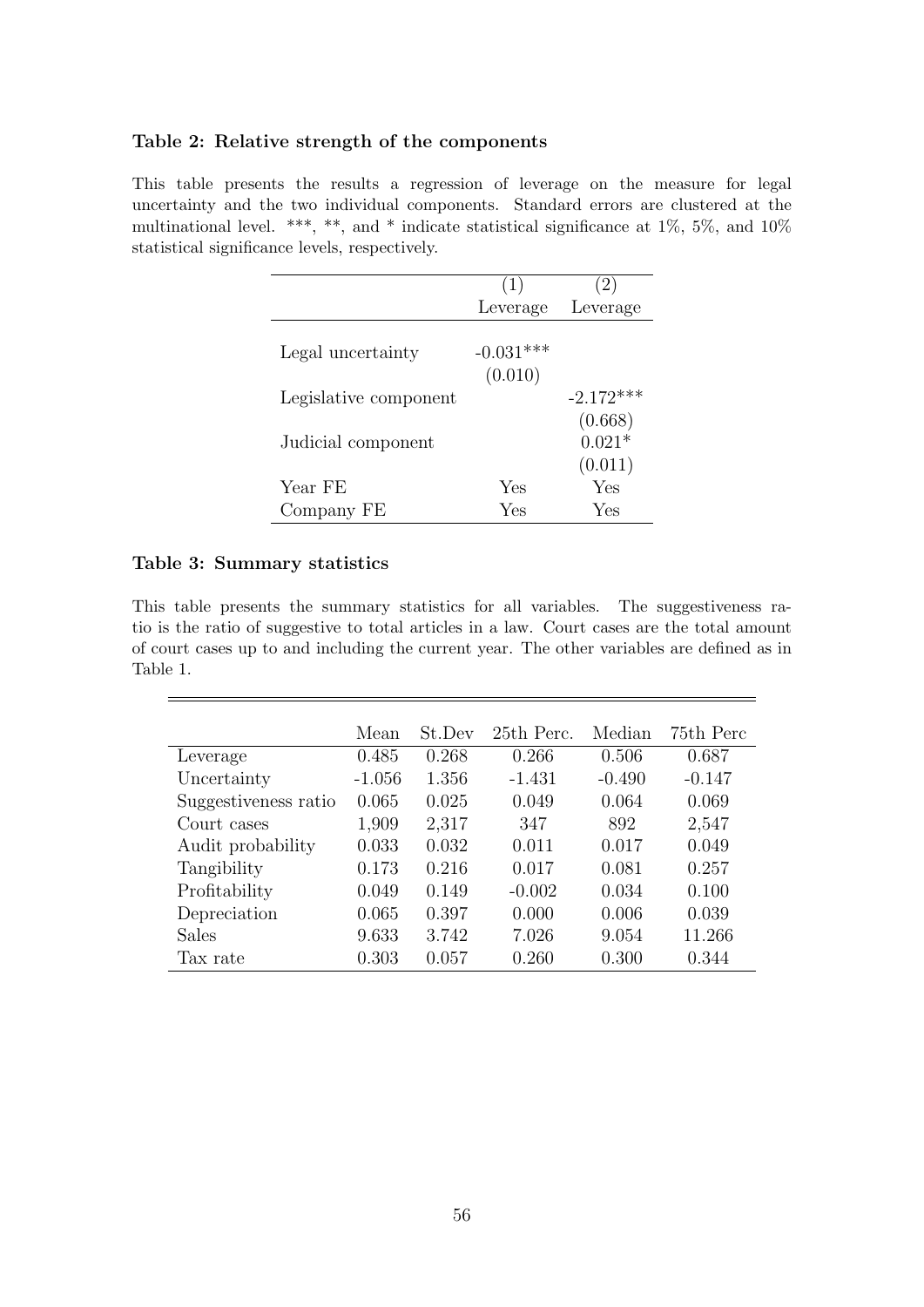### Table 2: Relative strength of the components

This table presents the results a regression of leverage on the measure for legal uncertainty and the two individual components. Standard errors are clustered at the multinational level. ***, **, and * indicate statistical significance at 1%, 5%, and 10% statistical significance levels, respectively.

| | (1) | (2) |
|---|---|---|
| | Leverage | Leverage |
| Legal uncertainty | -0.031*** | |
| | (0.010) | |
| Legislative component | | -2.172*** |
| | | (0.668) |
| Judicial component | | 0.021* |
| | | (0.011) |
| Year FE | Yes | Yes |
| Company FE | Yes | Yes |

### Table 3: Summary statistics

This table presents the summary statistics for all variables. The suggestiveness ratio is the ratio of suggestive to total articles in a law. Court cases are the total amount of court cases up to and including the current year. The other variables are defined as in Table 1.

| | Mean | St.Dev | 25th Perc. | Median | 75th Perc |
|---|---|---|---|---|---|
| Leverage | 0.485 | 0.268 | 0.266 | 0.506 | 0.687 |
| Uncertainty | -1.056 | 1.356 | -1.431 | -0.490 | -0.147 |
| Suggestiveness ratio | 0.065 | 0.025 | 0.049 | 0.064 | 0.069 |
| Court cases | 1,909 | 2,317 | 347 | 892 | 2,547 |
| Audit probability | 0.033 | 0.032 | 0.011 | 0.017 | 0.049 |
| Tangibility | 0.173 | 0.216 | 0.017 | 0.081 | 0.257 |
| Profitability | 0.049 | 0.149 | -0.002 | 0.034 | 0.100 |
| Depreciation | 0.065 | 0.397 | 0.000 | 0.006 | 0.039 |
| Sales | 9.633 | 3.742 | 7.026 | 9.054 | 11.266 |
| Tax rate | 0.303 | 0.057 | 0.260 | 0.300 | 0.344 |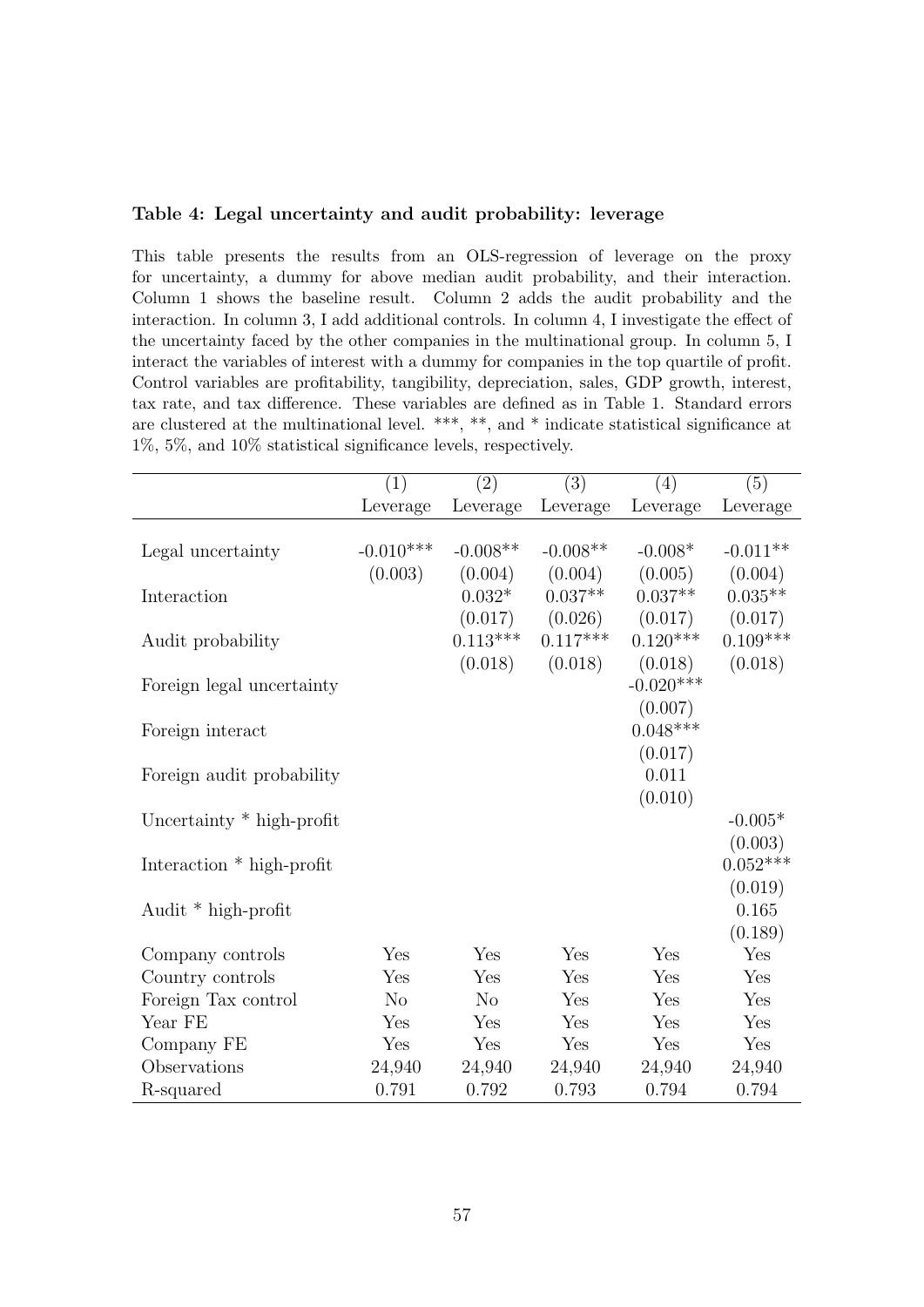**Table 4: Legal uncertainty and audit probability: leverage**

This table presents the results from an OLS-regression of leverage on the proxy for uncertainty, a dummy for above median audit probability, and their interaction. Column 1 shows the baseline result. Column 2 adds the audit probability and the interaction. In column 3, I add additional controls. In column 4, I investigate the effect of the uncertainty faced by the other companies in the multinational group. In column 5, I interact the variables of interest with a dummy for companies in the top quartile of profit. Control variables are profitability, tangibility, depreciation, sales, GDP growth, interest, tax rate, and tax difference. These variables are defined as in Table 1. Standard errors are clustered at the multinational level. ***, **, and * indicate statistical significance at 1%, 5%, and 10% statistical significance levels, respectively.

| | (1) | (2) | (3) | (4) | (5) |
|---|---|---|---|---|---|
| | Leverage | Leverage | Leverage | Leverage | Leverage |
| Legal uncertainty | -0.010*** | -0.008** | -0.008** | -0.008* | -0.011** |
| | (0.003) | (0.004) | (0.004) | (0.005) | (0.004) |
| Interaction | | 0.032* | 0.037** | 0.037** | 0.035** |
| | | (0.017) | (0.026) | (0.017) | (0.017) |
| Audit probability | | 0.113*** | 0.117*** | 0.120*** | 0.109*** |
| | | (0.018) | (0.018) | (0.018) | (0.018) |
| Foreign legal uncertainty | | | | -0.020*** | |
| | | | | (0.007) | |
| Foreign interact | | | | 0.048*** | |
| | | | | (0.017) | |
| Foreign audit probability | | | | 0.011 | |
| | | | | (0.010) | |
| Uncertainty * high-profit | | | | | -0.005* |
| | | | | | (0.003) |
| Interaction * high-profit | | | | | 0.052*** |
| | | | | | (0.019) |
| Audit * high-profit | | | | | 0.165 |
| | | | | | (0.189) |
| Company controls | Yes | Yes | Yes | Yes | Yes |
| Country controls | Yes | Yes | Yes | Yes | Yes |
| Foreign Tax control | No | No | Yes | Yes | Yes |
| Year FE | Yes | Yes | Yes | Yes | Yes |
| Company FE | Yes | Yes | Yes | Yes | Yes |
| Observations | 24,940 | 24,940 | 24,940 | 24,940 | 24,940 |
| R-squared | 0.791 | 0.792 | 0.793 | 0.794 | 0.794 |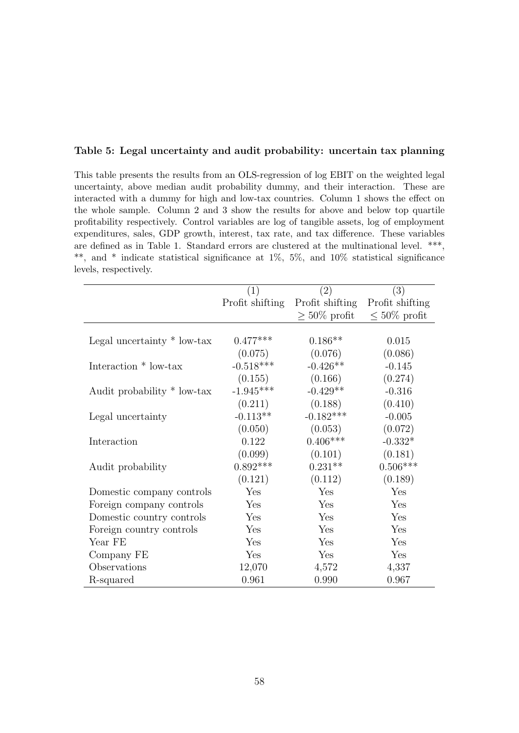**Table 5: Legal uncertainty and audit probability: uncertain tax planning**

This table presents the results from an OLS-regression of log EBIT on the weighted legal uncertainty, above median audit probability dummy, and their interaction. These are interacted with a dummy for high and low-tax countries. Column 1 shows the effect on the whole sample. Column 2 and 3 show the results for above and below top quartile profitability respectively. Control variables are log of tangible assets, log of employment expenditures, sales, GDP growth, interest, tax rate, and tax difference. These variables are defined as in Table 1. Standard errors are clustered at the multinational level. ***, **, and * indicate statistical significance at 1%, 5%, and 10% statistical significance levels, respectively.

| | (1) | (2) | (3) |
|---|---|---|---|
| | Profit shifting | Profit shifting | Profit shifting |
| | | $\geq$ 50% profit | $\leq$ 50% profit |
| Legal uncertainty * low-tax | 0.477*** | 0.186** | 0.015 |
| | (0.075) | (0.076) | (0.086) |
| Interaction * low-tax | -0.518*** | -0.426** | -0.145 |
| | (0.155) | (0.166) | (0.274) |
| Audit probability * low-tax | -1.945*** | -0.429** | -0.316 |
| | (0.211) | (0.188) | (0.410) |
| Legal uncertainty | -0.113** | -0.182*** | -0.005 |
| | (0.050) | (0.053) | (0.072) |
| Interaction | 0.122 | 0.406*** | -0.332* |
| | (0.099) | (0.101) | (0.181) |
| Audit probability | 0.892*** | 0.231** | 0.506*** |
| | (0.121) | (0.112) | (0.189) |
| Domestic company controls | Yes | Yes | Yes |
| Foreign company controls | Yes | Yes | Yes |
| Domestic country controls | Yes | Yes | Yes |
| Foreign country controls | Yes | Yes | Yes |
| Year FE | Yes | Yes | Yes |
| Company FE | Yes | Yes | Yes |
| Observations | 12,070 | 4,572 | 4,337 |
| R-squared | 0.961 | 0.990 | 0.967 |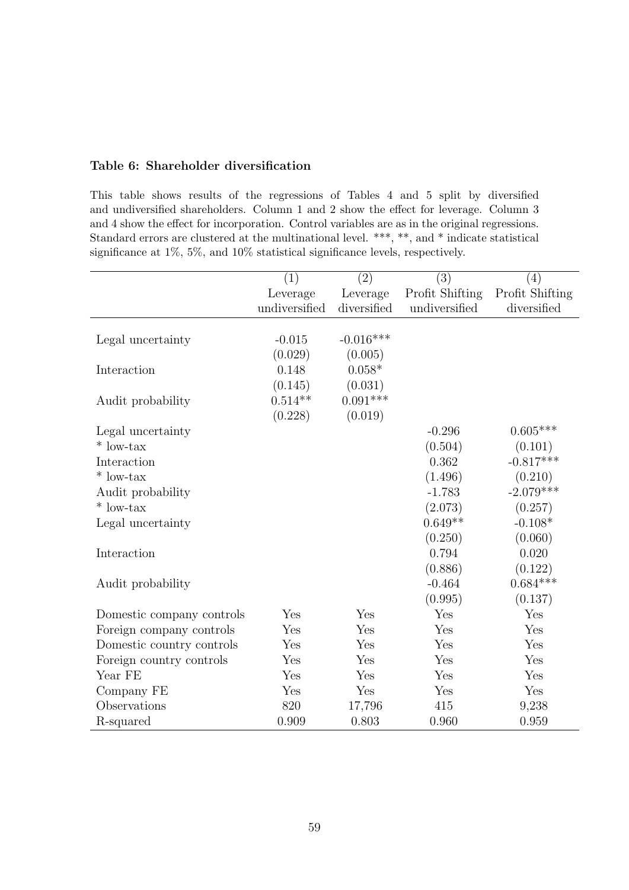**Table 6: Shareholder diversification**

This table shows results of the regressions of Tables 4 and 5 split by diversified and undiversified shareholders. Column 1 and 2 show the effect for leverage. Column 3 and 4 show the effect for incorporation. Control variables are as in the original regressions. Standard errors are clustered at the multinational level. ***, **, and * indicate statistical significance at 1%, 5%, and 10% statistical significance levels, respectively.

| | (1) | (2) | (3) | (4) |
|---|---|---|---|---|
| | Leverage undiversified | Leverage diversified | Profit Shifting undiversified | Profit Shifting diversified |
| Legal uncertainty | -0.015 | -0.016*** | | |
| | (0.029) | (0.005) | | |
| Interaction | 0.148 | 0.058* | | |
| | (0.145) | (0.031) | | |
| Audit probability | 0.514** | 0.091*** | | |
| | (0.228) | (0.019) | | |
| Legal uncertainty * low-tax | | | -0.296 | 0.605*** |
| | | | (0.504) | (0.101) |
| Interaction * low-tax | | | 0.362 | -0.817*** |
| | | | (1.496) | (0.210) |
| Audit probability * low-tax | | | -1.783 | -2.079*** |
| | | | (2.073) | (0.257) |
| Legal uncertainty | | | 0.649** | -0.108* |
| | | | (0.250) | (0.060) |
| Interaction | | | 0.794 | 0.020 |
| | | | (0.886) | (0.122) |
| Audit probability | | | -0.464 | 0.684*** |
| | | | (0.995) | (0.137) |
| Domestic company controls | Yes | Yes | Yes | Yes |
| Foreign company controls | Yes | Yes | Yes | Yes |
| Domestic country controls | Yes | Yes | Yes | Yes |
| Foreign country controls | Yes | Yes | Yes | Yes |
| Year FE | Yes | Yes | Yes | Yes |
| Company FE | Yes | Yes | Yes | Yes |
| Observations | 820 | 17,796 | 415 | 9,238 |
| R-squared | 0.909 | 0.803 | 0.960 | 0.959 |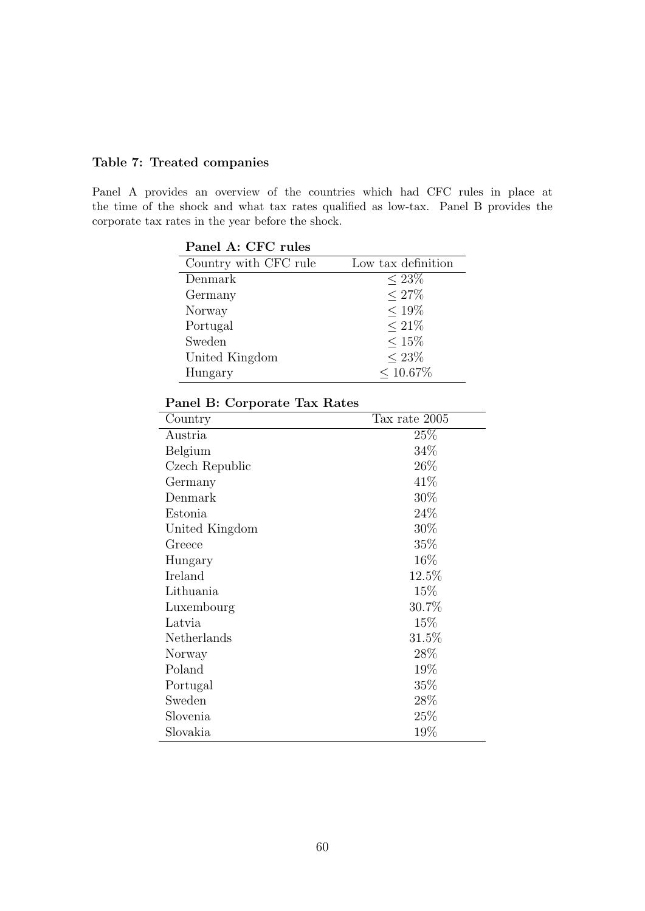**Table 7: Treated companies**

Panel A provides an overview of the countries which had CFC rules in place at the time of the shock and what tax rates qualified as low-tax. Panel B provides the corporate tax rates in the year before the shock.

**Panel A: CFC rules**

| Country with CFC rule | Low tax definition |
|---|---|
| Denmark | $\leq 23\%$ |
| Germany | $\leq 27\%$ |
| Norway | $\leq 19\%$ |
| Portugal | $\leq 21\%$ |
| Sweden | $\leq 15\%$ |
| United Kingdom | $\leq 23\%$ |
| Hungary | $\leq 10.67\%$ |

**Panel B: Corporate Tax Rates**

| Country | Tax rate 2005 |
|---|---|
| Austria | 25% |
| Belgium | 34% |
| Czech Republic | 26% |
| Germany | 41% |
| Denmark | 30% |
| Estonia | 24% |
| United Kingdom | 30% |
| Greece | 35% |
| Hungary | 16% |
| Ireland | 12.5% |
| Lithuania | 15% |
| Luxembourg | 30.7% |
| Latvia | 15% |
| Netherlands | 31.5% |
| Norway | 28% |
| Poland | 19% |
| Portugal | 35% |
| Sweden | 28% |
| Slovenia | 25% |
| Slovakia | 19% |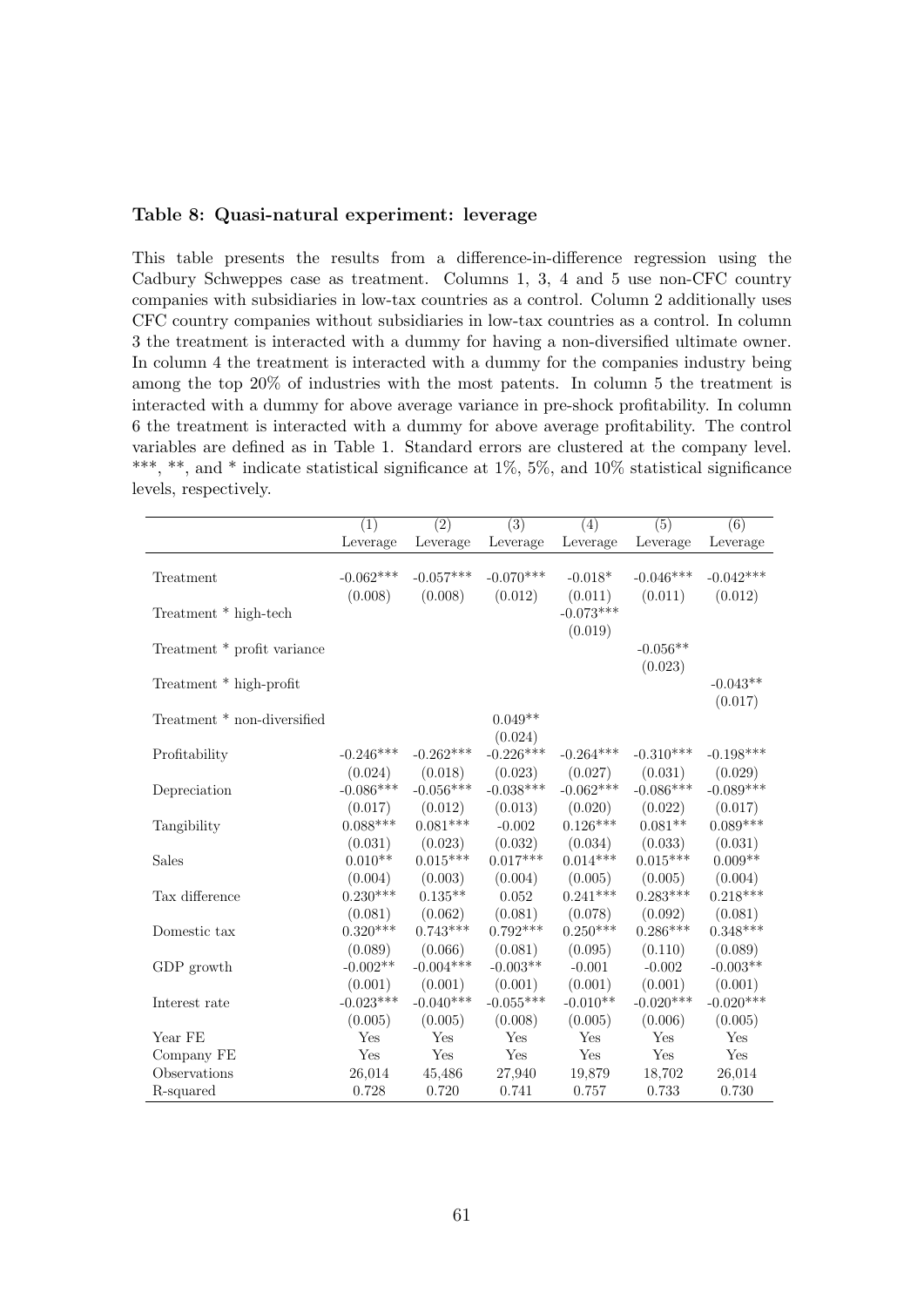**Table 8: Quasi-natural experiment: leverage**

This table presents the results from a difference-in-difference regression using the Cadbury Schweppes case as treatment. Columns 1, 3, 4 and 5 use non-CFC country companies with subsidiaries in low-tax countries as a control. Column 2 additionally uses CFC country companies without subsidiaries in low-tax countries as a control. In column 3 the treatment is interacted with a dummy for having a non-diversified ultimate owner. In column 4 the treatment is interacted with a dummy for the companies industry being among the top 20% of industries with the most patents. In column 5 the treatment is interacted with a dummy for above average variance in pre-shock profitability. In column 6 the treatment is interacted with a dummy for above average profitability. The control variables are defined as in Table 1. Standard errors are clustered at the company level. ***, **, and * indicate statistical significance at 1%, 5%, and 10% statistical significance levels, respectively.

| | (1) | (2) | (3) | (4) | (5) | (6) |
|---|---|---|---|---|---|---|
| | Leverage | Leverage | Leverage | Leverage | Leverage | Leverage |
| Treatment | -0.062*** | -0.057*** | -0.070*** | -0.018* | -0.046*** | -0.042*** |
| | (0.008) | (0.008) | (0.012) | (0.011) | (0.011) | (0.012) |
| Treatment * high-tech | | | | -0.073*** | | |
| | | | | (0.019) | | |
| Treatment * profit variance | | | | | -0.056** | |
| | | | | | (0.023) | |
| Treatment * high-profit | | | | | | -0.043** |
| | | | | | | (0.017) |
| Treatment * non-diversified | | | 0.049** | | | |
| | | | (0.024) | | | |
| Profitability | -0.246*** | -0.262*** | -0.226*** | -0.264*** | -0.310*** | -0.198*** |
| | (0.024) | (0.018) | (0.023) | (0.027) | (0.031) | (0.029) |
| Depreciation | -0.086*** | -0.056*** | -0.038*** | -0.062*** | -0.086*** | -0.089*** |
| | (0.017) | (0.012) | (0.013) | (0.020) | (0.022) | (0.017) |
| Tangibility | 0.088*** | 0.081*** | -0.002 | 0.126*** | 0.081** | 0.089*** |
| | (0.031) | (0.023) | (0.032) | (0.034) | (0.033) | (0.031) |
| Sales | 0.010** | 0.015*** | 0.017*** | 0.014*** | 0.015*** | 0.009** |
| | (0.004) | (0.003) | (0.004) | (0.005) | (0.005) | (0.004) |
| Tax difference | 0.230*** | 0.135** | 0.052 | 0.241*** | 0.283*** | 0.218*** |
| | (0.081) | (0.062) | (0.081) | (0.078) | (0.092) | (0.081) |
| Domestic tax | 0.320*** | 0.743*** | 0.792*** | 0.250*** | 0.286*** | 0.348*** |
| | (0.089) | (0.066) | (0.081) | (0.095) | (0.110) | (0.089) |
| GDP growth | -0.002** | -0.004*** | -0.003** | -0.001 | -0.002 | -0.003** |
| | (0.001) | (0.001) | (0.001) | (0.001) | (0.001) | (0.001) |
| Interest rate | -0.023*** | -0.040*** | -0.055*** | -0.010** | -0.020*** | -0.020*** |
| | (0.005) | (0.005) | (0.008) | (0.005) | (0.006) | (0.005) |
| Year FE | Yes | Yes | Yes | Yes | Yes | Yes |
| Company FE | Yes | Yes | Yes | Yes | Yes | Yes |
| Observations | 26,014 | 45,486 | 27,940 | 19,879 | 18,702 | 26,014 |
| R-squared | 0.728 | 0.720 | 0.741 | 0.757 | 0.733 | 0.730 |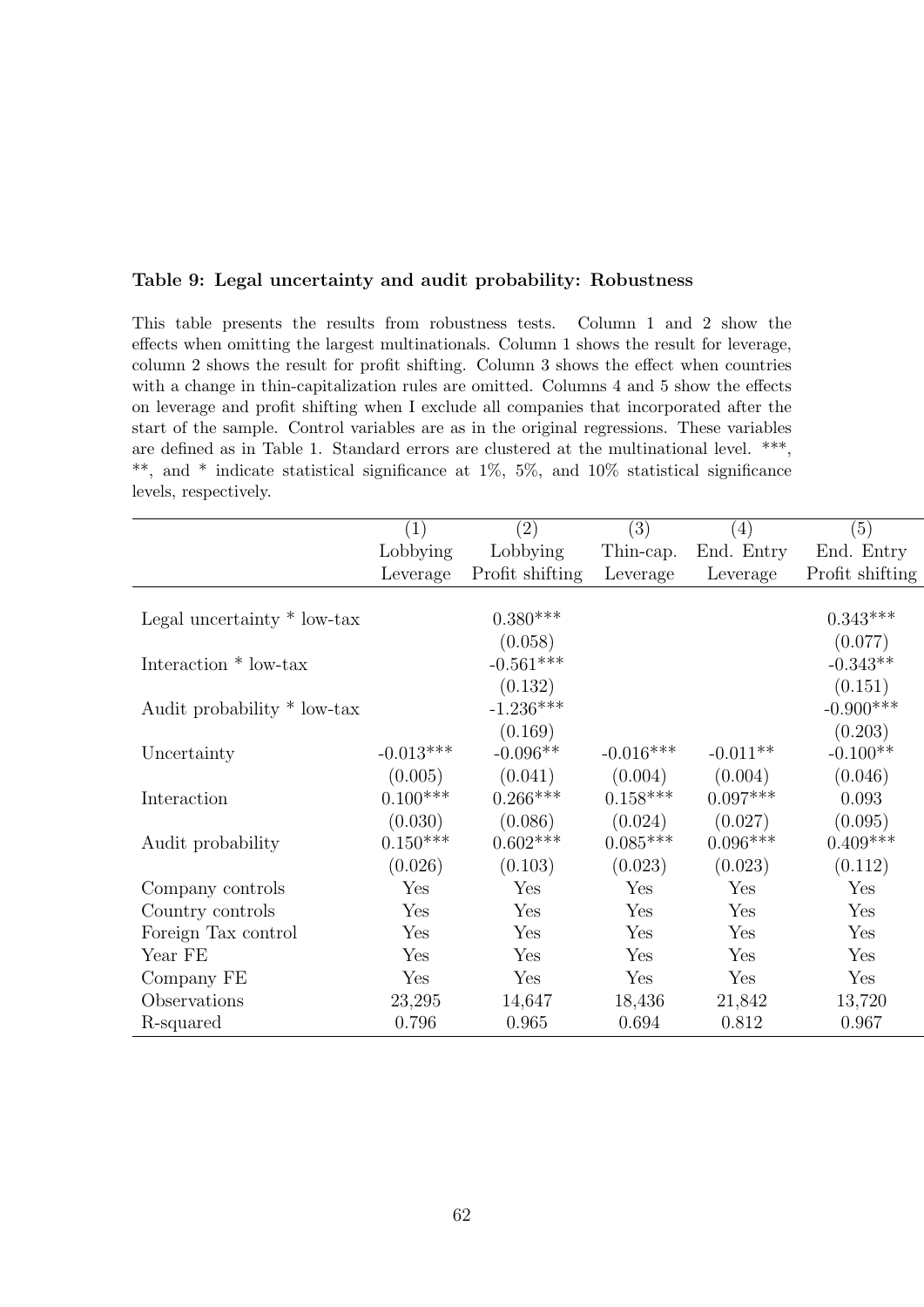**Table 9: Legal uncertainty and audit probability: Robustness**

This table presents the results from robustness tests. Column 1 and 2 show the effects when omitting the largest multinationals. Column 1 shows the result for leverage, column 2 shows the result for profit shifting. Column 3 shows the effect when countries with a change in thin-capitalization rules are omitted. Columns 4 and 5 show the effects on leverage and profit shifting when I exclude all companies that incorporated after the start of the sample. Control variables are as in the original regressions. These variables are defined as in Table 1. Standard errors are clustered at the multinational level. ***, **, and * indicate statistical significance at 1%, 5%, and 10% statistical significance levels, respectively.

| | (1) | (2) | (3) | (4) | (5) |
|---|---|---|---|---|---|
| | Lobbying | Lobbying | Thin-cap. | End. Entry | End. Entry |
| | Leverage | Profit shifting | Leverage | Leverage | Profit shifting |
| Legal uncertainty * low-tax | | 0.380*** | | | 0.343*** |
| | | (0.058) | | | (0.077) |
| Interaction * low-tax | | -0.561*** | | | -0.343** |
| | | (0.132) | | | (0.151) |
| Audit probability * low-tax | | -1.236*** | | | -0.900*** |
| | | (0.169) | | | (0.203) |
| Uncertainty | -0.013*** | -0.096** | -0.016*** | -0.011** | -0.100** |
| | (0.005) | (0.041) | (0.004) | (0.004) | (0.046) |
| Interaction | 0.100*** | 0.266*** | 0.158*** | 0.097*** | 0.093 |
| | (0.030) | (0.086) | (0.024) | (0.027) | (0.095) |
| Audit probability | 0.150*** | 0.602*** | 0.085*** | 0.096*** | 0.409*** |
| | (0.026) | (0.103) | (0.023) | (0.023) | (0.112) |
| Company controls | Yes | Yes | Yes | Yes | Yes |
| Country controls | Yes | Yes | Yes | Yes | Yes |
| Foreign Tax control | Yes | Yes | Yes | Yes | Yes |
| Year FE | Yes | Yes | Yes | Yes | Yes |
| Company FE | Yes | Yes | Yes | Yes | Yes |
| Observations | 23,295 | 14,647 | 18,436 | 21,842 | 13,720 |
| R-squared | 0.796 | 0.965 | 0.694 | 0.812 | 0.967 |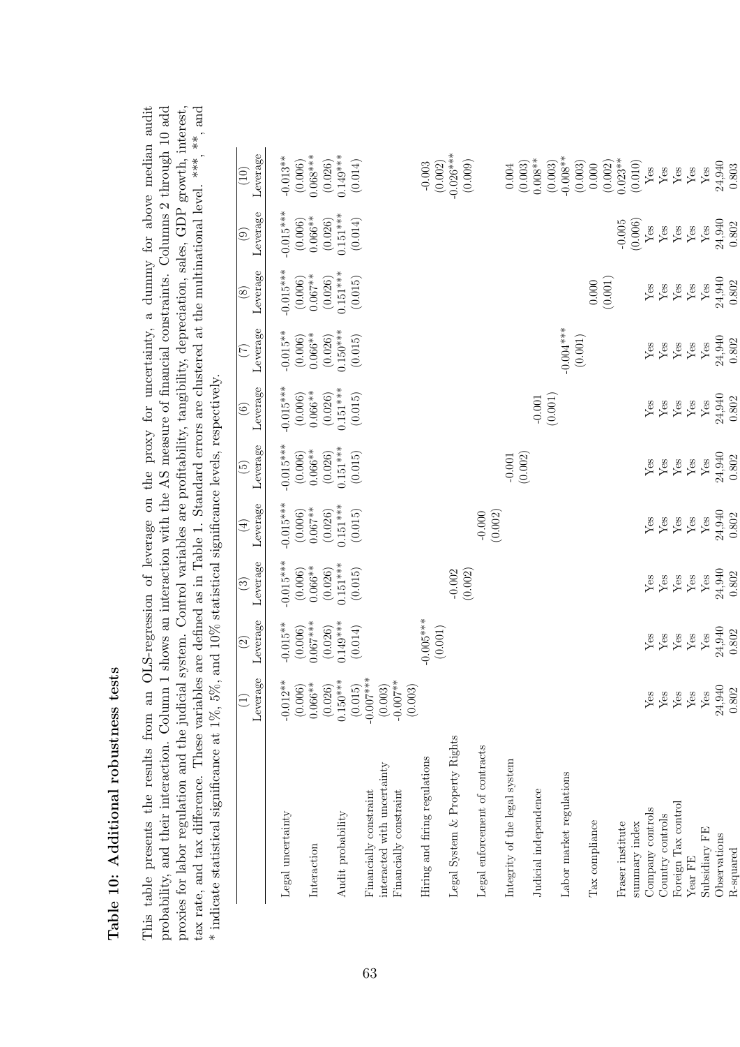# Table 10: Additional robustness tests

This table presents the results from an OLS-regression of leverage on the proxy for uncertainty, a dummy for above median audit probability, and their interaction. Column 1 shows an interaction with the AS measure of financial constraints. Columns 2 through 10 add proxies for labor regulation and the judicial system. Control variables are profitability, tangibility, depreciation, sales, GDP growth, interest, tax rate, and tax difference. These variables are defined as in Table 1. Standard errors are clustered at the multinational level. ***, **, and * indicate statistical significance at 1%, 5%, and 10% statistical significance levels, respectively.

| | (1) | (2) | (3) | (4) | (5) | (6) | (7) | (8) | (9) | (10) |
|---|---|---|---|---|---|---|---|---|---|---|
| | Leverage | Leverage | Leverage | Leverage | Leverage | Leverage | Leverage | Leverage | Leverage | Leverage |
| Legal uncertainty | -0.012** | -0.015** | -0.015*** | -0.015*** | -0.015*** | -0.015*** | -0.015** | -0.015*** | -0.015*** | -0.013** |
| | (0.006) | (0.006) | (0.006) | (0.006) | (0.006) | (0.006) | (0.006) | (0.006) | (0.006) | (0.006) |
| Interaction | 0.066** | 0.067*** | 0.066** | 0.067** | 0.066** | 0.066** | 0.066** | 0.067** | 0.066** | 0.068*** |
| | (0.026) | (0.026) | (0.026) | (0.026) | (0.026) | (0.026) | (0.026) | (0.026) | (0.026) | (0.026) |
| Audit probability | 0.150*** | 0.149*** | 0.151*** | 0.151*** | 0.151*** | 0.151*** | 0.150*** | 0.151*** | 0.151*** | 0.149*** |
| | (0.015) | (0.014) | (0.015) | (0.015) | (0.015) | (0.015) | (0.015) | (0.015) | (0.014) | (0.014) |
| Financially constraint interacted with uncertainty | -0.007*** | | | | | | | | | |
| | (0.003) | | | | | | | | | |
| Financially constraint | -0.007** | | | | | | | | | |
| | (0.003) | | | | | | | | | |
| Hiring and firing regulations | | -0.005*** | | | | | | | | -0.003 |
| | | (0.001) | | | | | | | | (0.002) |
| Legal System & Property Rights | | | -0.002 | | | | | | | -0.026*** |
| | | | (0.002) | | | | | | | (0.009) |
| Legal enforcement of contracts | | | | -0.000 | | | | | | |
| | | | | (0.002) | | | | | | |
| Integrity of the legal system | | | | | -0.001 | | | | | 0.004 |
| | | | | | (0.002) | | | | | (0.003) |
| Judicial independence | | | | | | -0.001 | | | | 0.008** |
| | | | | | | (0.001) | | | | (0.003) |
| Labor market regulations | | | | | | | -0.004*** | | | -0.008** |
| | | | | | | | (0.001) | | | (0.003) |
| Tax compliance | | | | | | | | 0.000 | | 0.000 |
| | | | | | | | | (0.001) | | (0.002) |
| Fraser institute summary index | | | | | | | | | -0.005 | 0.023** |
| | | | | | | | | | (0.006) | (0.010) |
| Company controls | Yes | Yes | Yes | Yes | Yes | Yes | Yes | Yes | Yes | Yes |
| Country controls | Yes | Yes | Yes | Yes | Yes | Yes | Yes | Yes | Yes | Yes |
| Foreign Tax control | Yes | Yes | Yes | Yes | Yes | Yes | Yes | Yes | Yes | Yes |
| Year FE | Yes | Yes | Yes | Yes | Yes | Yes | Yes | Yes | Yes | Yes |
| Subsidiary FE | Yes | Yes | Yes | Yes | Yes | Yes | Yes | Yes | Yes | Yes |
| Observations | 24,940 | 24,940 | 24,940 | 24,940 | 24,940 | 24,940 | 24,940 | 24,940 | 24,940 | 24,940 |
| R-squared | 0.802 | 0.802 | 0.802 | 0.802 | 0.802 | 0.802 | 0.802 | 0.802 | 0.802 | 0.803 |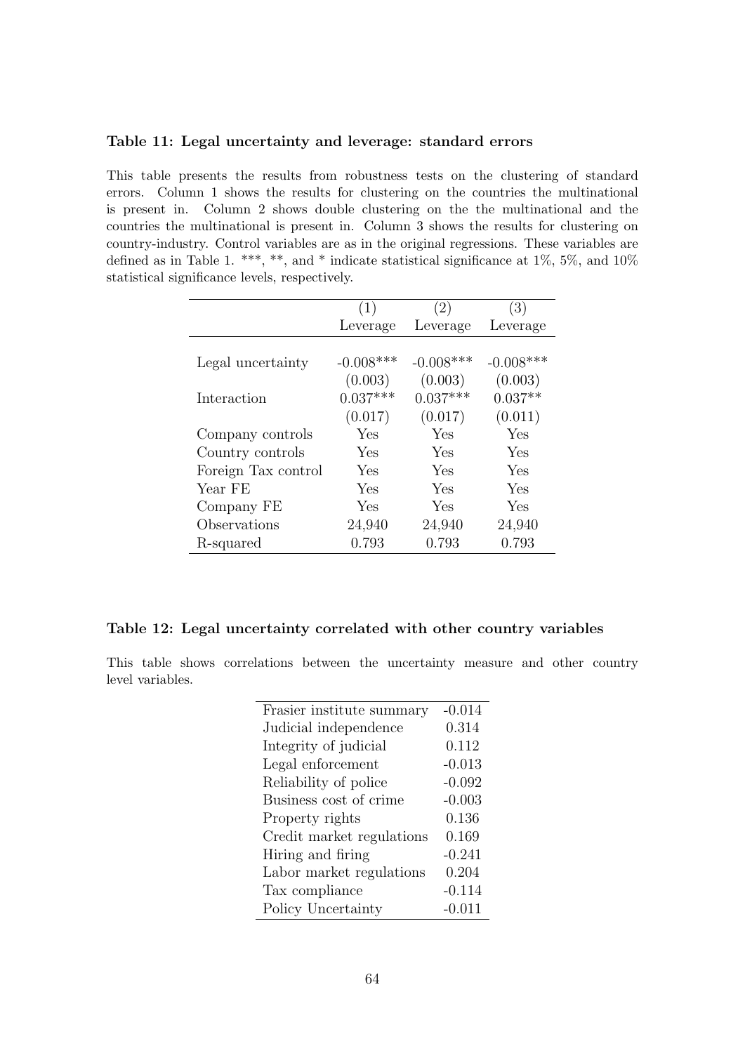**Table 11: Legal uncertainty and leverage: standard errors**

This table presents the results from robustness tests on the clustering of standard errors. Column 1 shows the results for clustering on the countries the multinational is present in. Column 2 shows double clustering on the the multinational and the countries the multinational is present in. Column 3 shows the results for clustering on country-industry. Control variables are as in the original regressions. These variables are defined as in Table 1. \*\*\*, \*\*, and \* indicate statistical significance at 1%, 5%, and 10% statistical significance levels, respectively.

| | (1) | (2) | (3) |
|---|---|---|---|
| | Leverage | Leverage | Leverage |
| Legal uncertainty | -0.008*** | -0.008*** | -0.008*** |
| | (0.003) | (0.003) | (0.003) |
| Interaction | 0.037*** | 0.037*** | 0.037** |
| | (0.017) | (0.017) | (0.011) |
| Company controls | Yes | Yes | Yes |
| Country controls | Yes | Yes | Yes |
| Foreign Tax control | Yes | Yes | Yes |
| Year FE | Yes | Yes | Yes |
| Company FE | Yes | Yes | Yes |
| Observations | 24,940 | 24,940 | 24,940 |
| R-squared | 0.793 | 0.793 | 0.793 |

**Table 12: Legal uncertainty correlated with other country variables**

This table shows correlations between the uncertainty measure and other country level variables.

| | |
|---|---|
| Frasier institute summary | -0.014 |
| Judicial independence | 0.314 |
| Integrity of judicial | 0.112 |
| Legal enforcement | -0.013 |
| Reliability of police | -0.092 |
| Business cost of crime | -0.003 |
| Property rights | 0.136 |
| Credit market regulations | 0.169 |
| Hiring and firing | -0.241 |
| Labor market regulations | 0.204 |
| Tax compliance | -0.114 |
| Policy Uncertainty | -0.011 |